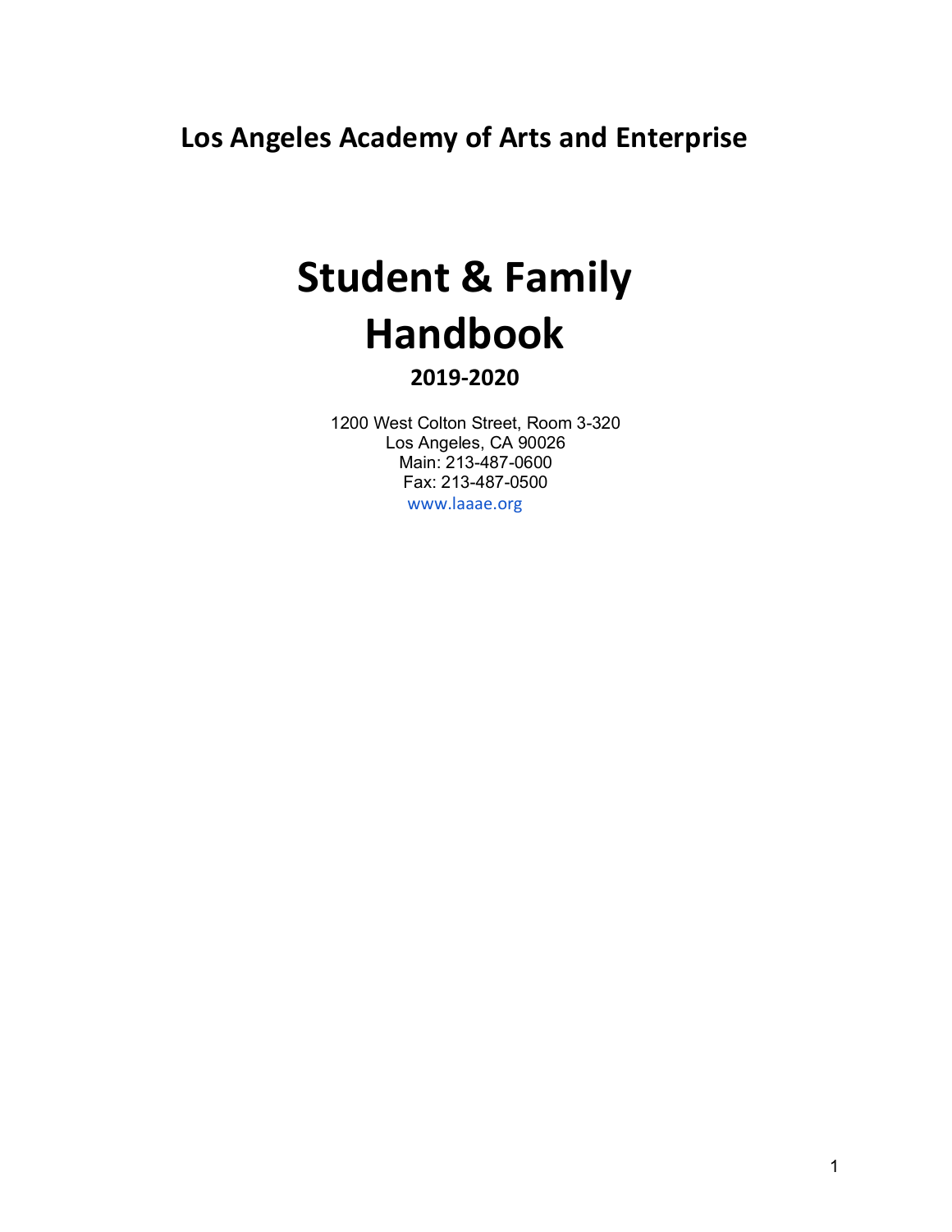## Los Angeles Academy of Arts and Enterprise

# Student & Family Handbook

### 2019-2020

1200 West Colton Street, Room 3-320
Los Angeles, CA 90026
Main: 213-487-0600
Fax: 213-487-0500
www.laaae.org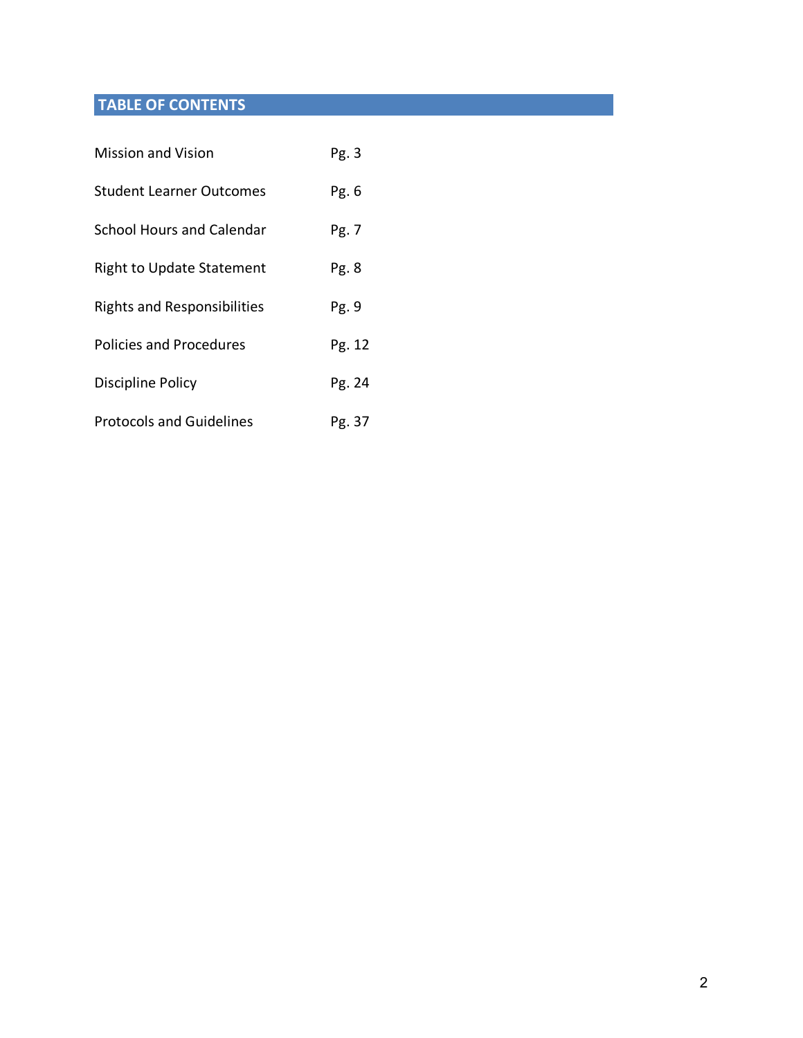## TABLE OF CONTENTS

| | |
|---|---|
| Mission and Vision | Pg. 3 |
| Student Learner Outcomes | Pg. 6 |
| School Hours and Calendar | Pg. 7 |
| Right to Update Statement | Pg. 8 |
| Rights and Responsibilities | Pg. 9 |
| Policies and Procedures | Pg. 12 |
| Discipline Policy | Pg. 24 |
| Protocols and Guidelines | Pg. 37 |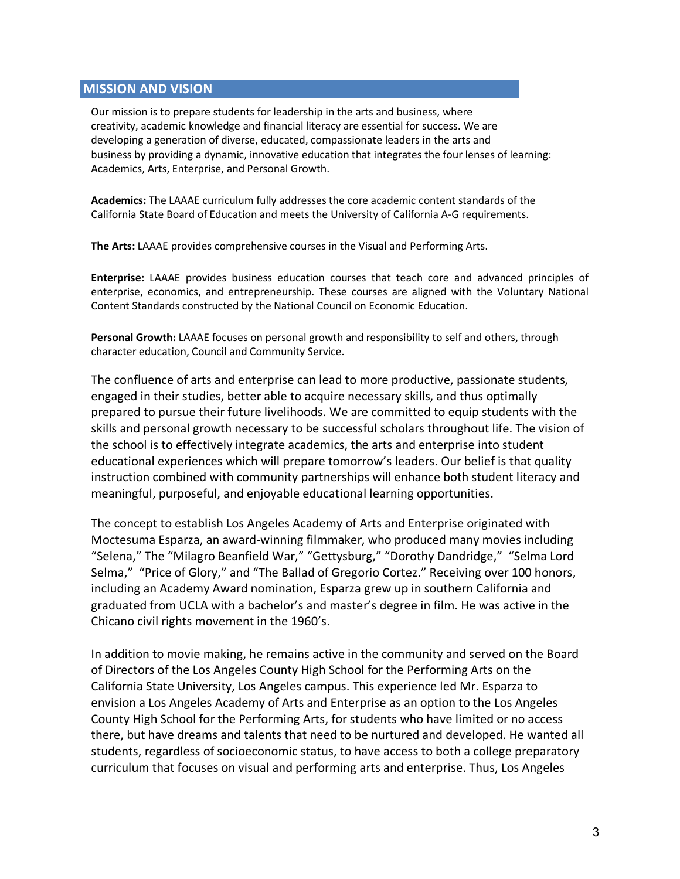## MISSION AND VISION

Our mission is to prepare students for leadership in the arts and business, where creativity, academic knowledge and financial literacy are essential for success. We are developing a generation of diverse, educated, compassionate leaders in the arts and business by providing a dynamic, innovative education that integrates the four lenses of learning: Academics, Arts, Enterprise, and Personal Growth.

**Academics:** The LAAAE curriculum fully addresses the core academic content standards of the California State Board of Education and meets the University of California A-G requirements.

**The Arts:** LAAAE provides comprehensive courses in the Visual and Performing Arts.

**Enterprise:** LAAAE provides business education courses that teach core and advanced principles of enterprise, economics, and entrepreneurship. These courses are aligned with the Voluntary National Content Standards constructed by the National Council on Economic Education.

**Personal Growth:** LAAAE focuses on personal growth and responsibility to self and others, through character education, Council and Community Service.

The confluence of arts and enterprise can lead to more productive, passionate students, engaged in their studies, better able to acquire necessary skills, and thus optimally prepared to pursue their future livelihoods. We are committed to equip students with the skills and personal growth necessary to be successful scholars throughout life. The vision of the school is to effectively integrate academics, the arts and enterprise into student educational experiences which will prepare tomorrow's leaders. Our belief is that quality instruction combined with community partnerships will enhance both student literacy and meaningful, purposeful, and enjoyable educational learning opportunities.

The concept to establish Los Angeles Academy of Arts and Enterprise originated with Moctesuma Esparza, an award-winning filmmaker, who produced many movies including "Selena," The "Milagro Beanfield War," "Gettysburg," "Dorothy Dandridge," "Selma Lord Selma," "Price of Glory," and "The Ballad of Gregorio Cortez." Receiving over 100 honors, including an Academy Award nomination, Esparza grew up in southern California and graduated from UCLA with a bachelor's and master's degree in film. He was active in the Chicano civil rights movement in the 1960's.

In addition to movie making, he remains active in the community and served on the Board of Directors of the Los Angeles County High School for the Performing Arts on the California State University, Los Angeles campus. This experience led Mr. Esparza to envision a Los Angeles Academy of Arts and Enterprise as an option to the Los Angeles County High School for the Performing Arts, for students who have limited or no access there, but have dreams and talents that need to be nurtured and developed. He wanted all students, regardless of socioeconomic status, to have access to both a college preparatory curriculum that focuses on visual and performing arts and enterprise. Thus, Los Angeles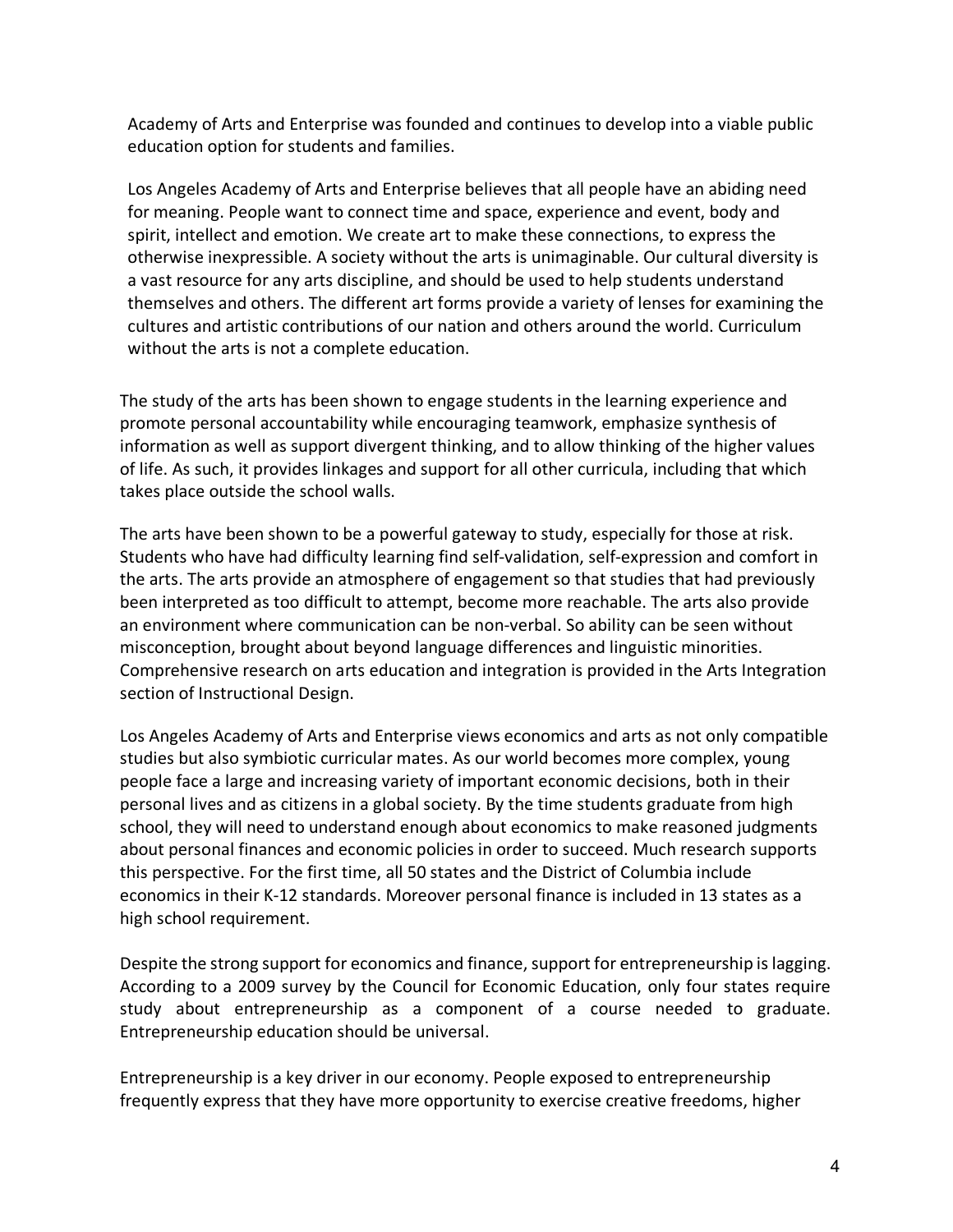Academy of Arts and Enterprise was founded and continues to develop into a viable public education option for students and families.

Los Angeles Academy of Arts and Enterprise believes that all people have an abiding need for meaning. People want to connect time and space, experience and event, body and spirit, intellect and emotion. We create art to make these connections, to express the otherwise inexpressible. A society without the arts is unimaginable. Our cultural diversity is a vast resource for any arts discipline, and should be used to help students understand themselves and others. The different art forms provide a variety of lenses for examining the cultures and artistic contributions of our nation and others around the world. Curriculum without the arts is not a complete education.

The study of the arts has been shown to engage students in the learning experience and promote personal accountability while encouraging teamwork, emphasize synthesis of information as well as support divergent thinking, and to allow thinking of the higher values of life. As such, it provides linkages and support for all other curricula, including that which takes place outside the school walls.

The arts have been shown to be a powerful gateway to study, especially for those at risk. Students who have had difficulty learning find self-validation, self-expression and comfort in the arts. The arts provide an atmosphere of engagement so that studies that had previously been interpreted as too difficult to attempt, become more reachable. The arts also provide an environment where communication can be non-verbal. So ability can be seen without misconception, brought about beyond language differences and linguistic minorities. Comprehensive research on arts education and integration is provided in the Arts Integration section of Instructional Design.

Los Angeles Academy of Arts and Enterprise views economics and arts as not only compatible studies but also symbiotic curricular mates. As our world becomes more complex, young people face a large and increasing variety of important economic decisions, both in their personal lives and as citizens in a global society. By the time students graduate from high school, they will need to understand enough about economics to make reasoned judgments about personal finances and economic policies in order to succeed. Much research supports this perspective. For the first time, all 50 states and the District of Columbia include economics in their K-12 standards. Moreover personal finance is included in 13 states as a high school requirement.

Despite the strong support for economics and finance, support for entrepreneurship is lagging. According to a 2009 survey by the Council for Economic Education, only four states require study about entrepreneurship as a component of a course needed to graduate. Entrepreneurship education should be universal.

Entrepreneurship is a key driver in our economy. People exposed to entrepreneurship frequently express that they have more opportunity to exercise creative freedoms, higher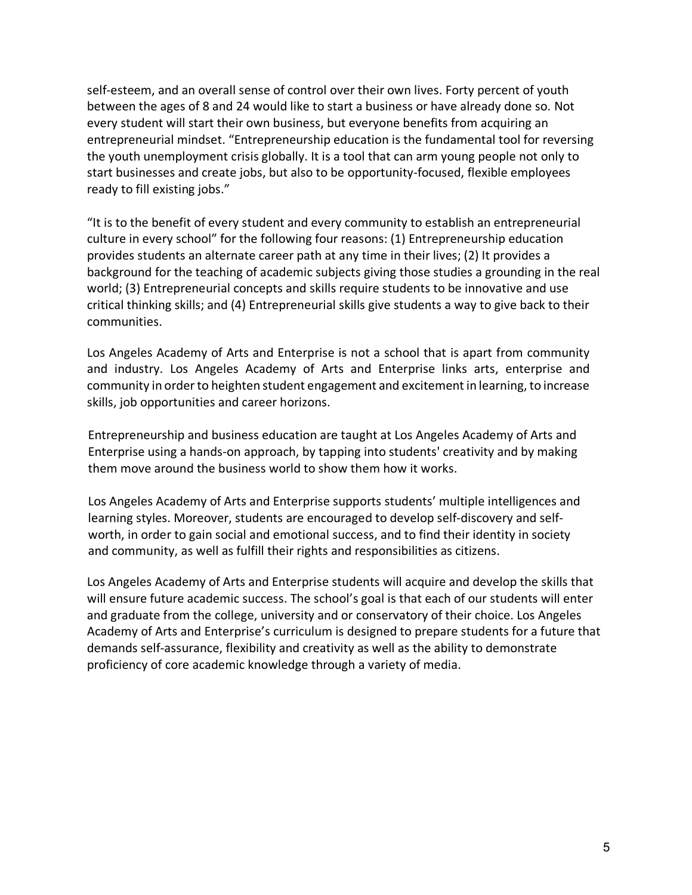self-esteem, and an overall sense of control over their own lives. Forty percent of youth between the ages of 8 and 24 would like to start a business or have already done so. Not every student will start their own business, but everyone benefits from acquiring an entrepreneurial mindset. “Entrepreneurship education is the fundamental tool for reversing the youth unemployment crisis globally. It is a tool that can arm young people not only to start businesses and create jobs, but also to be opportunity-focused, flexible employees ready to fill existing jobs.”

“It is to the benefit of every student and every community to establish an entrepreneurial culture in every school” for the following four reasons: (1) Entrepreneurship education provides students an alternate career path at any time in their lives; (2) It provides a background for the teaching of academic subjects giving those studies a grounding in the real world; (3) Entrepreneurial concepts and skills require students to be innovative and use critical thinking skills; and (4) Entrepreneurial skills give students a way to give back to their communities.

Los Angeles Academy of Arts and Enterprise is not a school that is apart from community and industry. Los Angeles Academy of Arts and Enterprise links arts, enterprise and community in order to heighten student engagement and excitement in learning, to increase skills, job opportunities and career horizons.

Entrepreneurship and business education are taught at Los Angeles Academy of Arts and Enterprise using a hands-on approach, by tapping into students' creativity and by making them move around the business world to show them how it works.

Los Angeles Academy of Arts and Enterprise supports students’ multiple intelligences and learning styles. Moreover, students are encouraged to develop self-discovery and self-worth, in order to gain social and emotional success, and to find their identity in society and community, as well as fulfill their rights and responsibilities as citizens.

Los Angeles Academy of Arts and Enterprise students will acquire and develop the skills that will ensure future academic success. The school’s goal is that each of our students will enter and graduate from the college, university and or conservatory of their choice. Los Angeles Academy of Arts and Enterprise’s curriculum is designed to prepare students for a future that demands self-assurance, flexibility and creativity as well as the ability to demonstrate proficiency of core academic knowledge through a variety of media.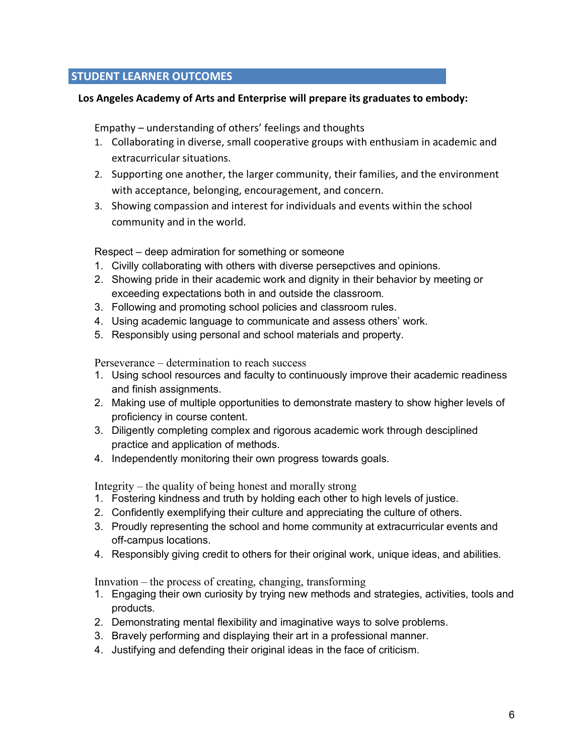## STUDENT LEARNER OUTCOMES

**Los Angeles Academy of Arts and Enterprise will prepare its graduates to embody:**

Empathy – understanding of others' feelings and thoughts

1. Collaborating in diverse, small cooperative groups with enthusiam in academic and extracurricular situations.
2. Supporting one another, the larger community, their families, and the environment with acceptance, belonging, encouragement, and concern.
3. Showing compassion and interest for individuals and events within the school community and in the world.

Respect – deep admiration for something or someone

1. Civilly collaborating with others with diverse persepctives and opinions.
2. Showing pride in their academic work and dignity in their behavior by meeting or exceeding expectations both in and outside the classroom.
3. Following and promoting school policies and classroom rules.
4. Using academic language to communicate and assess others' work.
5. Responsibly using personal and school materials and property.

Perseverance – determination to reach success

1. Using school resources and faculty to continuously improve their academic readiness and finish assignments.
2. Making use of multiple opportunities to demonstrate mastery to show higher levels of proficiency in course content.
3. Diligently completing complex and rigorous academic work through desciplined practice and application of methods.
4. Independently monitoring their own progress towards goals.

Integrity – the quality of being honest and morally strong

1. Fostering kindness and truth by holding each other to high levels of justice.
2. Confidently exemplifying their culture and appreciating the culture of others.
3. Proudly representing the school and home community at extracurricular events and off-campus locations.
4. Responsibly giving credit to others for their original work, unique ideas, and abilities.

Innvation – the process of creating, changing, transforming

1. Engaging their own curiosity by trying new methods and strategies, activities, tools and products.
2. Demonstrating mental flexibility and imaginative ways to solve problems.
3. Bravely performing and displaying their art in a professional manner.
4. Justifying and defending their original ideas in the face of criticism.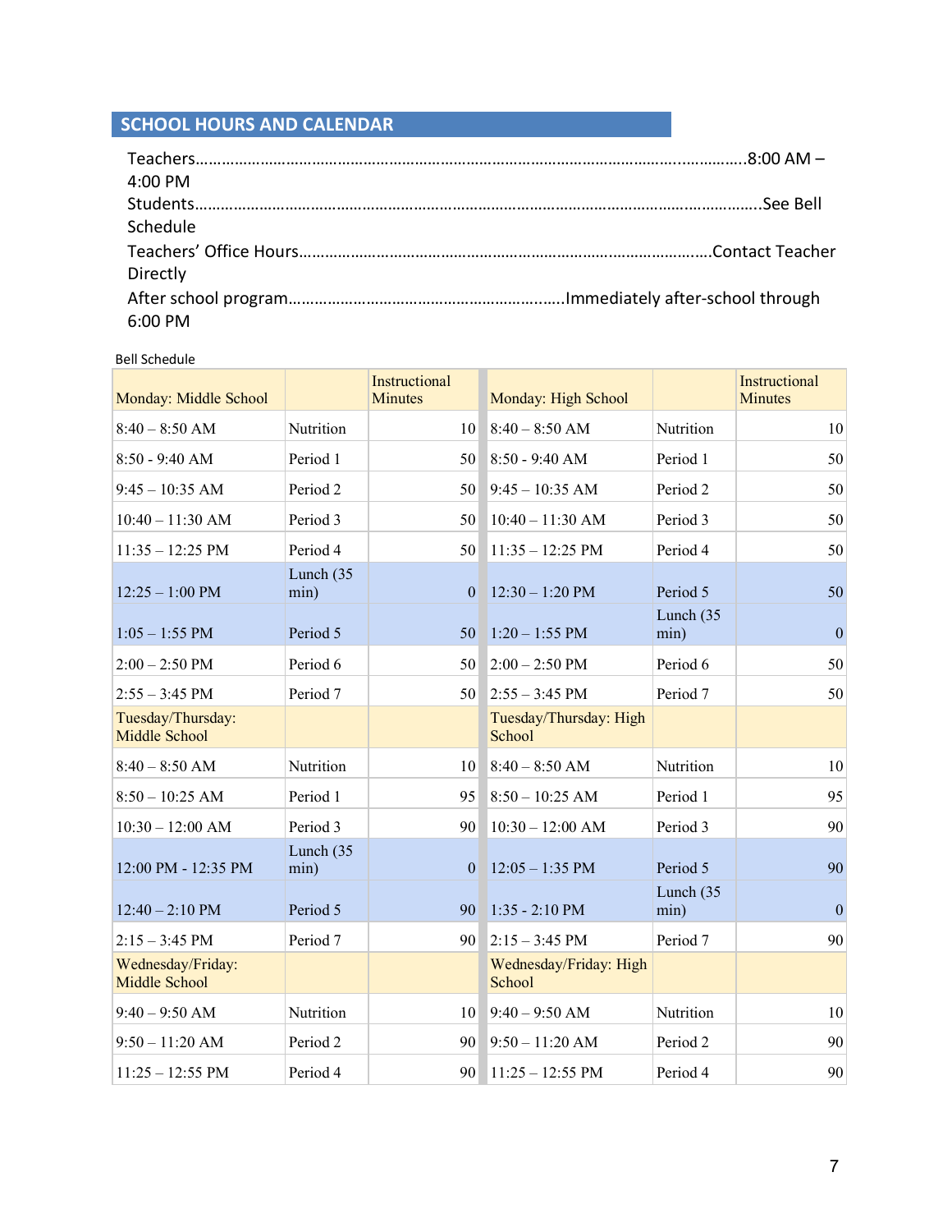## SCHOOL HOURS AND CALENDAR

Teachers……………………………………………………………………………………………………….…………..8:00 AM – 4:00 PM
Students…………………………………………………………………………………………………………………….See Bell Schedule
Teachers' Office Hours………………………………………………………………………………….Contact Teacher Directly
After school program……………………………………………………..Immediately after-school through 6:00 PM

Bell Schedule

| Monday: Middle School | | Instructional Minutes | Monday: High School | | Instructional Minutes |
|---|---|---|---|---|---|
| 8:40 – 8:50 AM | Nutrition | 10 | 8:40 – 8:50 AM | Nutrition | 10 |
| 8:50 - 9:40 AM | Period 1 | 50 | 8:50 - 9:40 AM | Period 1 | 50 |
| 9:45 – 10:35 AM | Period 2 | 50 | 9:45 – 10:35 AM | Period 2 | 50 |
| 10:40 – 11:30 AM | Period 3 | 50 | 10:40 – 11:30 AM | Period 3 | 50 |
| 11:35 – 12:25 PM | Period 4 | 50 | 11:35 – 12:25 PM | Period 4 | 50 |
| 12:25 – 1:00 PM | Lunch (35 min) | 0 | 12:30 – 1:20 PM | Period 5 | 50 |
| 1:05 – 1:55 PM | Period 5 | 50 | 1:20 – 1:55 PM | Lunch (35 min) | 0 |
| 2:00 – 2:50 PM | Period 6 | 50 | 2:00 – 2:50 PM | Period 6 | 50 |
| 2:55 – 3:45 PM | Period 7 | 50 | 2:55 – 3:45 PM | Period 7 | 50 |
| Tuesday/Thursday: Middle School | | | Tuesday/Thursday: High School | | |
| 8:40 – 8:50 AM | Nutrition | 10 | 8:40 – 8:50 AM | Nutrition | 10 |
| 8:50 – 10:25 AM | Period 1 | 95 | 8:50 – 10:25 AM | Period 1 | 95 |
| 10:30 – 12:00 AM | Period 3 | 90 | 10:30 – 12:00 AM | Period 3 | 90 |
| 12:00 PM - 12:35 PM | Lunch (35 min) | 0 | 12:05 – 1:35 PM | Period 5 | 90 |
| 12:40 – 2:10 PM | Period 5 | 90 | 1:35 - 2:10 PM | Lunch (35 min) | 0 |
| 2:15 – 3:45 PM | Period 7 | 90 | 2:15 – 3:45 PM | Period 7 | 90 |
| Wednesday/Friday: Middle School | | | Wednesday/Friday: High School | | |
| 9:40 – 9:50 AM | Nutrition | 10 | 9:40 – 9:50 AM | Nutrition | 10 |
| 9:50 – 11:20 AM | Period 2 | 90 | 9:50 – 11:20 AM | Period 2 | 90 |
| 11:25 – 12:55 PM | Period 4 | 90 | 11:25 – 12:55 PM | Period 4 | 90 |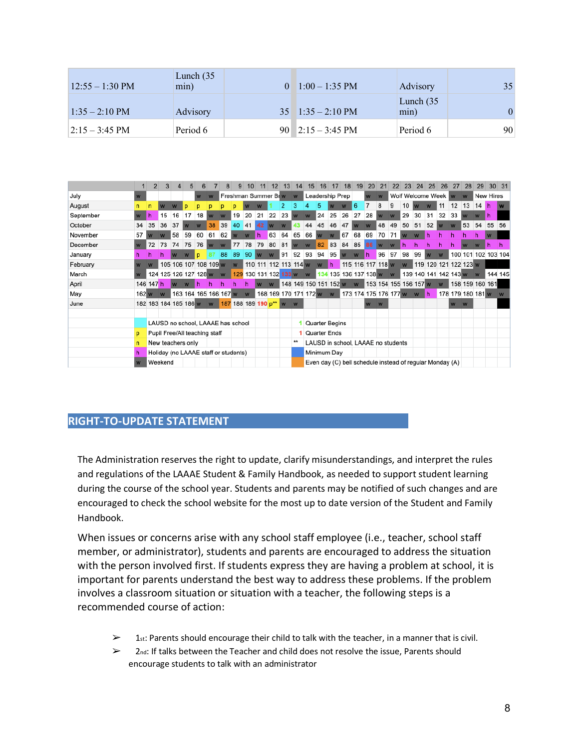| 12:55 – 1:30 PM | Lunch (35 min) | 0 | 1:00 – 1:35 PM | Advisory | 35 |
|---|---|---|---|---|---|
| 1:35 – 2:10 PM | Advisory | 35 | 1:35 – 2:10 PM | Lunch (35 min) | 0 |
| 2:15 – 3:45 PM | Period 6 | 90 | 2:15 – 3:45 PM | Period 6 | 90 |

| | 1 | 2 | 3 | 4 | 5 | 6 | 7 | 8 | 9 | 10 | 11 | 12 | 13 | 14 | 15 | 16 | 17 | 18 | 19 | 20 | 21 | 22 | 23 | 24 | 25 | 26 | 27 | 28 | 29 | 30 | 31 |
|---|---|---|---|---|---|---|---|---|---|---|---|---|---|---|---|---|---|---|---|---|---|---|---|---|---|---|---|---|---|---|---|
| July | w | | | | | w | w | Freshman Summer Br | | | | | w | w | Leadership Prep | | | | | w | w | Wolf Welcome Week | | | | | w | w | New Hires | | |
| August | n | n | w | w | p | p | p | p | p | w | w | 1 | 2 | 3 | 4 | 5 | w | w | 6 | 7 | 8 | 9 | 10 | w | w | 11 | 12 | 13 | 14 | h | w |
| September | w | h | 15 | 16 | 17 | 18 | w | w | 19 | 20 | 21 | 22 | 23 | w | w | 24 | 25 | 26 | 27 | 28 | w | w | 29 | 30 | 31 | 32 | 33 | w | w | h | |
| October | 34 | 35 | 36 | 37 | w | w | 38 | 39 | 40 | 41 | 42 | w | w | 43 | 44 | 45 | 46 | 47 | w | w | 48 | 49 | 50 | 51 | 52 | w | w | 53 | 54 | 55 | 56 |
| November | 57 | w | w | 58 | 59 | 60 | 61 | 62 | w | w | h | 63 | 64 | 65 | 66 | w | w | 67 | 68 | 69 | 70 | 71 | w | w | h | h | h | h | h | w | |
| December | w | 72 | 73 | 74 | 75 | 76 | w | w | 77 | 78 | 79 | 80 | 81 | w | w | 82 | 83 | 84 | 85 | 86 | w | w | h | h | h | h | h | w | w | h | h |
| January | h | h | h | w | w | p | 87 | 88 | 89 | 90 | w | w | 91 | 92 | 93 | 94 | 95 | w | w | h | 96 | 97 | 98 | 99 | w | w | 100 | 101 | 102 | 103 | 104 |
| February | w | w | 105 | 106 | 107 | 108 | 109 | w | w | 110 | 111 | 112 | 113 | 114 | w | w | h | 115 | 116 | 117 | 118 | w | w | 119 | 120 | 121 | 122 | 123 | w | | |
| March | w | 124 | 125 | 126 | 127 | 128 | w | w | 129 | 130 | 131 | 132 | 133 | w | w | 134 | 135 | 136 | 137 | 138 | w | w | 139 | 140 | 141 | 142 | 143 | w | w | 144 | 145 |
| April | 146 | 147 | h | w | w | h | h | h | h | h | w | w | 148 | 149 | 150 | 151 | 152 | w | w | 153 | 154 | 155 | 156 | 157 | w | w | 158 | 159 | 160 | 161 | |
| May | 162 | w | w | 163 | 164 | 165 | 166 | 167 | w | w | 168 | 169 | 170 | 171 | 172 | w | w | 173 | 174 | 175 | 176 | 177 | w | w | h | 178 | 179 | 180 | 181 | w | w |
| June | 182 | 183 | 184 | 185 | 186 | w | w | 187 | 188 | 189 | 190 | p** | w | w | | | | | | w | w | | | | | | w | w | | | |

| Key | Meaning | Key | Meaning |
|---|---|---|---|
| (cyan) | LAUSD no school, LAAAE has school | 1 (green) | Quarter Begins |
| p | Pupil Free/All teaching staff | 1 (red) | Quarter Ends |
| n | New teachers only | ** | LAUSD in school, LAAAE no students |
| h | Holiday (no LAAAE staff or students) | (blue) | Minimum Day |
| w | Weekend | (orange) | Even day (C) bell schedule instead of regular Monday (A) |

## RIGHT-TO-UPDATE STATEMENT

The Administration reserves the right to update, clarify misunderstandings, and interpret the rules and regulations of the LAAAE Student & Family Handbook, as needed to support student learning during the course of the school year. Students and parents may be notified of such changes and are encouraged to check the school website for the most up to date version of the Student and Family Handbook.

When issues or concerns arise with any school staff employee (i.e., teacher, school staff member, or administrator), students and parents are encouraged to address the situation with the person involved first. If students express they are having a problem at school, it is important for parents understand the best way to address these problems. If the problem involves a classroom situation or situation with a teacher, the following steps is a recommended course of action:

- 1st: Parents should encourage their child to talk with the teacher, in a manner that is civil.
- 2nd: If talks between the Teacher and child does not resolve the issue, Parents should encourage students to talk with an administrator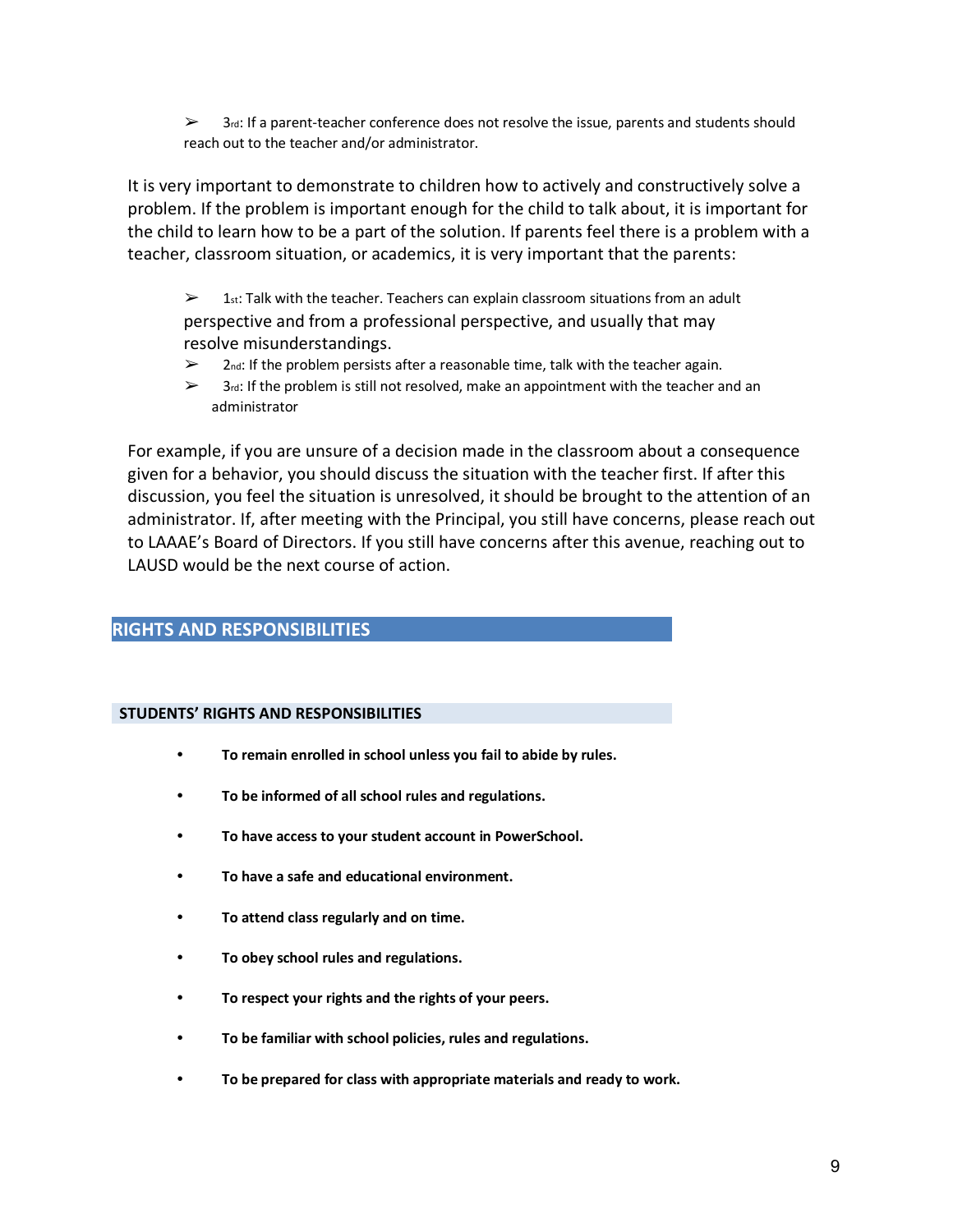- 3rd: If a parent-teacher conference does not resolve the issue, parents and students should reach out to the teacher and/or administrator.

It is very important to demonstrate to children how to actively and constructively solve a problem. If the problem is important enough for the child to talk about, it is important for the child to learn how to be a part of the solution. If parents feel there is a problem with a teacher, classroom situation, or academics, it is very important that the parents:

- 1st: Talk with the teacher. Teachers can explain classroom situations from an adult perspective and from a professional perspective, and usually that may resolve misunderstandings.
- 2nd: If the problem persists after a reasonable time, talk with the teacher again.
- 3rd: If the problem is still not resolved, make an appointment with the teacher and an administrator

For example, if you are unsure of a decision made in the classroom about a consequence given for a behavior, you should discuss the situation with the teacher first. If after this discussion, you feel the situation is unresolved, it should be brought to the attention of an administrator. If, after meeting with the Principal, you still have concerns, please reach out to LAAAE's Board of Directors. If you still have concerns after this avenue, reaching out to LAUSD would be the next course of action.

## RIGHTS AND RESPONSIBILITIES

### STUDENTS' RIGHTS AND RESPONSIBILITIES

- **To remain enrolled in school unless you fail to abide by rules.**
- **To be informed of all school rules and regulations.**
- **To have access to your student account in PowerSchool.**
- **To have a safe and educational environment.**
- **To attend class regularly and on time.**
- **To obey school rules and regulations.**
- **To respect your rights and the rights of your peers.**
- **To be familiar with school policies, rules and regulations.**
- **To be prepared for class with appropriate materials and ready to work.**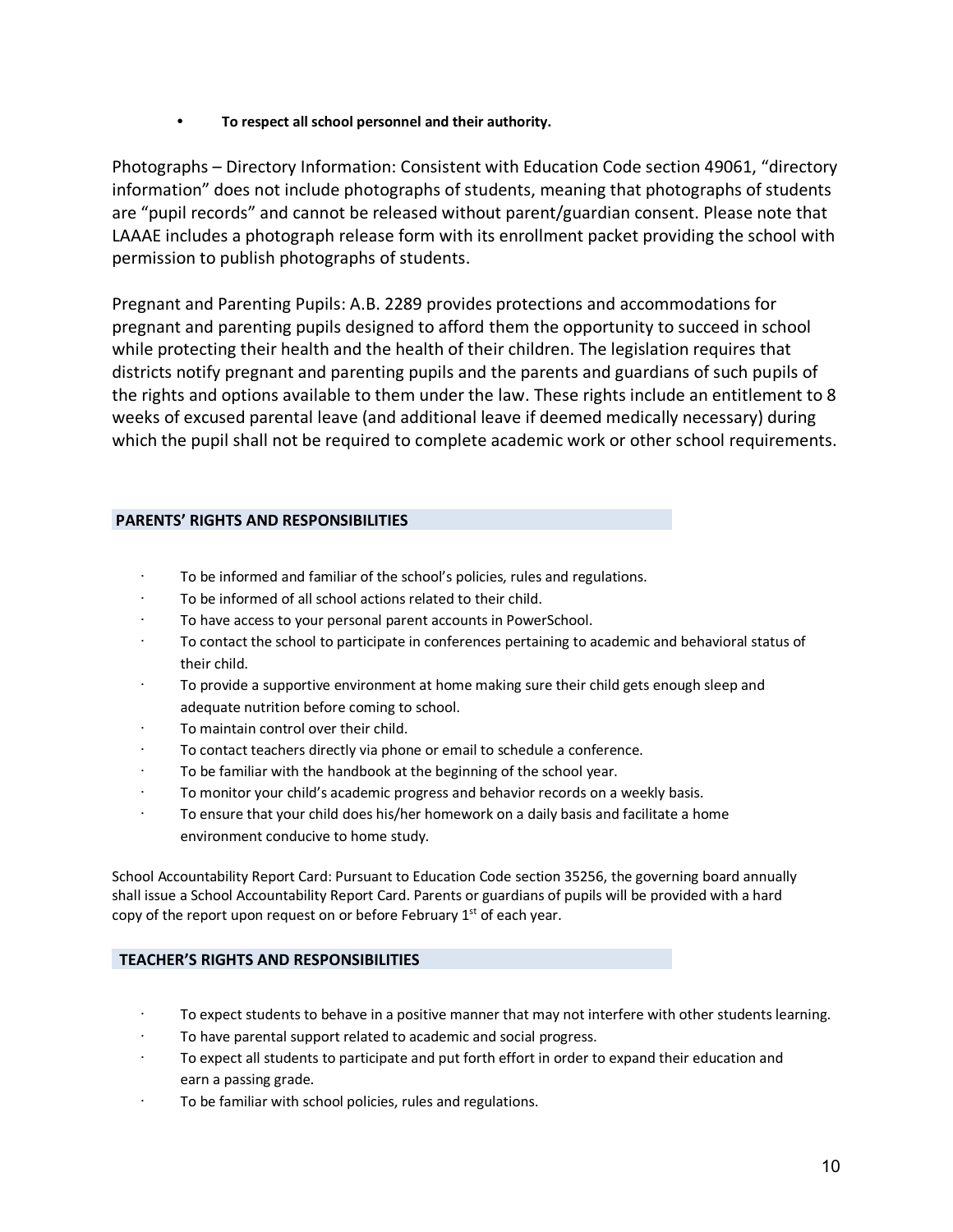- **To respect all school personnel and their authority.**

Photographs – Directory Information: Consistent with Education Code section 49061, "directory information" does not include photographs of students, meaning that photographs of students are "pupil records" and cannot be released without parent/guardian consent. Please note that LAAAE includes a photograph release form with its enrollment packet providing the school with permission to publish photographs of students.

Pregnant and Parenting Pupils: A.B. 2289 provides protections and accommodations for pregnant and parenting pupils designed to afford them the opportunity to succeed in school while protecting their health and the health of their children. The legislation requires that districts notify pregnant and parenting pupils and the parents and guardians of such pupils of the rights and options available to them under the law. These rights include an entitlement to 8 weeks of excused parental leave (and additional leave if deemed medically necessary) during which the pupil shall not be required to complete academic work or other school requirements.

## PARENTS' RIGHTS AND RESPONSIBILITIES

- To be informed and familiar of the school's policies, rules and regulations.
- To be informed of all school actions related to their child.
- To have access to your personal parent accounts in PowerSchool.
- To contact the school to participate in conferences pertaining to academic and behavioral status of their child.
- To provide a supportive environment at home making sure their child gets enough sleep and adequate nutrition before coming to school.
- To maintain control over their child.
- To contact teachers directly via phone or email to schedule a conference.
- To be familiar with the handbook at the beginning of the school year.
- To monitor your child's academic progress and behavior records on a weekly basis.
- To ensure that your child does his/her homework on a daily basis and facilitate a home environment conducive to home study.

School Accountability Report Card: Pursuant to Education Code section 35256, the governing board annually shall issue a School Accountability Report Card. Parents or guardians of pupils will be provided with a hard copy of the report upon request on or before February 1st of each year.

## TEACHER'S RIGHTS AND RESPONSIBILITIES

- To expect students to behave in a positive manner that may not interfere with other students learning.
- To have parental support related to academic and social progress.
- To expect all students to participate and put forth effort in order to expand their education and earn a passing grade.
- To be familiar with school policies, rules and regulations.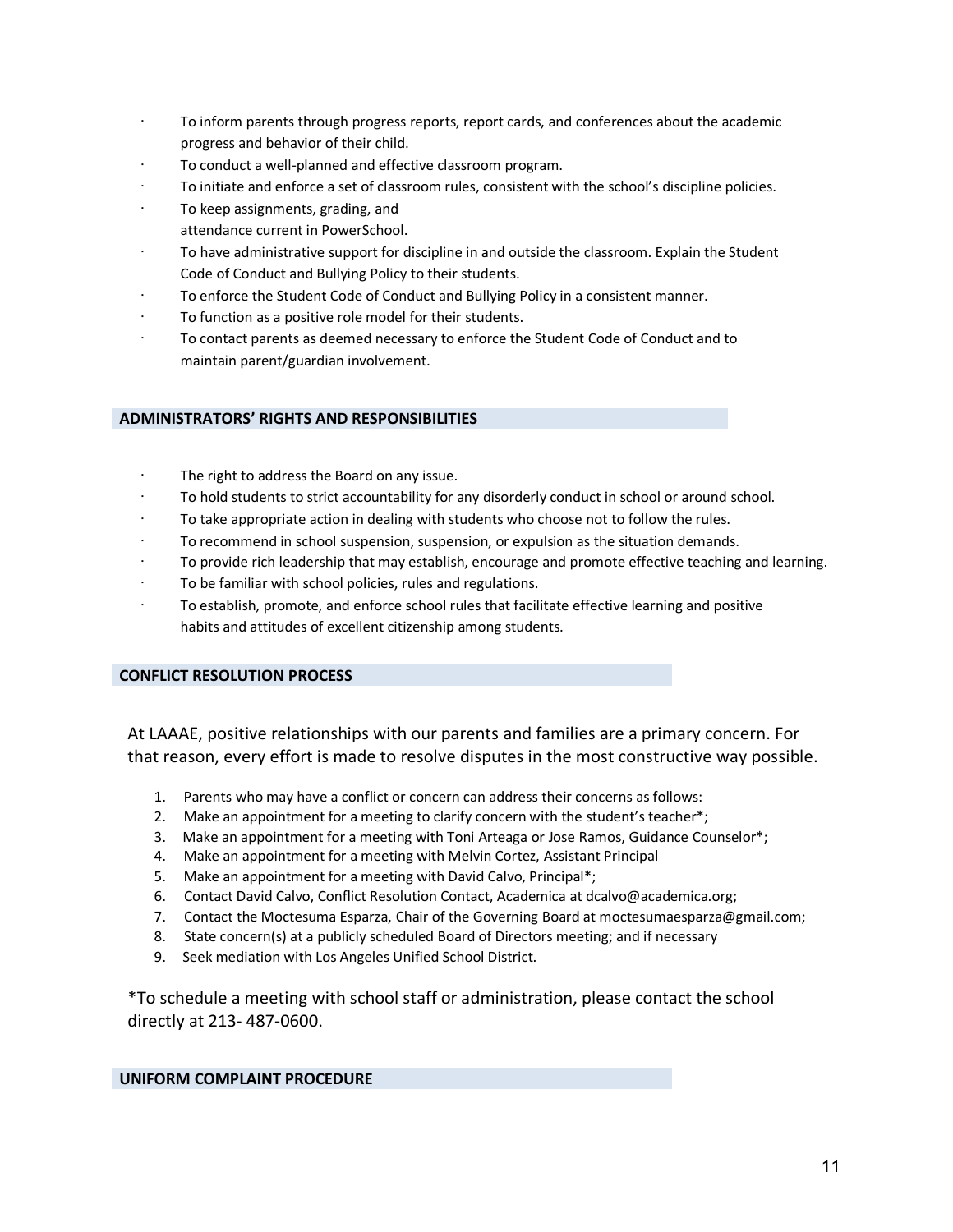- To inform parents through progress reports, report cards, and conferences about the academic progress and behavior of their child.
- To conduct a well-planned and effective classroom program.
- To initiate and enforce a set of classroom rules, consistent with the school's discipline policies.
- To keep assignments, grading, and attendance current in PowerSchool.
- To have administrative support for discipline in and outside the classroom. Explain the Student Code of Conduct and Bullying Policy to their students.
- To enforce the Student Code of Conduct and Bullying Policy in a consistent manner.
- To function as a positive role model for their students.
- To contact parents as deemed necessary to enforce the Student Code of Conduct and to maintain parent/guardian involvement.

## ADMINISTRATORS' RIGHTS AND RESPONSIBILITIES

- The right to address the Board on any issue.
- To hold students to strict accountability for any disorderly conduct in school or around school.
- To take appropriate action in dealing with students who choose not to follow the rules.
- To recommend in school suspension, suspension, or expulsion as the situation demands.
- To provide rich leadership that may establish, encourage and promote effective teaching and learning.
- To be familiar with school policies, rules and regulations.
- To establish, promote, and enforce school rules that facilitate effective learning and positive habits and attitudes of excellent citizenship among students.

## CONFLICT RESOLUTION PROCESS

At LAAAE, positive relationships with our parents and families are a primary concern. For that reason, every effort is made to resolve disputes in the most constructive way possible.

1. Parents who may have a conflict or concern can address their concerns as follows:
2. Make an appointment for a meeting to clarify concern with the student's teacher*;
3. Make an appointment for a meeting with Toni Arteaga or Jose Ramos, Guidance Counselor*;
4. Make an appointment for a meeting with Melvin Cortez, Assistant Principal
5. Make an appointment for a meeting with David Calvo, Principal*;
6. Contact David Calvo, Conflict Resolution Contact, Academica at dcalvo@academica.org;
7. Contact the Moctesuma Esparza, Chair of the Governing Board at moctesumaesparza@gmail.com;
8. State concern(s) at a publicly scheduled Board of Directors meeting; and if necessary
9. Seek mediation with Los Angeles Unified School District.

*To schedule a meeting with school staff or administration, please contact the school directly at 213- 487-0600.

## UNIFORM COMPLAINT PROCEDURE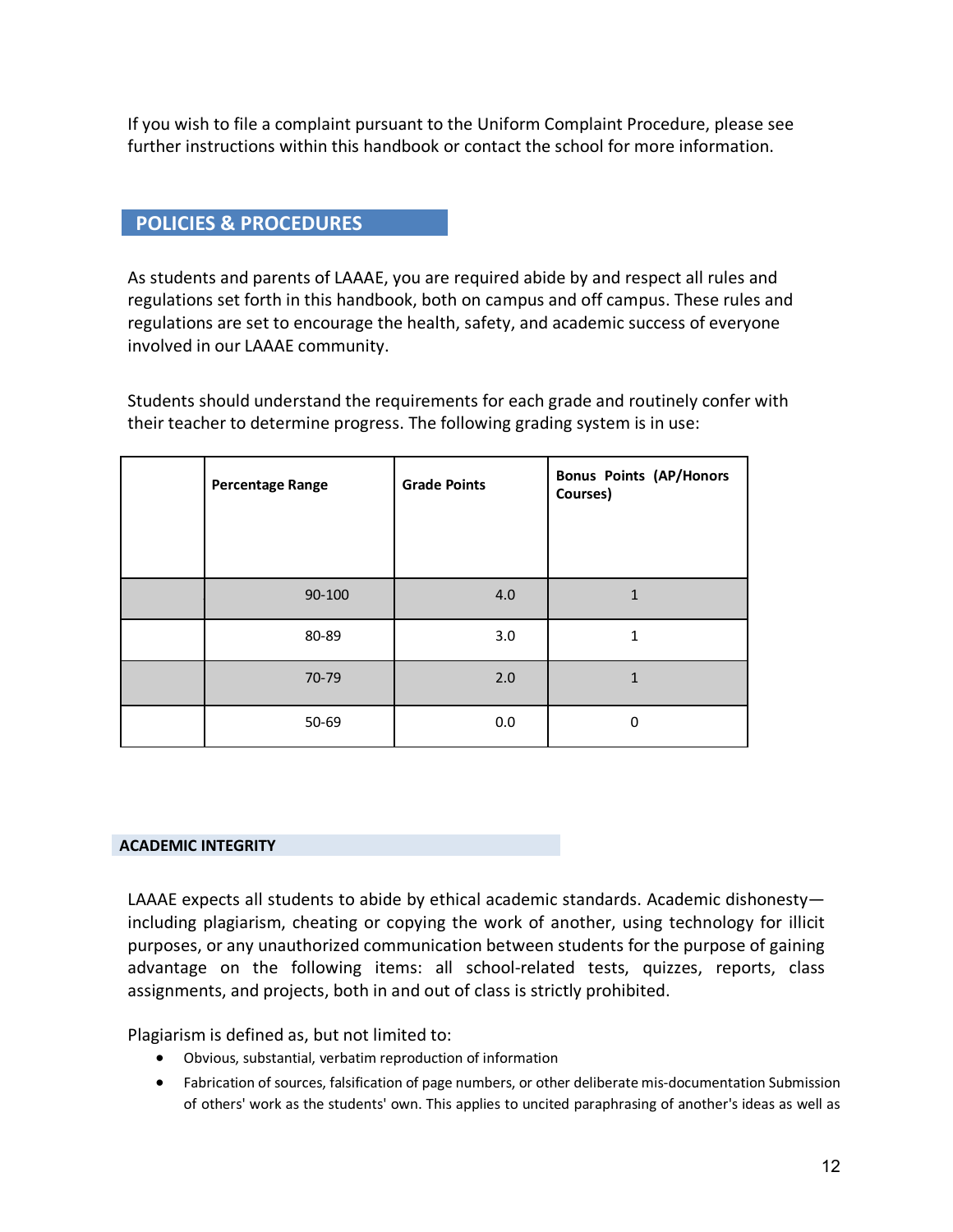If you wish to file a complaint pursuant to the Uniform Complaint Procedure, please see further instructions within this handbook or contact the school for more information.

## POLICIES & PROCEDURES

As students and parents of LAAAE, you are required abide by and respect all rules and regulations set forth in this handbook, both on campus and off campus. These rules and regulations are set to encourage the health, safety, and academic success of everyone involved in our LAAAE community.

Students should understand the requirements for each grade and routinely confer with their teacher to determine progress. The following grading system is in use:

| | **Percentage Range** | **Grade Points** | **Bonus Points (AP/Honors Courses)** |
|---|---|---|---|
| | 90-100 | 4.0 | 1 |
| | 80-89 | 3.0 | 1 |
| | 70-79 | 2.0 | 1 |
| | 50-69 | 0.0 | 0 |

### ACADEMIC INTEGRITY

LAAAE expects all students to abide by ethical academic standards. Academic dishonesty—including plagiarism, cheating or copying the work of another, using technology for illicit purposes, or any unauthorized communication between students for the purpose of gaining advantage on the following items: all school-related tests, quizzes, reports, class assignments, and projects, both in and out of class is strictly prohibited.

Plagiarism is defined as, but not limited to:

- Obvious, substantial, verbatim reproduction of information
- Fabrication of sources, falsification of page numbers, or other deliberate mis-documentation Submission of others' work as the students' own. This applies to uncited paraphrasing of another's ideas as well as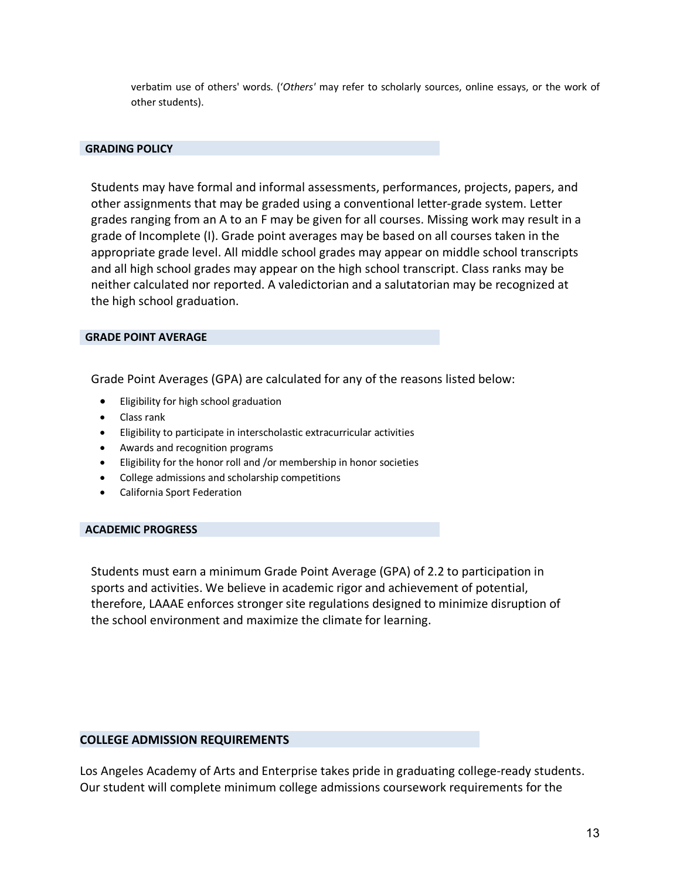verbatim use of others' words. ('*Others'* may refer to scholarly sources, online essays, or the work of other students).

## GRADING POLICY

Students may have formal and informal assessments, performances, projects, papers, and other assignments that may be graded using a conventional letter-grade system. Letter grades ranging from an A to an F may be given for all courses. Missing work may result in a grade of Incomplete (I). Grade point averages may be based on all courses taken in the appropriate grade level. All middle school grades may appear on middle school transcripts and all high school grades may appear on the high school transcript. Class ranks may be neither calculated nor reported. A valedictorian and a salutatorian may be recognized at the high school graduation.

## GRADE POINT AVERAGE

Grade Point Averages (GPA) are calculated for any of the reasons listed below:

- Eligibility for high school graduation
- Class rank
- Eligibility to participate in interscholastic extracurricular activities
- Awards and recognition programs
- Eligibility for the honor roll and /or membership in honor societies
- College admissions and scholarship competitions
- California Sport Federation

## ACADEMIC PROGRESS

Students must earn a minimum Grade Point Average (GPA) of 2.2 to participation in sports and activities. We believe in academic rigor and achievement of potential, therefore, LAAAE enforces stronger site regulations designed to minimize disruption of the school environment and maximize the climate for learning.

## COLLEGE ADMISSION REQUIREMENTS

Los Angeles Academy of Arts and Enterprise takes pride in graduating college-ready students. Our student will complete minimum college admissions coursework requirements for the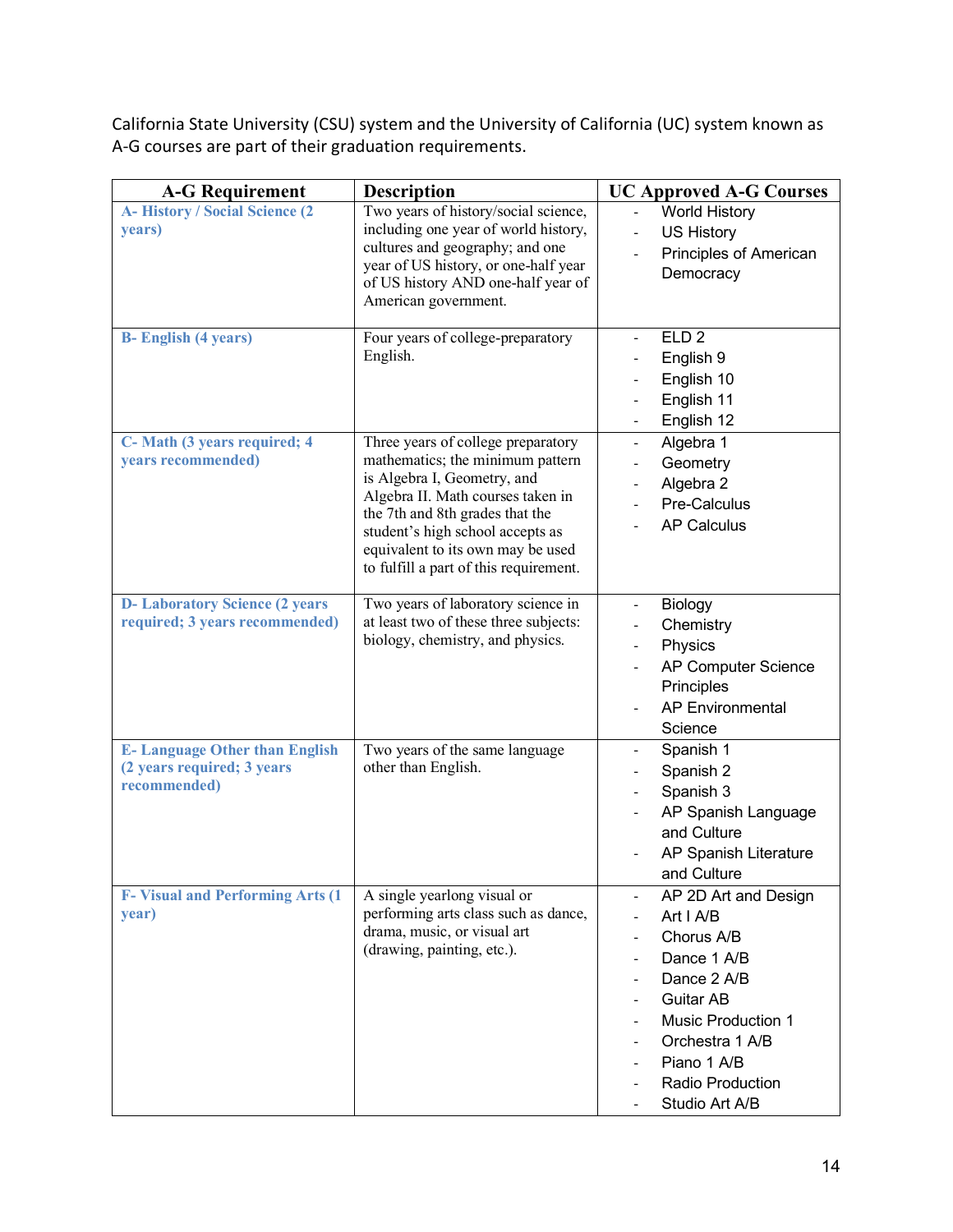California State University (CSU) system and the University of California (UC) system known as A-G courses are part of their graduation requirements.

| A-G Requirement | Description | UC Approved A-G Courses |
|---|---|---|
| **A- History / Social Science (2 years)** | Two years of history/social science, including one year of world history, cultures and geography; and one year of US history, or one-half year of US history AND one-half year of American government. | - World History<br>- US History<br>- Principles of American Democracy |
| **B- English (4 years)** | Four years of college-preparatory English. | - ELD 2<br>- English 9<br>- English 10<br>- English 11<br>- English 12 |
| **C- Math (3 years required; 4 years recommended)** | Three years of college preparatory mathematics; the minimum pattern is Algebra I, Geometry, and Algebra II. Math courses taken in the 7th and 8th grades that the student's high school accepts as equivalent to its own may be used to fulfill a part of this requirement. | - Algebra 1<br>- Geometry<br>- Algebra 2<br>- Pre-Calculus<br>- AP Calculus |
| **D- Laboratory Science (2 years required; 3 years recommended)** | Two years of laboratory science in at least two of these three subjects: biology, chemistry, and physics. | - Biology<br>- Chemistry<br>- Physics<br>- AP Computer Science Principles<br>- AP Environmental Science |
| **E- Language Other than English (2 years required; 3 years recommended)** | Two years of the same language other than English. | - Spanish 1<br>- Spanish 2<br>- Spanish 3<br>- AP Spanish Language and Culture<br>- AP Spanish Literature and Culture |
| **F- Visual and Performing Arts (1 year)** | A single yearlong visual or performing arts class such as dance, drama, music, or visual art (drawing, painting, etc.). | - AP 2D Art and Design<br>- Art I A/B<br>- Chorus A/B<br>- Dance 1 A/B<br>- Dance 2 A/B<br>- Guitar AB<br>- Music Production 1<br>- Orchestra 1 A/B<br>- Piano 1 A/B<br>- Radio Production<br>- Studio Art A/B |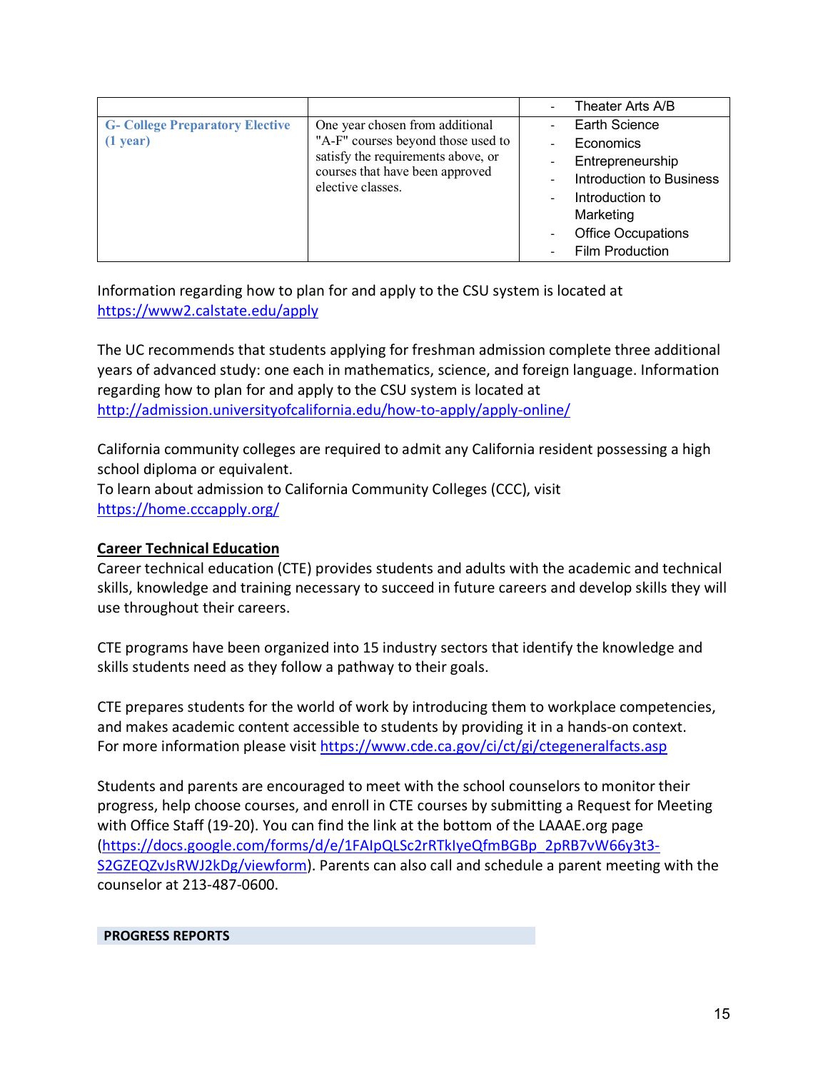| | | |
|---|---|---|
| | | - Theater Arts A/B |
| **G- College Preparatory Elective (1 year)** | One year chosen from additional "A-F" courses beyond those used to satisfy the requirements above, or courses that have been approved elective classes. | - Earth Science<br>- Economics<br>- Entrepreneurship<br>- Introduction to Business<br>- Introduction to Marketing<br>- Office Occupations<br>- Film Production |

Information regarding how to plan for and apply to the CSU system is located at https://www2.calstate.edu/apply

The UC recommends that students applying for freshman admission complete three additional years of advanced study: one each in mathematics, science, and foreign language. Information regarding how to plan for and apply to the CSU system is located at http://admission.universityofcalifornia.edu/how-to-apply/apply-online/

California community colleges are required to admit any California resident possessing a high school diploma or equivalent.
To learn about admission to California Community Colleges (CCC), visit https://home.cccapply.org/

**Career Technical Education**

Career technical education (CTE) provides students and adults with the academic and technical skills, knowledge and training necessary to succeed in future careers and develop skills they will use throughout their careers.

CTE programs have been organized into 15 industry sectors that identify the knowledge and skills students need as they follow a pathway to their goals.

CTE prepares students for the world of work by introducing them to workplace competencies, and makes academic content accessible to students by providing it in a hands-on context. For more information please visit https://www.cde.ca.gov/ci/ct/gi/ctegeneralfacts.asp

Students and parents are encouraged to meet with the school counselors to monitor their progress, help choose courses, and enroll in CTE courses by submitting a Request for Meeting with Office Staff (19-20). You can find the link at the bottom of the LAAAE.org page (https://docs.google.com/forms/d/e/1FAIpQLSc2rRTkIyeQfmBGBp_2pRB7vW66y3t3-S2GZEQZvJsRWJ2kDg/viewform). Parents can also call and schedule a parent meeting with the counselor at 213-487-0600.

## PROGRESS REPORTS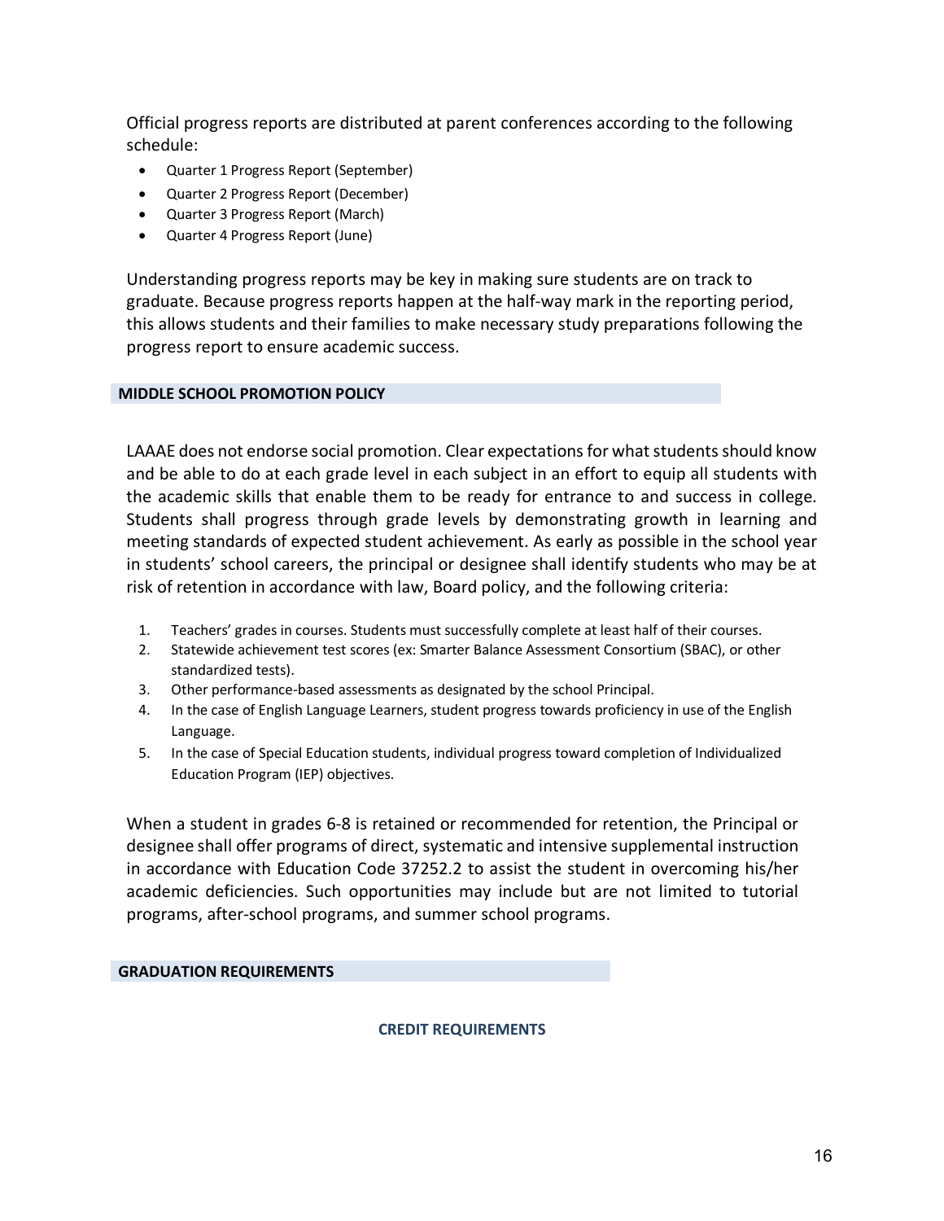Official progress reports are distributed at parent conferences according to the following schedule:

- Quarter 1 Progress Report (September)
- Quarter 2 Progress Report (December)
- Quarter 3 Progress Report (March)
- Quarter 4 Progress Report (June)

Understanding progress reports may be key in making sure students are on track to graduate. Because progress reports happen at the half-way mark in the reporting period, this allows students and their families to make necessary study preparations following the progress report to ensure academic success.

## MIDDLE SCHOOL PROMOTION POLICY

LAAAE does not endorse social promotion. Clear expectations for what students should know and be able to do at each grade level in each subject in an effort to equip all students with the academic skills that enable them to be ready for entrance to and success in college. Students shall progress through grade levels by demonstrating growth in learning and meeting standards of expected student achievement. As early as possible in the school year in students' school careers, the principal or designee shall identify students who may be at risk of retention in accordance with law, Board policy, and the following criteria:

1. Teachers' grades in courses. Students must successfully complete at least half of their courses.
2. Statewide achievement test scores (ex: Smarter Balance Assessment Consortium (SBAC), or other standardized tests).
3. Other performance-based assessments as designated by the school Principal.
4. In the case of English Language Learners, student progress towards proficiency in use of the English Language.
5. In the case of Special Education students, individual progress toward completion of Individualized Education Program (IEP) objectives.

When a student in grades 6-8 is retained or recommended for retention, the Principal or designee shall offer programs of direct, systematic and intensive supplemental instruction in accordance with Education Code 37252.2 to assist the student in overcoming his/her academic deficiencies. Such opportunities may include but are not limited to tutorial programs, after-school programs, and summer school programs.

## GRADUATION REQUIREMENTS

### CREDIT REQUIREMENTS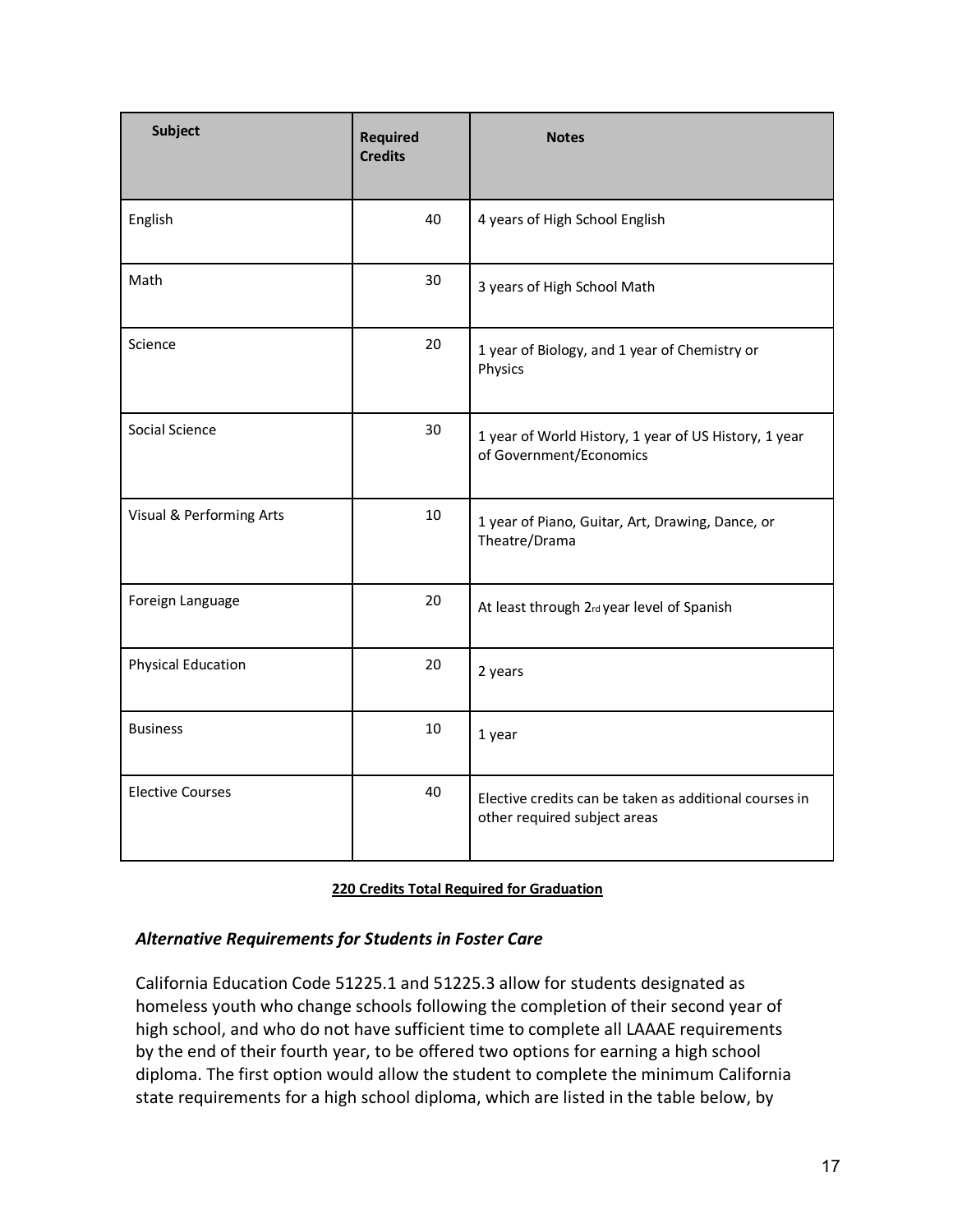| Subject | Required Credits | Notes |
| --- | --- | --- |
| English | 40 | 4 years of High School English |
| Math | 30 | 3 years of High School Math |
| Science | 20 | 1 year of Biology, and 1 year of Chemistry or Physics |
| Social Science | 30 | 1 year of World History, 1 year of US History, 1 year of Government/Economics |
| Visual & Performing Arts | 10 | 1 year of Piano, Guitar, Art, Drawing, Dance, or Theatre/Drama |
| Foreign Language | 20 | At least through 2rd year level of Spanish |
| Physical Education | 20 | 2 years |
| Business | 10 | 1 year |
| Elective Courses | 40 | Elective credits can be taken as additional courses in other required subject areas |

**220 Credits Total Required for Graduation**

### *Alternative Requirements for Students in Foster Care*

California Education Code 51225.1 and 51225.3 allow for students designated as homeless youth who change schools following the completion of their second year of high school, and who do not have sufficient time to complete all LAAAE requirements by the end of their fourth year, to be offered two options for earning a high school diploma. The first option would allow the student to complete the minimum California state requirements for a high school diploma, which are listed in the table below, by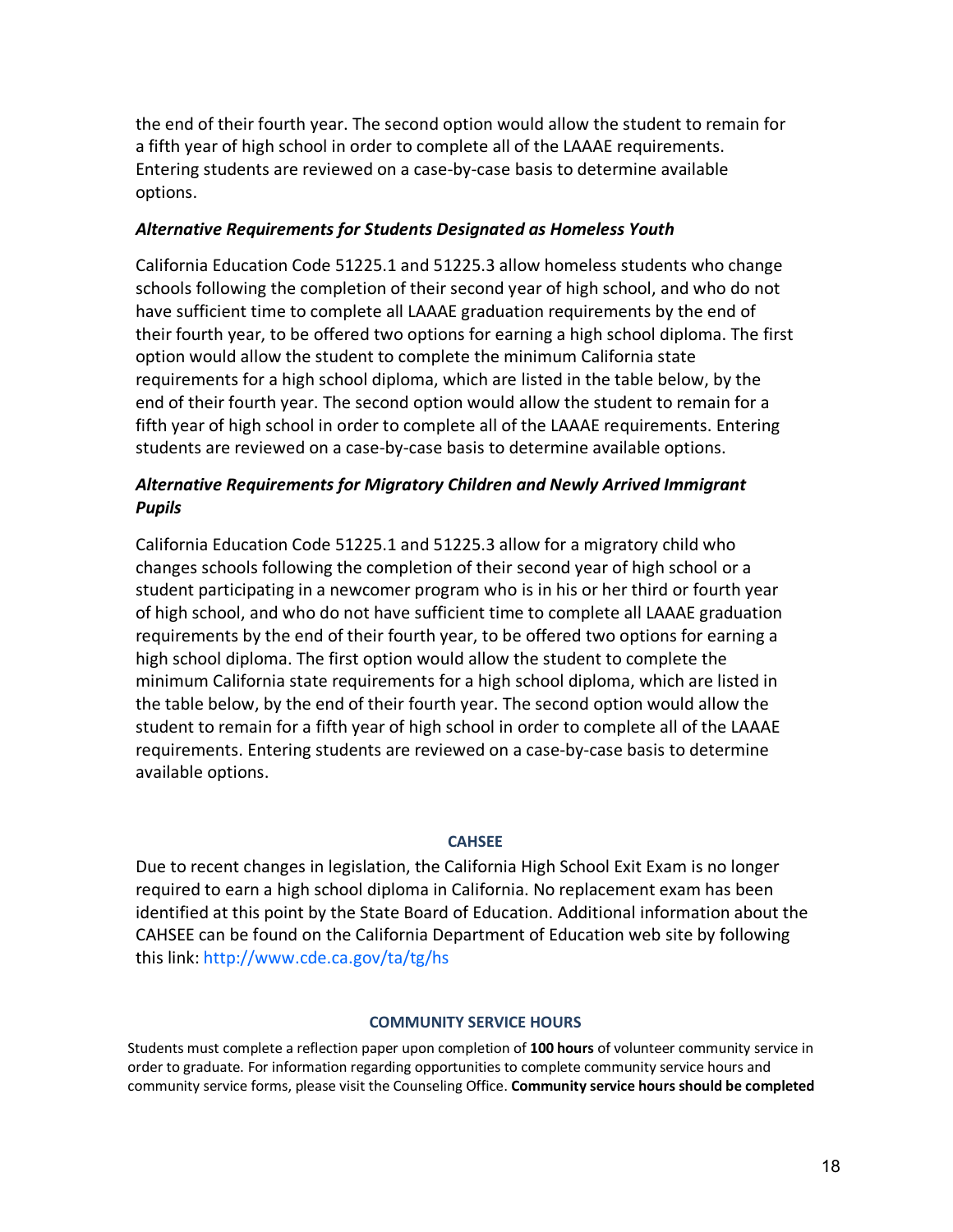the end of their fourth year. The second option would allow the student to remain for a fifth year of high school in order to complete all of the LAAAE requirements. Entering students are reviewed on a case-by-case basis to determine available options.

***Alternative Requirements for Students Designated as Homeless Youth***

California Education Code 51225.1 and 51225.3 allow homeless students who change schools following the completion of their second year of high school, and who do not have sufficient time to complete all LAAAE graduation requirements by the end of their fourth year, to be offered two options for earning a high school diploma. The first option would allow the student to complete the minimum California state requirements for a high school diploma, which are listed in the table below, by the end of their fourth year. The second option would allow the student to remain for a fifth year of high school in order to complete all of the LAAAE requirements. Entering students are reviewed on a case-by-case basis to determine available options.

***Alternative Requirements for Migratory Children and Newly Arrived Immigrant Pupils***

California Education Code 51225.1 and 51225.3 allow for a migratory child who changes schools following the completion of their second year of high school or a student participating in a newcomer program who is in his or her third or fourth year of high school, and who do not have sufficient time to complete all LAAAE graduation requirements by the end of their fourth year, to be offered two options for earning a high school diploma. The first option would allow the student to complete the minimum California state requirements for a high school diploma, which are listed in the table below, by the end of their fourth year. The second option would allow the student to remain for a fifth year of high school in order to complete all of the LAAAE requirements. Entering students are reviewed on a case-by-case basis to determine available options.

## CAHSEE

Due to recent changes in legislation, the California High School Exit Exam is no longer required to earn a high school diploma in California. No replacement exam has been identified at this point by the State Board of Education. Additional information about the CAHSEE can be found on the California Department of Education web site by following this link: http://www.cde.ca.gov/ta/tg/hs

## COMMUNITY SERVICE HOURS

Students must complete a reflection paper upon completion of **100 hours** of volunteer community service in order to graduate. For information regarding opportunities to complete community service hours and community service forms, please visit the Counseling Office. **Community service hours should be completed**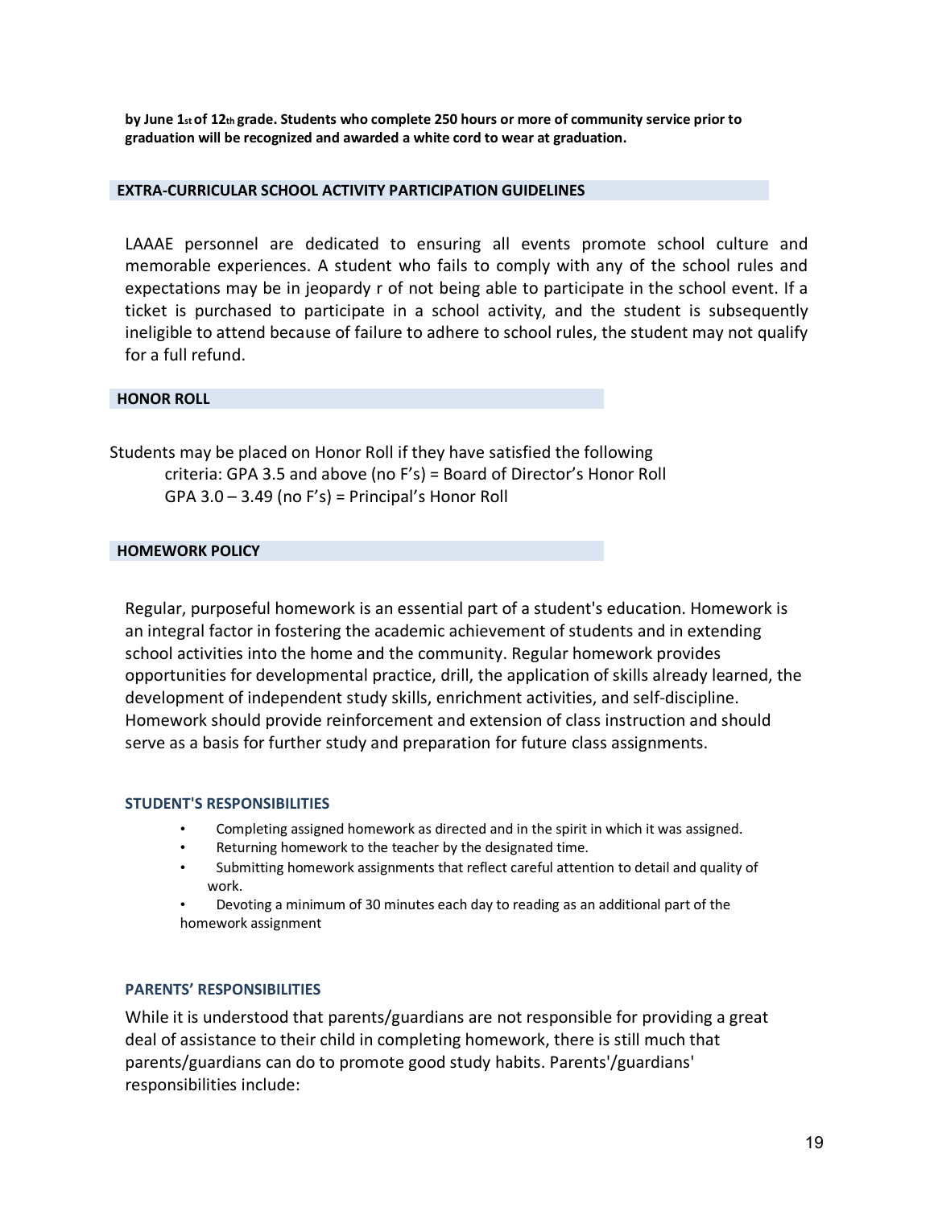**by June 1st of 12th grade. Students who complete 250 hours or more of community service prior to graduation will be recognized and awarded a white cord to wear at graduation.**

## EXTRA-CURRICULAR SCHOOL ACTIVITY PARTICIPATION GUIDELINES

LAAAE personnel are dedicated to ensuring all events promote school culture and memorable experiences. A student who fails to comply with any of the school rules and expectations may be in jeopardy r of not being able to participate in the school event. If a ticket is purchased to participate in a school activity, and the student is subsequently ineligible to attend because of failure to adhere to school rules, the student may not qualify for a full refund.

## HONOR ROLL

Students may be placed on Honor Roll if they have satisfied the following criteria: GPA 3.5 and above (no F's) = Board of Director's Honor Roll
GPA 3.0 – 3.49 (no F's) = Principal's Honor Roll

## HOMEWORK POLICY

Regular, purposeful homework is an essential part of a student's education. Homework is an integral factor in fostering the academic achievement of students and in extending school activities into the home and the community. Regular homework provides opportunities for developmental practice, drill, the application of skills already learned, the development of independent study skills, enrichment activities, and self-discipline. Homework should provide reinforcement and extension of class instruction and should serve as a basis for further study and preparation for future class assignments.

### STUDENT'S RESPONSIBILITIES

- Completing assigned homework as directed and in the spirit in which it was assigned.
- Returning homework to the teacher by the designated time.
- Submitting homework assignments that reflect careful attention to detail and quality of work.
- Devoting a minimum of 30 minutes each day to reading as an additional part of the homework assignment

### PARENTS' RESPONSIBILITIES

While it is understood that parents/guardians are not responsible for providing a great deal of assistance to their child in completing homework, there is still much that parents/guardians can do to promote good study habits. Parents'/guardians' responsibilities include: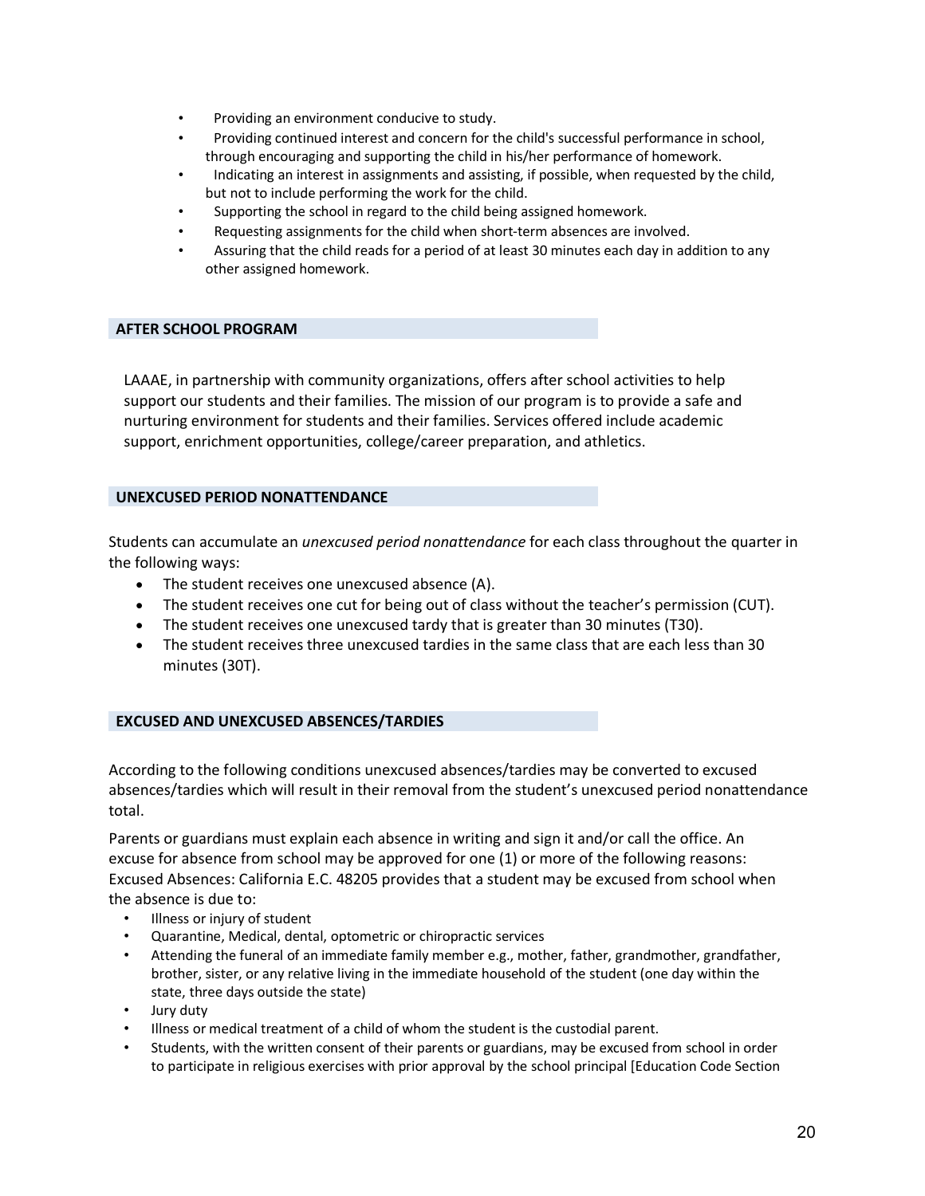- Providing an environment conducive to study.
- Providing continued interest and concern for the child's successful performance in school, through encouraging and supporting the child in his/her performance of homework.
- Indicating an interest in assignments and assisting, if possible, when requested by the child, but not to include performing the work for the child.
- Supporting the school in regard to the child being assigned homework.
- Requesting assignments for the child when short-term absences are involved.
- Assuring that the child reads for a period of at least 30 minutes each day in addition to any other assigned homework.

## AFTER SCHOOL PROGRAM

LAAAE, in partnership with community organizations, offers after school activities to help support our students and their families. The mission of our program is to provide a safe and nurturing environment for students and their families. Services offered include academic support, enrichment opportunities, college/career preparation, and athletics.

## UNEXCUSED PERIOD NONATTENDANCE

Students can accumulate an *unexcused period nonattendance* for each class throughout the quarter in the following ways:

- The student receives one unexcused absence (A).
- The student receives one cut for being out of class without the teacher's permission (CUT).
- The student receives one unexcused tardy that is greater than 30 minutes (T30).
- The student receives three unexcused tardies in the same class that are each less than 30 minutes (30T).

## EXCUSED AND UNEXCUSED ABSENCES/TARDIES

According to the following conditions unexcused absences/tardies may be converted to excused absences/tardies which will result in their removal from the student's unexcused period nonattendance total.

Parents or guardians must explain each absence in writing and sign it and/or call the office. An excuse for absence from school may be approved for one (1) or more of the following reasons: Excused Absences: California E.C. 48205 provides that a student may be excused from school when the absence is due to:

- Illness or injury of student
- Quarantine, Medical, dental, optometric or chiropractic services
- Attending the funeral of an immediate family member e.g., mother, father, grandmother, grandfather, brother, sister, or any relative living in the immediate household of the student (one day within the state, three days outside the state)
- Jury duty
- Illness or medical treatment of a child of whom the student is the custodial parent.
- Students, with the written consent of their parents or guardians, may be excused from school in order to participate in religious exercises with prior approval by the school principal [Education Code Section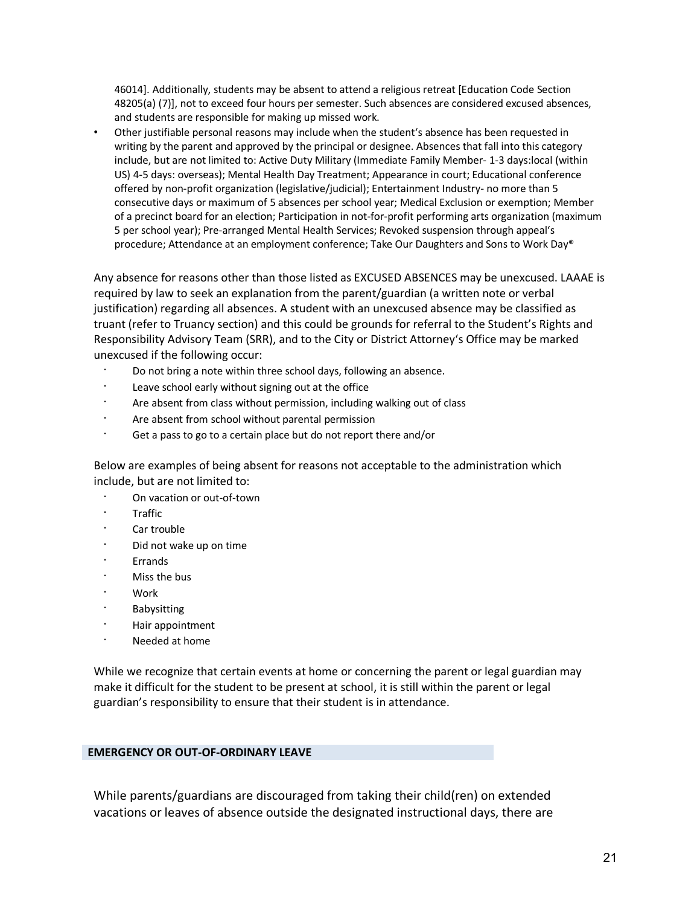46014]. Additionally, students may be absent to attend a religious retreat [Education Code Section 48205(a) (7)], not to exceed four hours per semester. Such absences are considered excused absences, and students are responsible for making up missed work.

- Other justifiable personal reasons may include when the student's absence has been requested in writing by the parent and approved by the principal or designee. Absences that fall into this category include, but are not limited to: Active Duty Military (Immediate Family Member- 1-3 days:local (within US) 4-5 days: overseas); Mental Health Day Treatment; Appearance in court; Educational conference offered by non-profit organization (legislative/judicial); Entertainment Industry- no more than 5 consecutive days or maximum of 5 absences per school year; Medical Exclusion or exemption; Member of a precinct board for an election; Participation in not-for-profit performing arts organization (maximum 5 per school year); Pre-arranged Mental Health Services; Revoked suspension through appeal's procedure; Attendance at an employment conference; Take Our Daughters and Sons to Work Day®

Any absence for reasons other than those listed as EXCUSED ABSENCES may be unexcused. LAAAE is required by law to seek an explanation from the parent/guardian (a written note or verbal justification) regarding all absences. A student with an unexcused absence may be classified as truant (refer to Truancy section) and this could be grounds for referral to the Student's Rights and Responsibility Advisory Team (SRR), and to the City or District Attorney's Office may be marked unexcused if the following occur:

- Do not bring a note within three school days, following an absence.
- Leave school early without signing out at the office
- Are absent from class without permission, including walking out of class
- Are absent from school without parental permission
- Get a pass to go to a certain place but do not report there and/or

Below are examples of being absent for reasons not acceptable to the administration which include, but are not limited to:

- On vacation or out-of-town
- Traffic
- Car trouble
- Did not wake up on time
- Errands
- Miss the bus
- Work
- Babysitting
- Hair appointment
- Needed at home

While we recognize that certain events at home or concerning the parent or legal guardian may make it difficult for the student to be present at school, it is still within the parent or legal guardian's responsibility to ensure that their student is in attendance.

## EMERGENCY OR OUT-OF-ORDINARY LEAVE

While parents/guardians are discouraged from taking their child(ren) on extended vacations or leaves of absence outside the designated instructional days, there are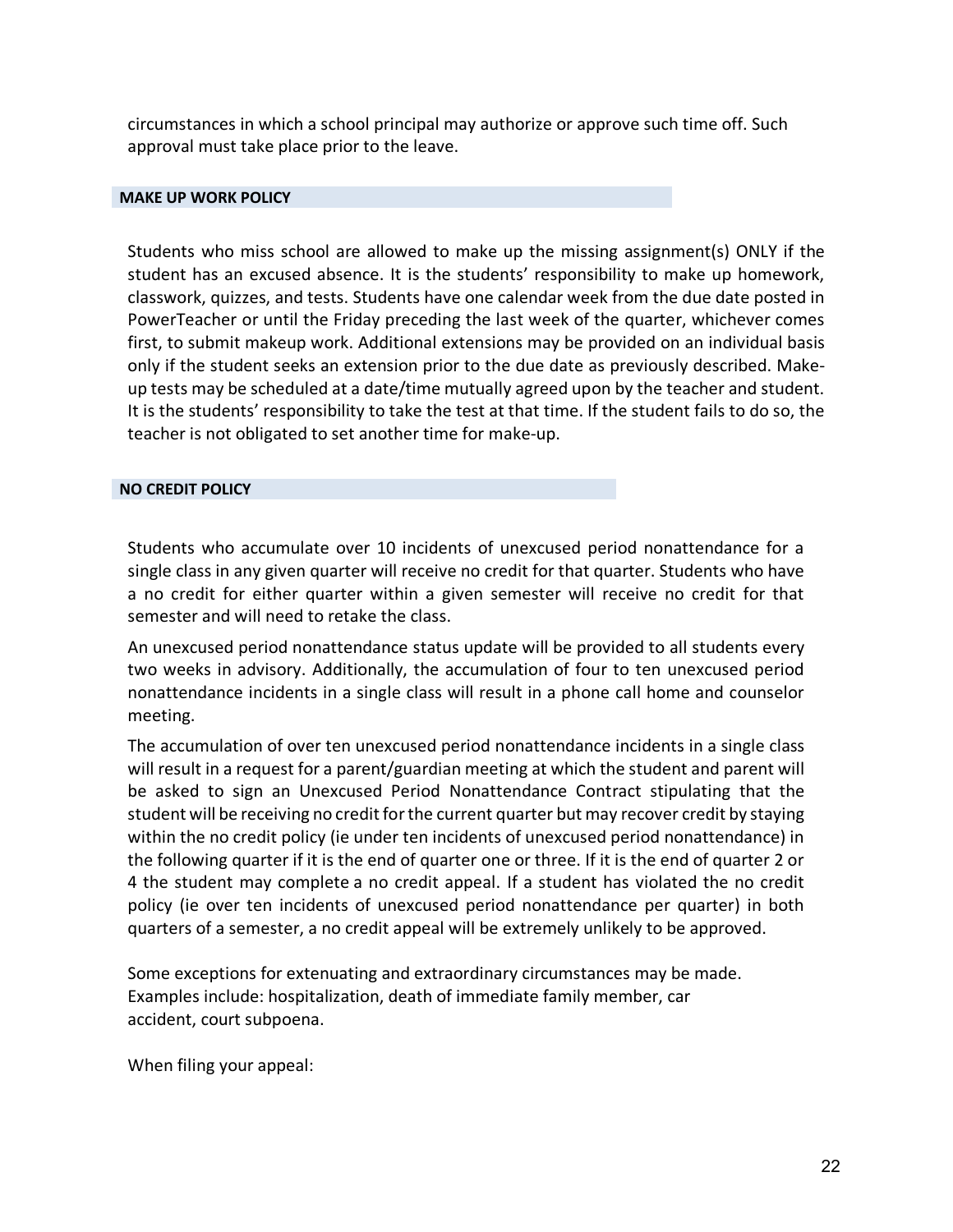circumstances in which a school principal may authorize or approve such time off. Such approval must take place prior to the leave.

## MAKE UP WORK POLICY

Students who miss school are allowed to make up the missing assignment(s) ONLY if the student has an excused absence. It is the students' responsibility to make up homework, classwork, quizzes, and tests. Students have one calendar week from the due date posted in PowerTeacher or until the Friday preceding the last week of the quarter, whichever comes first, to submit makeup work. Additional extensions may be provided on an individual basis only if the student seeks an extension prior to the due date as previously described. Make-up tests may be scheduled at a date/time mutually agreed upon by the teacher and student. It is the students' responsibility to take the test at that time. If the student fails to do so, the teacher is not obligated to set another time for make-up.

## NO CREDIT POLICY

Students who accumulate over 10 incidents of unexcused period nonattendance for a single class in any given quarter will receive no credit for that quarter. Students who have a no credit for either quarter within a given semester will receive no credit for that semester and will need to retake the class.

An unexcused period nonattendance status update will be provided to all students every two weeks in advisory. Additionally, the accumulation of four to ten unexcused period nonattendance incidents in a single class will result in a phone call home and counselor meeting.

The accumulation of over ten unexcused period nonattendance incidents in a single class will result in a request for a parent/guardian meeting at which the student and parent will be asked to sign an Unexcused Period Nonattendance Contract stipulating that the student will be receiving no credit for the current quarter but may recover credit by staying within the no credit policy (ie under ten incidents of unexcused period nonattendance) in the following quarter if it is the end of quarter one or three. If it is the end of quarter 2 or 4 the student may complete a no credit appeal. If a student has violated the no credit policy (ie over ten incidents of unexcused period nonattendance per quarter) in both quarters of a semester, a no credit appeal will be extremely unlikely to be approved.

Some exceptions for extenuating and extraordinary circumstances may be made. Examples include: hospitalization, death of immediate family member, car accident, court subpoena.

When filing your appeal: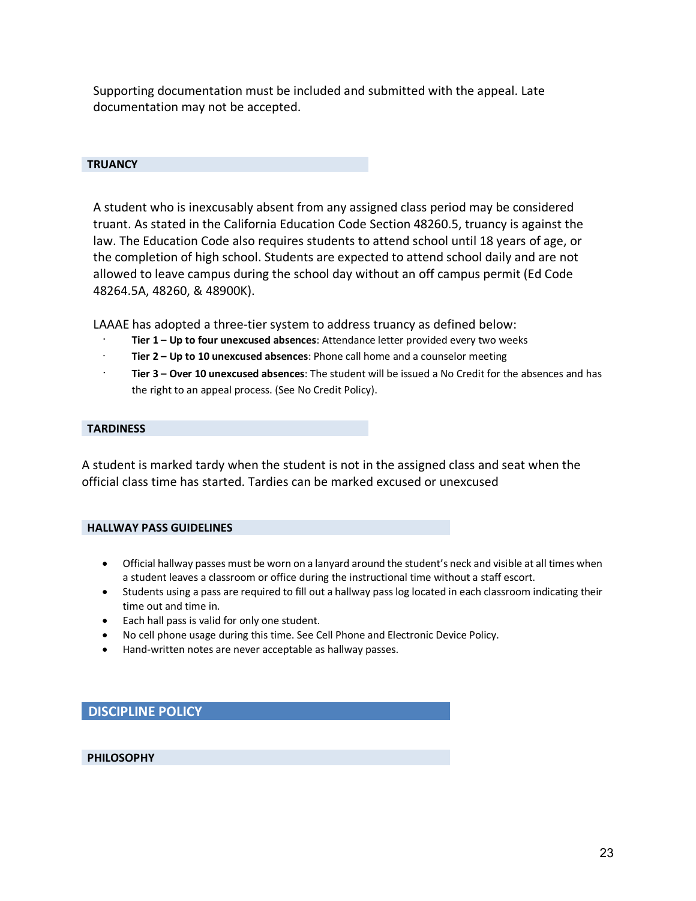Supporting documentation must be included and submitted with the appeal. Late documentation may not be accepted.

### TRUANCY

A student who is inexcusably absent from any assigned class period may be considered truant. As stated in the California Education Code Section 48260.5, truancy is against the law. The Education Code also requires students to attend school until 18 years of age, or the completion of high school. Students are expected to attend school daily and are not allowed to leave campus during the school day without an off campus permit (Ed Code 48264.5A, 48260, & 48900K).

LAAAE has adopted a three-tier system to address truancy as defined below:

- **Tier 1 – Up to four unexcused absences**: Attendance letter provided every two weeks
- **Tier 2 – Up to 10 unexcused absences**: Phone call home and a counselor meeting
- **Tier 3 – Over 10 unexcused absences**: The student will be issued a No Credit for the absences and has the right to an appeal process. (See No Credit Policy).

### TARDINESS

A student is marked tardy when the student is not in the assigned class and seat when the official class time has started. Tardies can be marked excused or unexcused

### HALLWAY PASS GUIDELINES

- Official hallway passes must be worn on a lanyard around the student's neck and visible at all times when a student leaves a classroom or office during the instructional time without a staff escort.
- Students using a pass are required to fill out a hallway pass log located in each classroom indicating their time out and time in.
- Each hall pass is valid for only one student.
- No cell phone usage during this time. See Cell Phone and Electronic Device Policy.
- Hand-written notes are never acceptable as hallway passes.

## DISCIPLINE POLICY

### PHILOSOPHY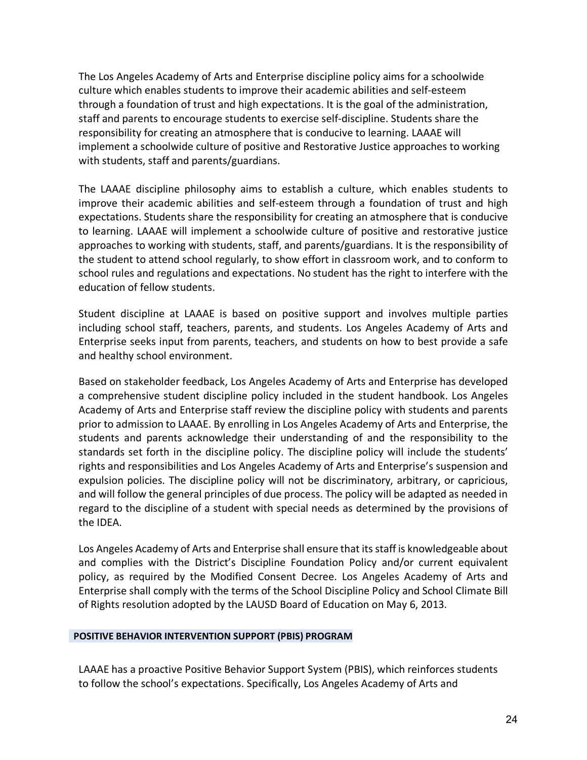The Los Angeles Academy of Arts and Enterprise discipline policy aims for a schoolwide culture which enables students to improve their academic abilities and self-esteem through a foundation of trust and high expectations. It is the goal of the administration, staff and parents to encourage students to exercise self-discipline. Students share the responsibility for creating an atmosphere that is conducive to learning. LAAAE will implement a schoolwide culture of positive and Restorative Justice approaches to working with students, staff and parents/guardians.

The LAAAE discipline philosophy aims to establish a culture, which enables students to improve their academic abilities and self-esteem through a foundation of trust and high expectations. Students share the responsibility for creating an atmosphere that is conducive to learning. LAAAE will implement a schoolwide culture of positive and restorative justice approaches to working with students, staff, and parents/guardians. It is the responsibility of the student to attend school regularly, to show effort in classroom work, and to conform to school rules and regulations and expectations. No student has the right to interfere with the education of fellow students.

Student discipline at LAAAE is based on positive support and involves multiple parties including school staff, teachers, parents, and students. Los Angeles Academy of Arts and Enterprise seeks input from parents, teachers, and students on how to best provide a safe and healthy school environment.

Based on stakeholder feedback, Los Angeles Academy of Arts and Enterprise has developed a comprehensive student discipline policy included in the student handbook. Los Angeles Academy of Arts and Enterprise staff review the discipline policy with students and parents prior to admission to LAAAE. By enrolling in Los Angeles Academy of Arts and Enterprise, the students and parents acknowledge their understanding of and the responsibility to the standards set forth in the discipline policy. The discipline policy will include the students' rights and responsibilities and Los Angeles Academy of Arts and Enterprise's suspension and expulsion policies. The discipline policy will not be discriminatory, arbitrary, or capricious, and will follow the general principles of due process. The policy will be adapted as needed in regard to the discipline of a student with special needs as determined by the provisions of the IDEA.

Los Angeles Academy of Arts and Enterprise shall ensure that its staff is knowledgeable about and complies with the District's Discipline Foundation Policy and/or current equivalent policy, as required by the Modified Consent Decree. Los Angeles Academy of Arts and Enterprise shall comply with the terms of the School Discipline Policy and School Climate Bill of Rights resolution adopted by the LAUSD Board of Education on May 6, 2013.

## POSITIVE BEHAVIOR INTERVENTION SUPPORT (PBIS) PROGRAM

LAAAE has a proactive Positive Behavior Support System (PBIS), which reinforces students to follow the school's expectations. Specifically, Los Angeles Academy of Arts and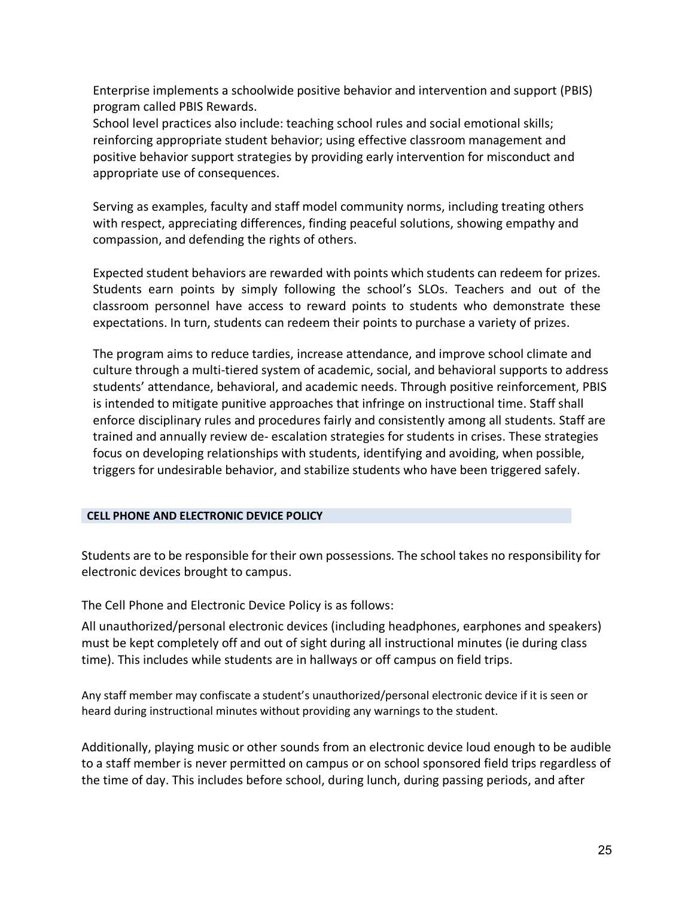Enterprise implements a schoolwide positive behavior and intervention and support (PBIS) program called PBIS Rewards.
School level practices also include: teaching school rules and social emotional skills; reinforcing appropriate student behavior; using effective classroom management and positive behavior support strategies by providing early intervention for misconduct and appropriate use of consequences.

Serving as examples, faculty and staff model community norms, including treating others with respect, appreciating differences, finding peaceful solutions, showing empathy and compassion, and defending the rights of others.

Expected student behaviors are rewarded with points which students can redeem for prizes. Students earn points by simply following the school's SLOs. Teachers and out of the classroom personnel have access to reward points to students who demonstrate these expectations. In turn, students can redeem their points to purchase a variety of prizes.

The program aims to reduce tardies, increase attendance, and improve school climate and culture through a multi-tiered system of academic, social, and behavioral supports to address students' attendance, behavioral, and academic needs. Through positive reinforcement, PBIS is intended to mitigate punitive approaches that infringe on instructional time. Staff shall enforce disciplinary rules and procedures fairly and consistently among all students. Staff are trained and annually review de- escalation strategies for students in crises. These strategies focus on developing relationships with students, identifying and avoiding, when possible, triggers for undesirable behavior, and stabilize students who have been triggered safely.

## CELL PHONE AND ELECTRONIC DEVICE POLICY

Students are to be responsible for their own possessions. The school takes no responsibility for electronic devices brought to campus.

The Cell Phone and Electronic Device Policy is as follows:

All unauthorized/personal electronic devices (including headphones, earphones and speakers) must be kept completely off and out of sight during all instructional minutes (ie during class time). This includes while students are in hallways or off campus on field trips.

Any staff member may confiscate a student's unauthorized/personal electronic device if it is seen or heard during instructional minutes without providing any warnings to the student.

Additionally, playing music or other sounds from an electronic device loud enough to be audible to a staff member is never permitted on campus or on school sponsored field trips regardless of the time of day. This includes before school, during lunch, during passing periods, and after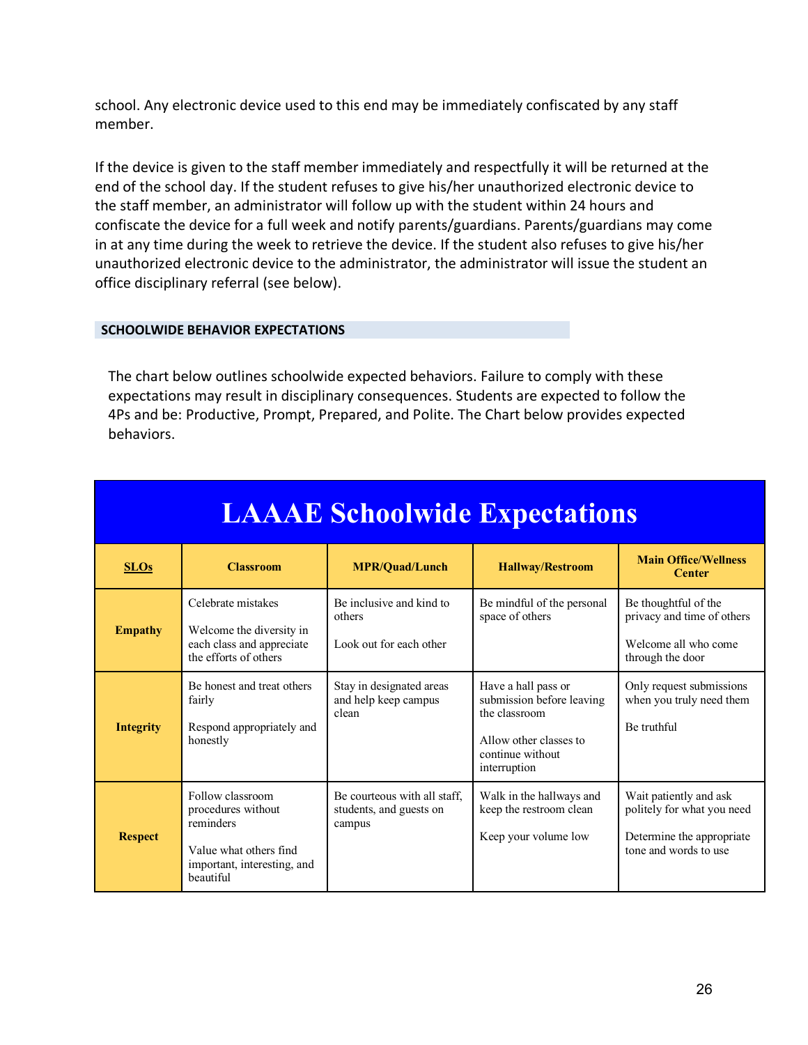school. Any electronic device used to this end may be immediately confiscated by any staff member.

If the device is given to the staff member immediately and respectfully it will be returned at the end of the school day. If the student refuses to give his/her unauthorized electronic device to the staff member, an administrator will follow up with the student within 24 hours and confiscate the device for a full week and notify parents/guardians. Parents/guardians may come in at any time during the week to retrieve the device. If the student also refuses to give his/her unauthorized electronic device to the administrator, the administrator will issue the student an office disciplinary referral (see below).

## SCHOOLWIDE BEHAVIOR EXPECTATIONS

The chart below outlines schoolwide expected behaviors. Failure to comply with these expectations may result in disciplinary consequences. Students are expected to follow the 4Ps and be: Productive, Prompt, Prepared, and Polite. The Chart below provides expected behaviors.

**LAAAE Schoolwide Expectations**

| SLOs | Classroom | MPR/Quad/Lunch | Hallway/Restroom | Main Office/Wellness Center |
|---|---|---|---|---|
| **Empathy** | Celebrate mistakes<br><br>Welcome the diversity in each class and appreciate the efforts of others | Be inclusive and kind to others<br><br>Look out for each other | Be mindful of the personal space of others | Be thoughtful of the privacy and time of others<br><br>Welcome all who come through the door |
| **Integrity** | Be honest and treat others fairly<br><br>Respond appropriately and honestly | Stay in designated areas and help keep campus clean | Have a hall pass or submission before leaving the classroom<br><br>Allow other classes to continue without interruption | Only request submissions when you truly need them<br><br>Be truthful |
| **Respect** | Follow classroom procedures without reminders<br><br>Value what others find important, interesting, and beautiful | Be courteous with all staff, students, and guests on campus | Walk in the hallways and keep the restroom clean<br><br>Keep your volume low | Wait patiently and ask politely for what you need<br><br>Determine the appropriate tone and words to use |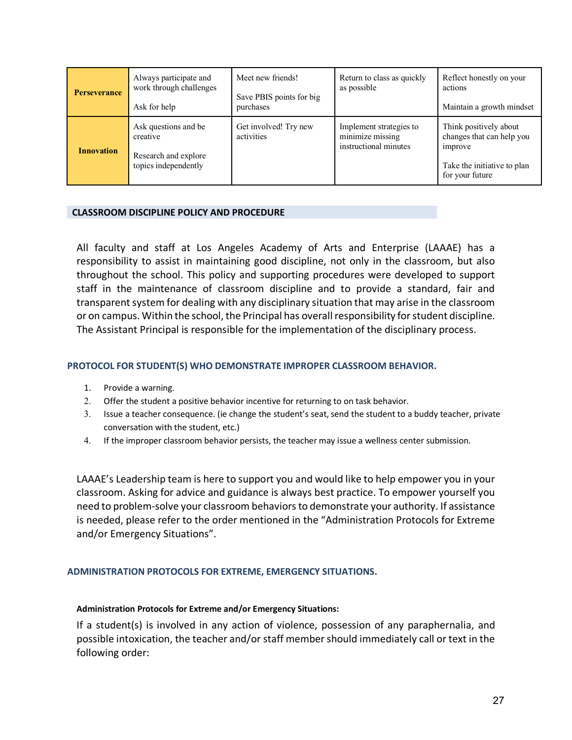| | | | | |
|---|---|---|---|---|
| **Perseverance** | Always participate and work through challenges<br><br>Ask for help | Meet new friends!<br><br>Save PBIS points for big purchases | Return to class as quickly as possible | Reflect honestly on your actions<br><br>Maintain a growth mindset |
| **Innovation** | Ask questions and be creative<br><br>Research and explore topics independently | Get involved! Try new activities | Implement strategies to minimize missing instructional minutes | Think positively about changes that can help you improve<br><br>Take the initiative to plan for your future |

## CLASSROOM DISCIPLINE POLICY AND PROCEDURE

All faculty and staff at Los Angeles Academy of Arts and Enterprise (LAAAE) has a responsibility to assist in maintaining good discipline, not only in the classroom, but also throughout the school. This policy and supporting procedures were developed to support staff in the maintenance of classroom discipline and to provide a standard, fair and transparent system for dealing with any disciplinary situation that may arise in the classroom or on campus. Within the school, the Principal has overall responsibility for student discipline. The Assistant Principal is responsible for the implementation of the disciplinary process.

### PROTOCOL FOR STUDENT(S) WHO DEMONSTRATE IMPROPER CLASSROOM BEHAVIOR.

1. Provide a warning.
2. Offer the student a positive behavior incentive for returning to on task behavior.
3. Issue a teacher consequence. (ie change the student's seat, send the student to a buddy teacher, private conversation with the student, etc.)
4. If the improper classroom behavior persists, the teacher may issue a wellness center submission.

LAAAE's Leadership team is here to support you and would like to help empower you in your classroom. Asking for advice and guidance is always best practice. To empower yourself you need to problem-solve your classroom behaviors to demonstrate your authority. If assistance is needed, please refer to the order mentioned in the "Administration Protocols for Extreme and/or Emergency Situations".

### ADMINISTRATION PROTOCOLS FOR EXTREME, EMERGENCY SITUATIONS.

**Administration Protocols for Extreme and/or Emergency Situations:**

If a student(s) is involved in any action of violence, possession of any paraphernalia, and possible intoxication, the teacher and/or staff member should immediately call or text in the following order: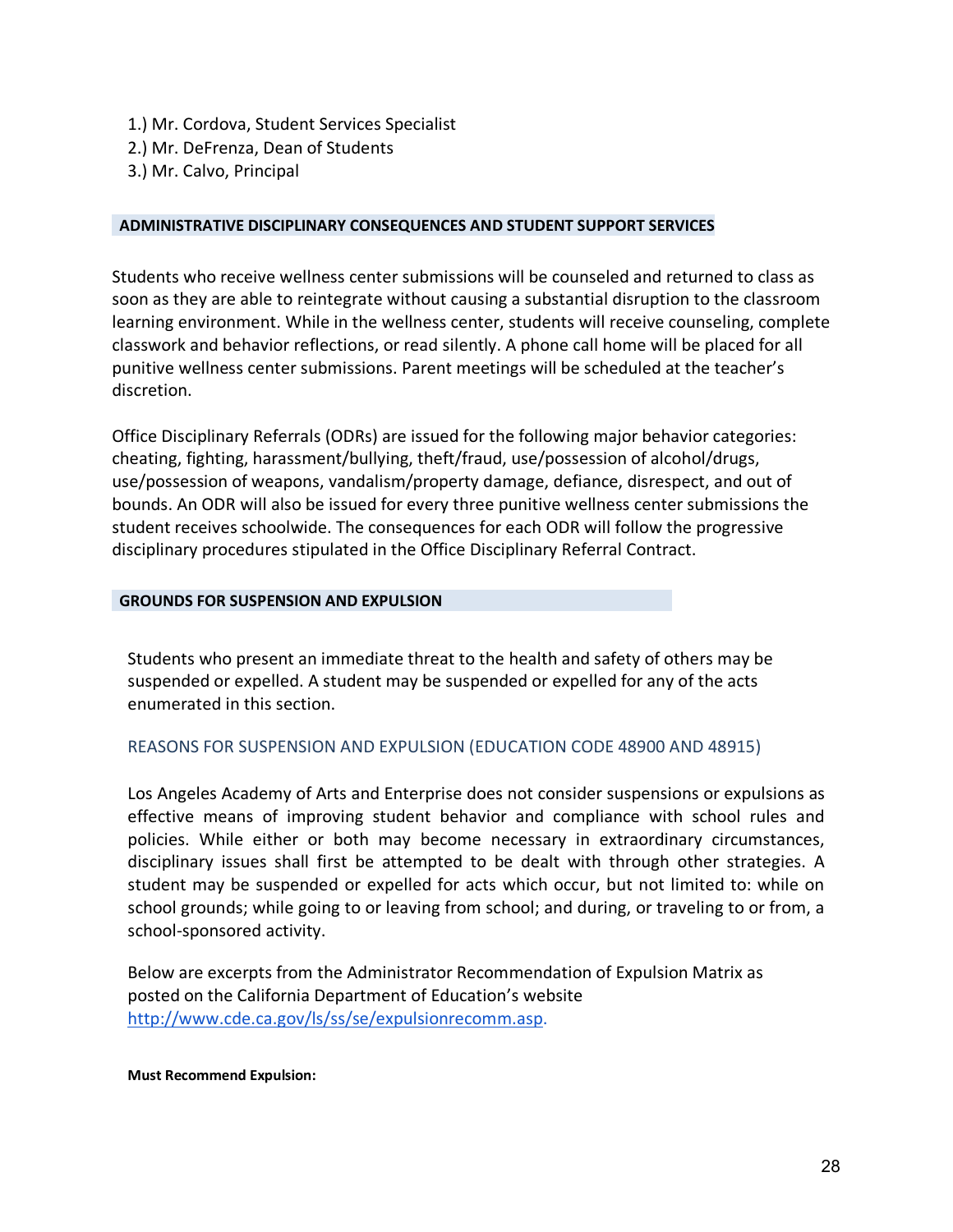1.) Mr. Cordova, Student Services Specialist
2.) Mr. DeFrenza, Dean of Students
3.) Mr. Calvo, Principal

## ADMINISTRATIVE DISCIPLINARY CONSEQUENCES AND STUDENT SUPPORT SERVICES

Students who receive wellness center submissions will be counseled and returned to class as soon as they are able to reintegrate without causing a substantial disruption to the classroom learning environment. While in the wellness center, students will receive counseling, complete classwork and behavior reflections, or read silently. A phone call home will be placed for all punitive wellness center submissions. Parent meetings will be scheduled at the teacher's discretion.

Office Disciplinary Referrals (ODRs) are issued for the following major behavior categories: cheating, fighting, harassment/bullying, theft/fraud, use/possession of alcohol/drugs, use/possession of weapons, vandalism/property damage, defiance, disrespect, and out of bounds. An ODR will also be issued for every three punitive wellness center submissions the student receives schoolwide. The consequences for each ODR will follow the progressive disciplinary procedures stipulated in the Office Disciplinary Referral Contract.

## GROUNDS FOR SUSPENSION AND EXPULSION

Students who present an immediate threat to the health and safety of others may be suspended or expelled. A student may be suspended or expelled for any of the acts enumerated in this section.

### REASONS FOR SUSPENSION AND EXPULSION (EDUCATION CODE 48900 AND 48915)

Los Angeles Academy of Arts and Enterprise does not consider suspensions or expulsions as effective means of improving student behavior and compliance with school rules and policies. While either or both may become necessary in extraordinary circumstances, disciplinary issues shall first be attempted to be dealt with through other strategies. A student may be suspended or expelled for acts which occur, but not limited to: while on school grounds; while going to or leaving from school; and during, or traveling to or from, a school-sponsored activity.

Below are excerpts from the Administrator Recommendation of Expulsion Matrix as posted on the California Department of Education's website http://www.cde.ca.gov/ls/ss/se/expulsionrecomm.asp.

**Must Recommend Expulsion:**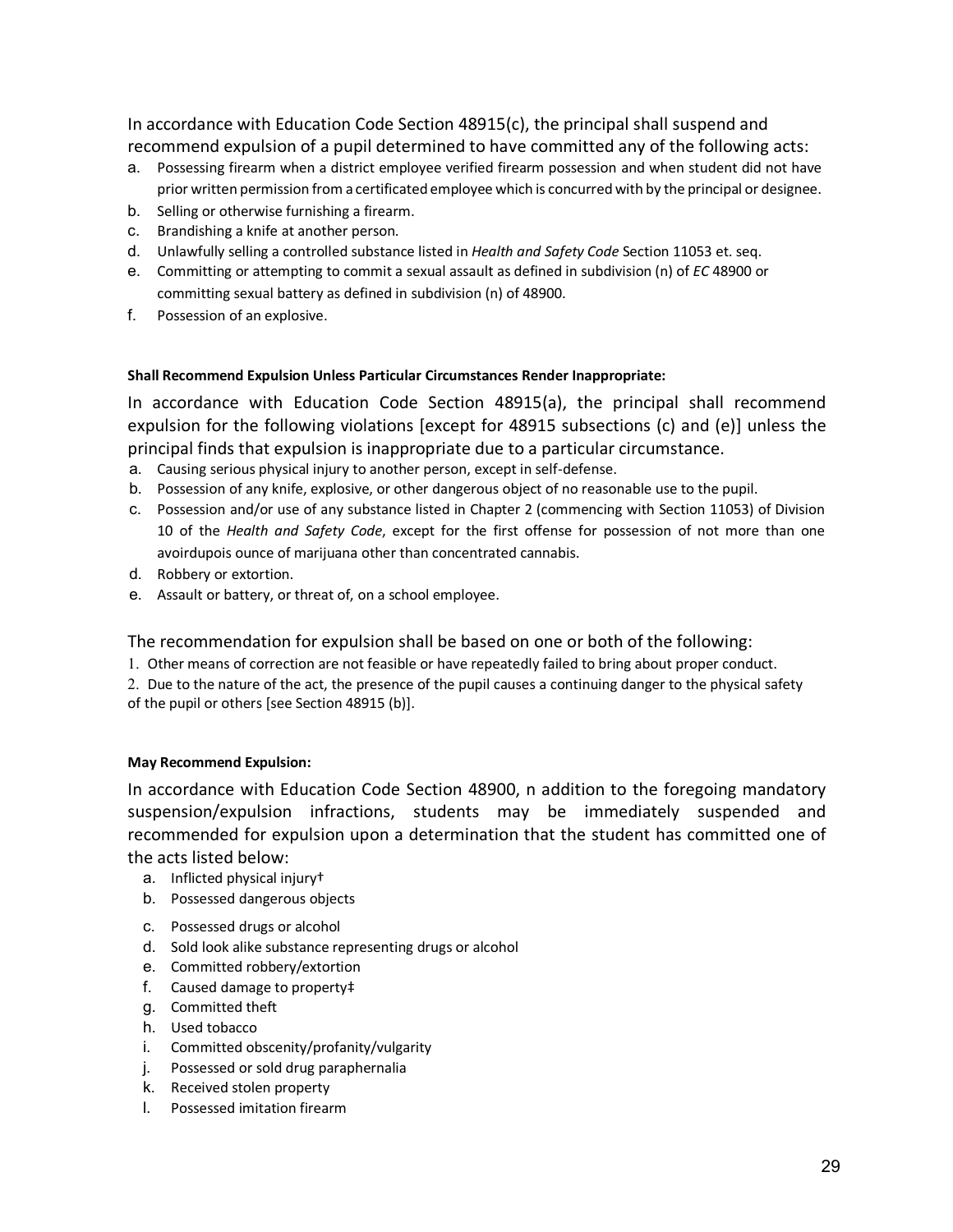In accordance with Education Code Section 48915(c), the principal shall suspend and recommend expulsion of a pupil determined to have committed any of the following acts:

a. Possessing firearm when a district employee verified firearm possession and when student did not have prior written permission from a certificated employee which is concurred with by the principal or designee.
b. Selling or otherwise furnishing a firearm.
c. Brandishing a knife at another person.
d. Unlawfully selling a controlled substance listed in *Health and Safety Code* Section 11053 et. seq.
e. Committing or attempting to commit a sexual assault as defined in subdivision (n) of *EC* 48900 or committing sexual battery as defined in subdivision (n) of 48900.
f. Possession of an explosive.

**Shall Recommend Expulsion Unless Particular Circumstances Render Inappropriate:**

In accordance with Education Code Section 48915(a), the principal shall recommend expulsion for the following violations [except for 48915 subsections (c) and (e)] unless the principal finds that expulsion is inappropriate due to a particular circumstance.

a. Causing serious physical injury to another person, except in self-defense.
b. Possession of any knife, explosive, or other dangerous object of no reasonable use to the pupil.
c. Possession and/or use of any substance listed in Chapter 2 (commencing with Section 11053) of Division 10 of the *Health and Safety Code*, except for the first offense for possession of not more than one avoirdupois ounce of marijuana other than concentrated cannabis.
d. Robbery or extortion.
e. Assault or battery, or threat of, on a school employee.

The recommendation for expulsion shall be based on one or both of the following:

1. Other means of correction are not feasible or have repeatedly failed to bring about proper conduct.
2. Due to the nature of the act, the presence of the pupil causes a continuing danger to the physical safety of the pupil or others [see Section 48915 (b)].

**May Recommend Expulsion:**

In accordance with Education Code Section 48900, n addition to the foregoing mandatory suspension/expulsion infractions, students may be immediately suspended and recommended for expulsion upon a determination that the student has committed one of the acts listed below:

a. Inflicted physical injury†
b. Possessed dangerous objects
c. Possessed drugs or alcohol
d. Sold look alike substance representing drugs or alcohol
e. Committed robbery/extortion
f. Caused damage to property‡
g. Committed theft
h. Used tobacco
i. Committed obscenity/profanity/vulgarity
j. Possessed or sold drug paraphernalia
k. Received stolen property
l. Possessed imitation firearm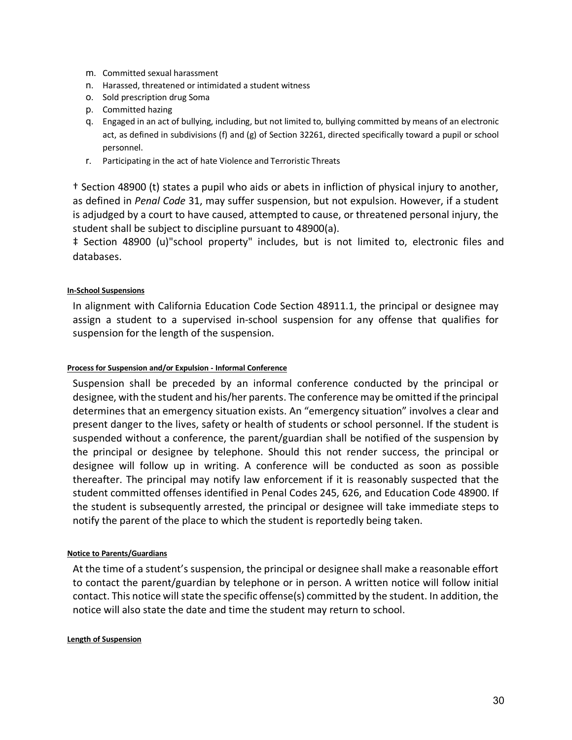m. Committed sexual harassment
n. Harassed, threatened or intimidated a student witness
o. Sold prescription drug Soma
p. Committed hazing
q. Engaged in an act of bullying, including, but not limited to, bullying committed by means of an electronic act, as defined in subdivisions (f) and (g) of Section 32261, directed specifically toward a pupil or school personnel.
r. Participating in the act of hate Violence and Terroristic Threats

† Section 48900 (t) states a pupil who aids or abets in infliction of physical injury to another, as defined in *Penal Code* 31, may suffer suspension, but not expulsion. However, if a student is adjudged by a court to have caused, attempted to cause, or threatened personal injury, the student shall be subject to discipline pursuant to 48900(a).

‡ Section 48900 (u)"school property" includes, but is not limited to, electronic files and databases.

#### In-School Suspensions

In alignment with California Education Code Section 48911.1, the principal or designee may assign a student to a supervised in-school suspension for any offense that qualifies for suspension for the length of the suspension.

#### Process for Suspension and/or Expulsion - Informal Conference

Suspension shall be preceded by an informal conference conducted by the principal or designee, with the student and his/her parents. The conference may be omitted if the principal determines that an emergency situation exists. An "emergency situation" involves a clear and present danger to the lives, safety or health of students or school personnel. If the student is suspended without a conference, the parent/guardian shall be notified of the suspension by the principal or designee by telephone. Should this not render success, the principal or designee will follow up in writing. A conference will be conducted as soon as possible thereafter. The principal may notify law enforcement if it is reasonably suspected that the student committed offenses identified in Penal Codes 245, 626, and Education Code 48900. If the student is subsequently arrested, the principal or designee will take immediate steps to notify the parent of the place to which the student is reportedly being taken.

#### Notice to Parents/Guardians

At the time of a student's suspension, the principal or designee shall make a reasonable effort to contact the parent/guardian by telephone or in person. A written notice will follow initial contact. This notice will state the specific offense(s) committed by the student. In addition, the notice will also state the date and time the student may return to school.

#### Length of Suspension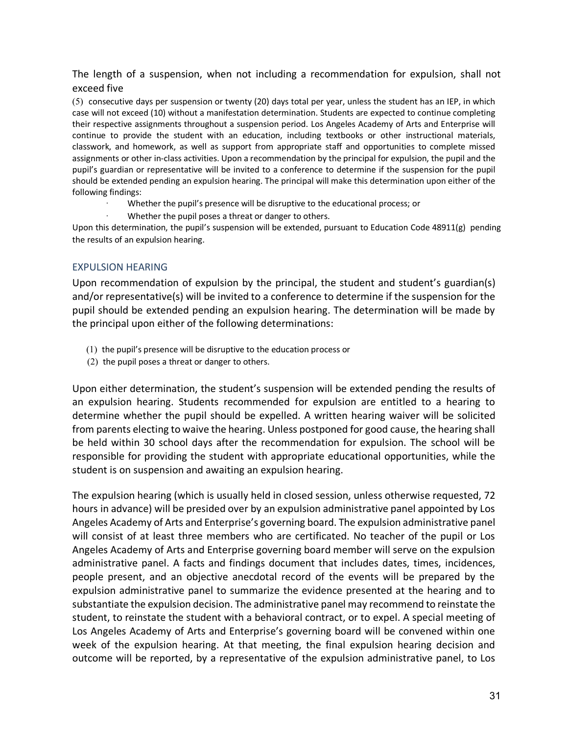The length of a suspension, when not including a recommendation for expulsion, shall not exceed five

(5) consecutive days per suspension or twenty (20) days total per year, unless the student has an IEP, in which case will not exceed (10) without a manifestation determination. Students are expected to continue completing their respective assignments throughout a suspension period. Los Angeles Academy of Arts and Enterprise will continue to provide the student with an education, including textbooks or other instructional materials, classwork, and homework, as well as support from appropriate staff and opportunities to complete missed assignments or other in-class activities. Upon a recommendation by the principal for expulsion, the pupil and the pupil's guardian or representative will be invited to a conference to determine if the suspension for the pupil should be extended pending an expulsion hearing. The principal will make this determination upon either of the following findings:

- Whether the pupil's presence will be disruptive to the educational process; or
- Whether the pupil poses a threat or danger to others.

Upon this determination, the pupil's suspension will be extended, pursuant to Education Code 48911(g) pending the results of an expulsion hearing.

## EXPULSION HEARING

Upon recommendation of expulsion by the principal, the student and student's guardian(s) and/or representative(s) will be invited to a conference to determine if the suspension for the pupil should be extended pending an expulsion hearing. The determination will be made by the principal upon either of the following determinations:

(1) the pupil's presence will be disruptive to the education process or
(2) the pupil poses a threat or danger to others.

Upon either determination, the student's suspension will be extended pending the results of an expulsion hearing. Students recommended for expulsion are entitled to a hearing to determine whether the pupil should be expelled. A written hearing waiver will be solicited from parents electing to waive the hearing. Unless postponed for good cause, the hearing shall be held within 30 school days after the recommendation for expulsion. The school will be responsible for providing the student with appropriate educational opportunities, while the student is on suspension and awaiting an expulsion hearing.

The expulsion hearing (which is usually held in closed session, unless otherwise requested, 72 hours in advance) will be presided over by an expulsion administrative panel appointed by Los Angeles Academy of Arts and Enterprise's governing board. The expulsion administrative panel will consist of at least three members who are certificated. No teacher of the pupil or Los Angeles Academy of Arts and Enterprise governing board member will serve on the expulsion administrative panel. A facts and findings document that includes dates, times, incidences, people present, and an objective anecdotal record of the events will be prepared by the expulsion administrative panel to summarize the evidence presented at the hearing and to substantiate the expulsion decision. The administrative panel may recommend to reinstate the student, to reinstate the student with a behavioral contract, or to expel. A special meeting of Los Angeles Academy of Arts and Enterprise's governing board will be convened within one week of the expulsion hearing. At that meeting, the final expulsion hearing decision and outcome will be reported, by a representative of the expulsion administrative panel, to Los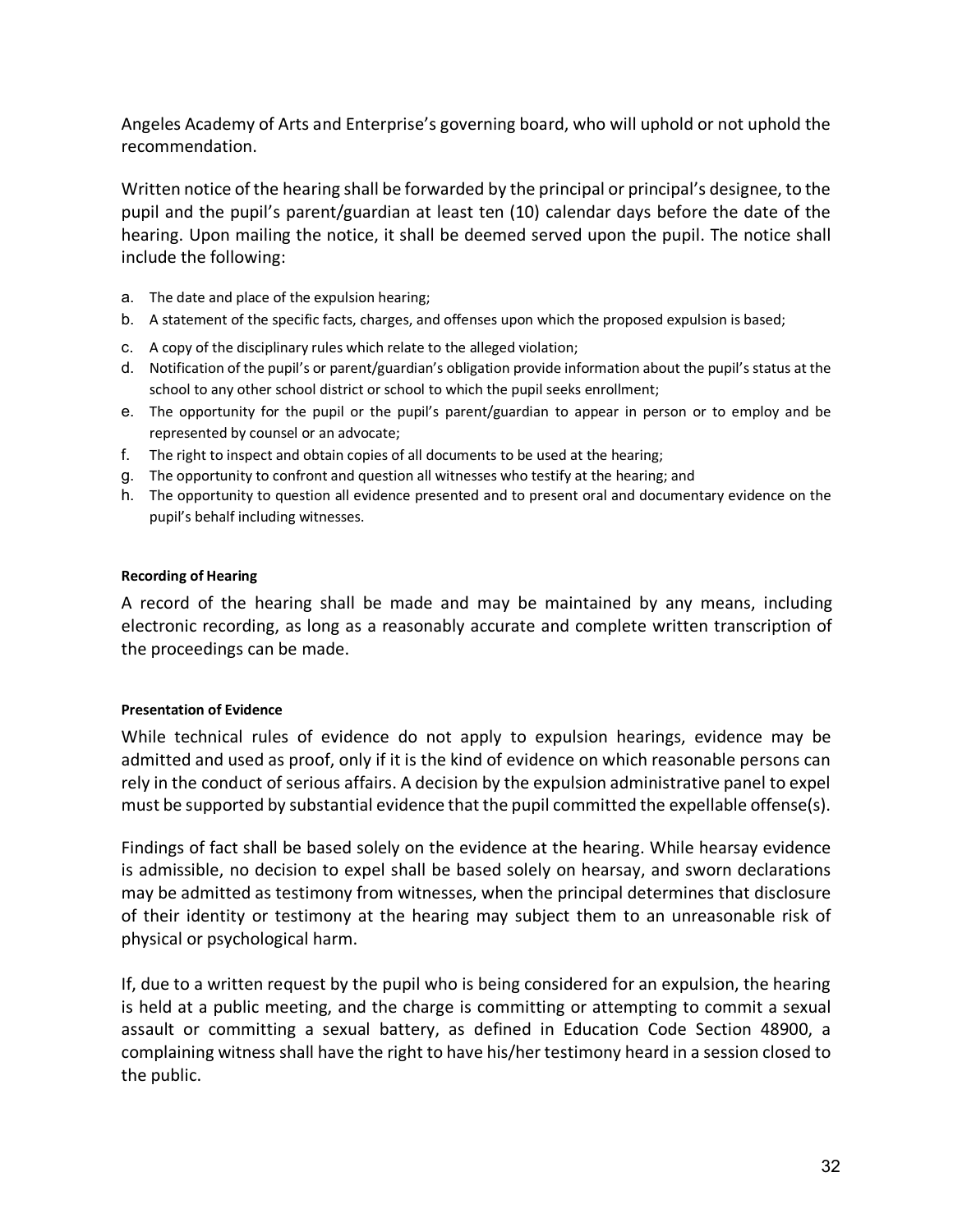Angeles Academy of Arts and Enterprise's governing board, who will uphold or not uphold the recommendation.

Written notice of the hearing shall be forwarded by the principal or principal's designee, to the pupil and the pupil's parent/guardian at least ten (10) calendar days before the date of the hearing. Upon mailing the notice, it shall be deemed served upon the pupil. The notice shall include the following:

a. The date and place of the expulsion hearing;
b. A statement of the specific facts, charges, and offenses upon which the proposed expulsion is based;
c. A copy of the disciplinary rules which relate to the alleged violation;
d. Notification of the pupil's or parent/guardian's obligation provide information about the pupil's status at the school to any other school district or school to which the pupil seeks enrollment;
e. The opportunity for the pupil or the pupil's parent/guardian to appear in person or to employ and be represented by counsel or an advocate;
f. The right to inspect and obtain copies of all documents to be used at the hearing;
g. The opportunity to confront and question all witnesses who testify at the hearing; and
h. The opportunity to question all evidence presented and to present oral and documentary evidence on the pupil's behalf including witnesses.

#### Recording of Hearing

A record of the hearing shall be made and may be maintained by any means, including electronic recording, as long as a reasonably accurate and complete written transcription of the proceedings can be made.

#### Presentation of Evidence

While technical rules of evidence do not apply to expulsion hearings, evidence may be admitted and used as proof, only if it is the kind of evidence on which reasonable persons can rely in the conduct of serious affairs. A decision by the expulsion administrative panel to expel must be supported by substantial evidence that the pupil committed the expellable offense(s).

Findings of fact shall be based solely on the evidence at the hearing. While hearsay evidence is admissible, no decision to expel shall be based solely on hearsay, and sworn declarations may be admitted as testimony from witnesses, when the principal determines that disclosure of their identity or testimony at the hearing may subject them to an unreasonable risk of physical or psychological harm.

If, due to a written request by the pupil who is being considered for an expulsion, the hearing is held at a public meeting, and the charge is committing or attempting to commit a sexual assault or committing a sexual battery, as defined in Education Code Section 48900, a complaining witness shall have the right to have his/her testimony heard in a session closed to the public.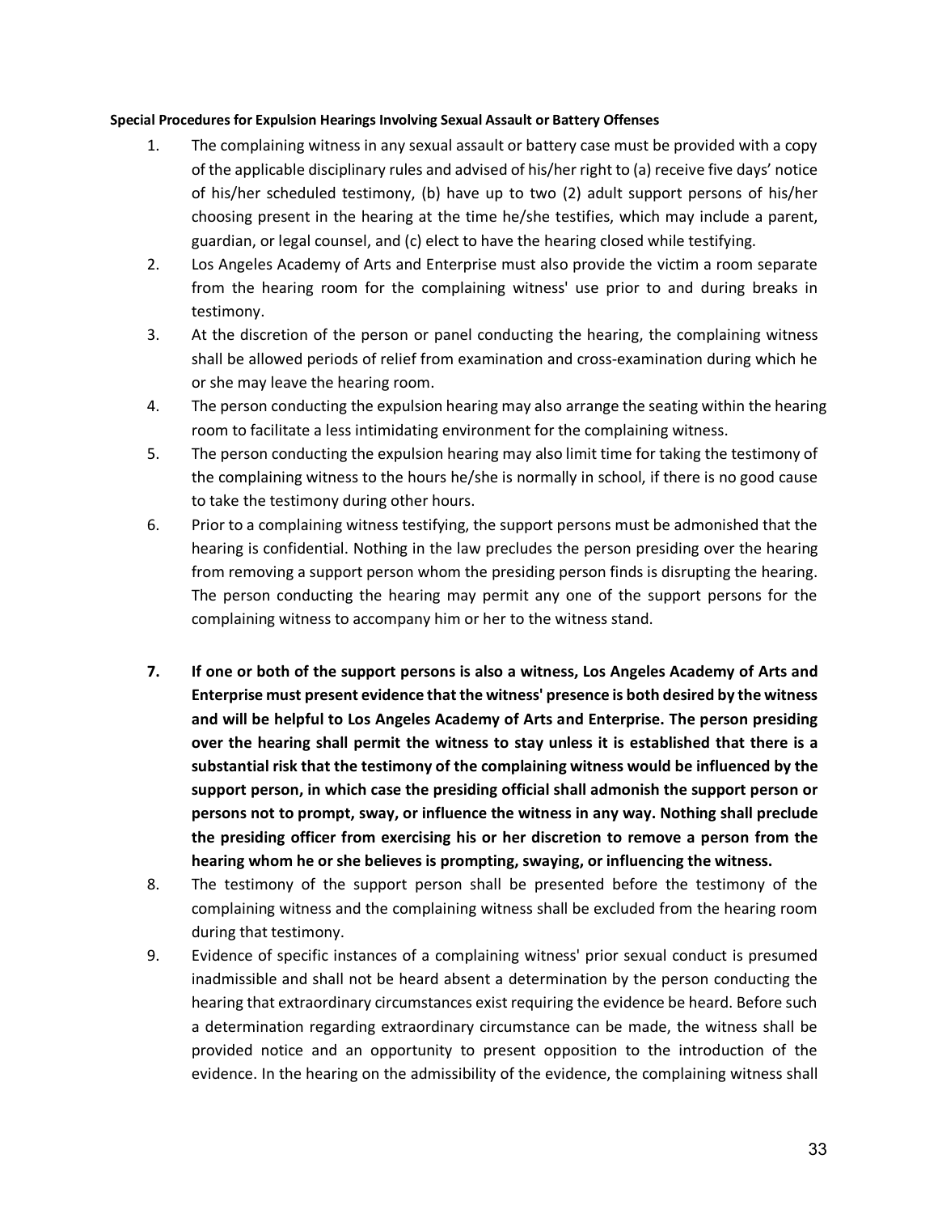**Special Procedures for Expulsion Hearings Involving Sexual Assault or Battery Offenses**

1. The complaining witness in any sexual assault or battery case must be provided with a copy of the applicable disciplinary rules and advised of his/her right to (a) receive five days' notice of his/her scheduled testimony, (b) have up to two (2) adult support persons of his/her choosing present in the hearing at the time he/she testifies, which may include a parent, guardian, or legal counsel, and (c) elect to have the hearing closed while testifying.
2. Los Angeles Academy of Arts and Enterprise must also provide the victim a room separate from the hearing room for the complaining witness' use prior to and during breaks in testimony.
3. At the discretion of the person or panel conducting the hearing, the complaining witness shall be allowed periods of relief from examination and cross-examination during which he or she may leave the hearing room.
4. The person conducting the expulsion hearing may also arrange the seating within the hearing room to facilitate a less intimidating environment for the complaining witness.
5. The person conducting the expulsion hearing may also limit time for taking the testimony of the complaining witness to the hours he/she is normally in school, if there is no good cause to take the testimony during other hours.
6. Prior to a complaining witness testifying, the support persons must be admonished that the hearing is confidential. Nothing in the law precludes the person presiding over the hearing from removing a support person whom the presiding person finds is disrupting the hearing. The person conducting the hearing may permit any one of the support persons for the complaining witness to accompany him or her to the witness stand.
7. **If one or both of the support persons is also a witness, Los Angeles Academy of Arts and Enterprise must present evidence that the witness' presence is both desired by the witness and will be helpful to Los Angeles Academy of Arts and Enterprise. The person presiding over the hearing shall permit the witness to stay unless it is established that there is a substantial risk that the testimony of the complaining witness would be influenced by the support person, in which case the presiding official shall admonish the support person or persons not to prompt, sway, or influence the witness in any way. Nothing shall preclude the presiding officer from exercising his or her discretion to remove a person from the hearing whom he or she believes is prompting, swaying, or influencing the witness.**
8. The testimony of the support person shall be presented before the testimony of the complaining witness and the complaining witness shall be excluded from the hearing room during that testimony.
9. Evidence of specific instances of a complaining witness' prior sexual conduct is presumed inadmissible and shall not be heard absent a determination by the person conducting the hearing that extraordinary circumstances exist requiring the evidence be heard. Before such a determination regarding extraordinary circumstance can be made, the witness shall be provided notice and an opportunity to present opposition to the introduction of the evidence. In the hearing on the admissibility of the evidence, the complaining witness shall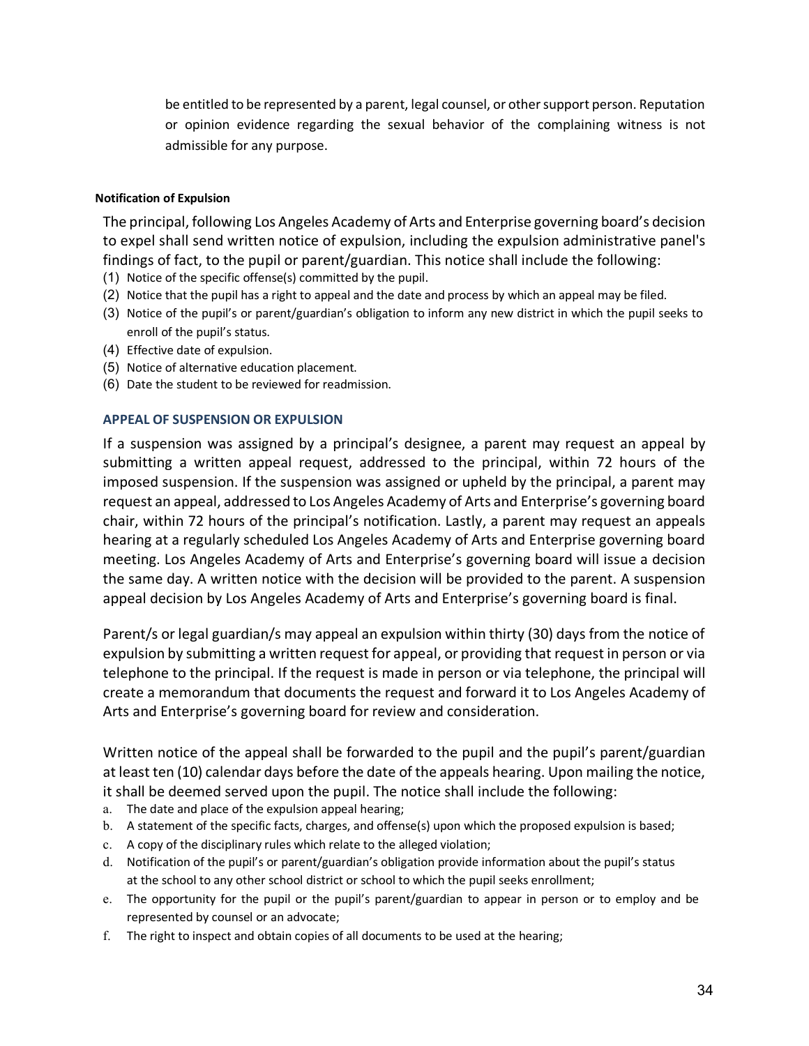be entitled to be represented by a parent, legal counsel, or other support person. Reputation or opinion evidence regarding the sexual behavior of the complaining witness is not admissible for any purpose.

#### Notification of Expulsion

The principal, following Los Angeles Academy of Arts and Enterprise governing board's decision to expel shall send written notice of expulsion, including the expulsion administrative panel's findings of fact, to the pupil or parent/guardian. This notice shall include the following:

(1) Notice of the specific offense(s) committed by the pupil.
(2) Notice that the pupil has a right to appeal and the date and process by which an appeal may be filed.
(3) Notice of the pupil's or parent/guardian's obligation to inform any new district in which the pupil seeks to enroll of the pupil's status.
(4) Effective date of expulsion.
(5) Notice of alternative education placement.
(6) Date the student to be reviewed for readmission.

### APPEAL OF SUSPENSION OR EXPULSION

If a suspension was assigned by a principal's designee, a parent may request an appeal by submitting a written appeal request, addressed to the principal, within 72 hours of the imposed suspension. If the suspension was assigned or upheld by the principal, a parent may request an appeal, addressed to Los Angeles Academy of Arts and Enterprise's governing board chair, within 72 hours of the principal's notification. Lastly, a parent may request an appeals hearing at a regularly scheduled Los Angeles Academy of Arts and Enterprise governing board meeting. Los Angeles Academy of Arts and Enterprise's governing board will issue a decision the same day. A written notice with the decision will be provided to the parent. A suspension appeal decision by Los Angeles Academy of Arts and Enterprise's governing board is final.

Parent/s or legal guardian/s may appeal an expulsion within thirty (30) days from the notice of expulsion by submitting a written request for appeal, or providing that request in person or via telephone to the principal. If the request is made in person or via telephone, the principal will create a memorandum that documents the request and forward it to Los Angeles Academy of Arts and Enterprise's governing board for review and consideration.

Written notice of the appeal shall be forwarded to the pupil and the pupil's parent/guardian at least ten (10) calendar days before the date of the appeals hearing. Upon mailing the notice, it shall be deemed served upon the pupil. The notice shall include the following:

a. The date and place of the expulsion appeal hearing;
b. A statement of the specific facts, charges, and offense(s) upon which the proposed expulsion is based;
c. A copy of the disciplinary rules which relate to the alleged violation;
d. Notification of the pupil's or parent/guardian's obligation provide information about the pupil's status at the school to any other school district or school to which the pupil seeks enrollment;
e. The opportunity for the pupil or the pupil's parent/guardian to appear in person or to employ and be represented by counsel or an advocate;
f. The right to inspect and obtain copies of all documents to be used at the hearing;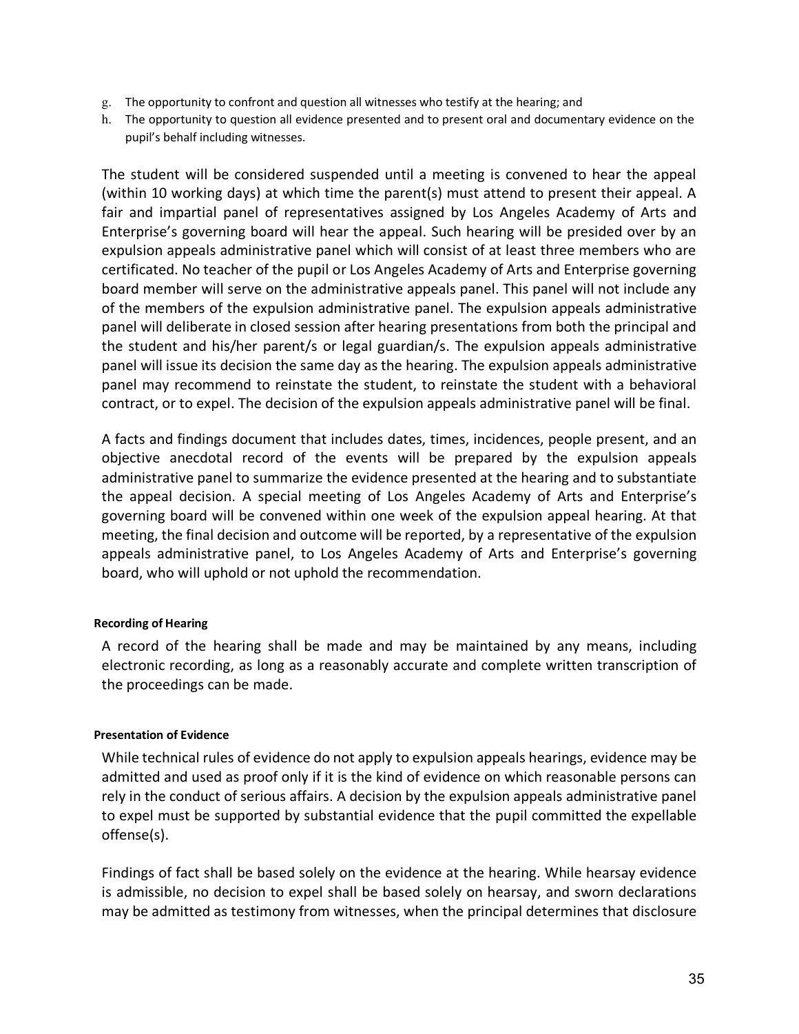g. The opportunity to confront and question all witnesses who testify at the hearing; and
h. The opportunity to question all evidence presented and to present oral and documentary evidence on the pupil's behalf including witnesses.

The student will be considered suspended until a meeting is convened to hear the appeal (within 10 working days) at which time the parent(s) must attend to present their appeal. A fair and impartial panel of representatives assigned by Los Angeles Academy of Arts and Enterprise's governing board will hear the appeal. Such hearing will be presided over by an expulsion appeals administrative panel which will consist of at least three members who are certificated. No teacher of the pupil or Los Angeles Academy of Arts and Enterprise governing board member will serve on the administrative appeals panel. This panel will not include any of the members of the expulsion administrative panel. The expulsion appeals administrative panel will deliberate in closed session after hearing presentations from both the principal and the student and his/her parent/s or legal guardian/s. The expulsion appeals administrative panel will issue its decision the same day as the hearing. The expulsion appeals administrative panel may recommend to reinstate the student, to reinstate the student with a behavioral contract, or to expel. The decision of the expulsion appeals administrative panel will be final.

A facts and findings document that includes dates, times, incidences, people present, and an objective anecdotal record of the events will be prepared by the expulsion appeals administrative panel to summarize the evidence presented at the hearing and to substantiate the appeal decision. A special meeting of Los Angeles Academy of Arts and Enterprise's governing board will be convened within one week of the expulsion appeal hearing. At that meeting, the final decision and outcome will be reported, by a representative of the expulsion appeals administrative panel, to Los Angeles Academy of Arts and Enterprise's governing board, who will uphold or not uphold the recommendation.

#### Recording of Hearing

A record of the hearing shall be made and may be maintained by any means, including electronic recording, as long as a reasonably accurate and complete written transcription of the proceedings can be made.

#### Presentation of Evidence

While technical rules of evidence do not apply to expulsion appeals hearings, evidence may be admitted and used as proof only if it is the kind of evidence on which reasonable persons can rely in the conduct of serious affairs. A decision by the expulsion appeals administrative panel to expel must be supported by substantial evidence that the pupil committed the expellable offense(s).

Findings of fact shall be based solely on the evidence at the hearing. While hearsay evidence is admissible, no decision to expel shall be based solely on hearsay, and sworn declarations may be admitted as testimony from witnesses, when the principal determines that disclosure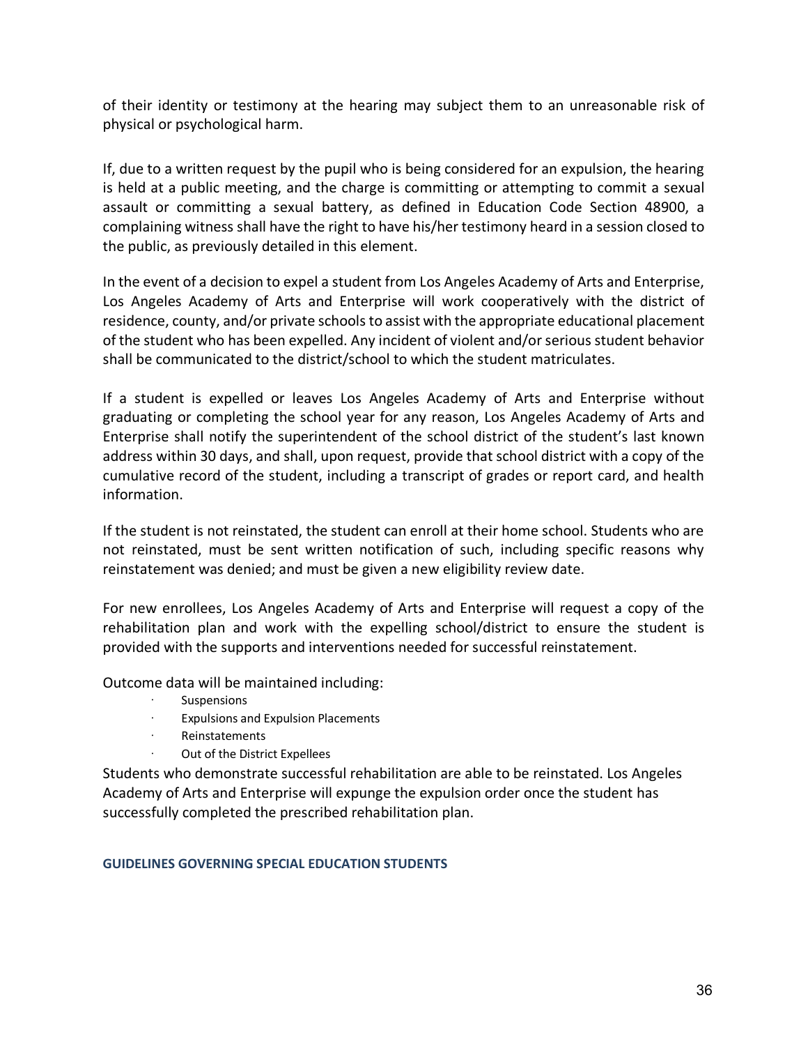of their identity or testimony at the hearing may subject them to an unreasonable risk of physical or psychological harm.

If, due to a written request by the pupil who is being considered for an expulsion, the hearing is held at a public meeting, and the charge is committing or attempting to commit a sexual assault or committing a sexual battery, as defined in Education Code Section 48900, a complaining witness shall have the right to have his/her testimony heard in a session closed to the public, as previously detailed in this element.

In the event of a decision to expel a student from Los Angeles Academy of Arts and Enterprise, Los Angeles Academy of Arts and Enterprise will work cooperatively with the district of residence, county, and/or private schools to assist with the appropriate educational placement of the student who has been expelled. Any incident of violent and/or serious student behavior shall be communicated to the district/school to which the student matriculates.

If a student is expelled or leaves Los Angeles Academy of Arts and Enterprise without graduating or completing the school year for any reason, Los Angeles Academy of Arts and Enterprise shall notify the superintendent of the school district of the student's last known address within 30 days, and shall, upon request, provide that school district with a copy of the cumulative record of the student, including a transcript of grades or report card, and health information.

If the student is not reinstated, the student can enroll at their home school. Students who are not reinstated, must be sent written notification of such, including specific reasons why reinstatement was denied; and must be given a new eligibility review date.

For new enrollees, Los Angeles Academy of Arts and Enterprise will request a copy of the rehabilitation plan and work with the expelling school/district to ensure the student is provided with the supports and interventions needed for successful reinstatement.

Outcome data will be maintained including:

- Suspensions
- Expulsions and Expulsion Placements
- Reinstatements
- Out of the District Expellees

Students who demonstrate successful rehabilitation are able to be reinstated. Los Angeles Academy of Arts and Enterprise will expunge the expulsion order once the student has successfully completed the prescribed rehabilitation plan.

#### GUIDELINES GOVERNING SPECIAL EDUCATION STUDENTS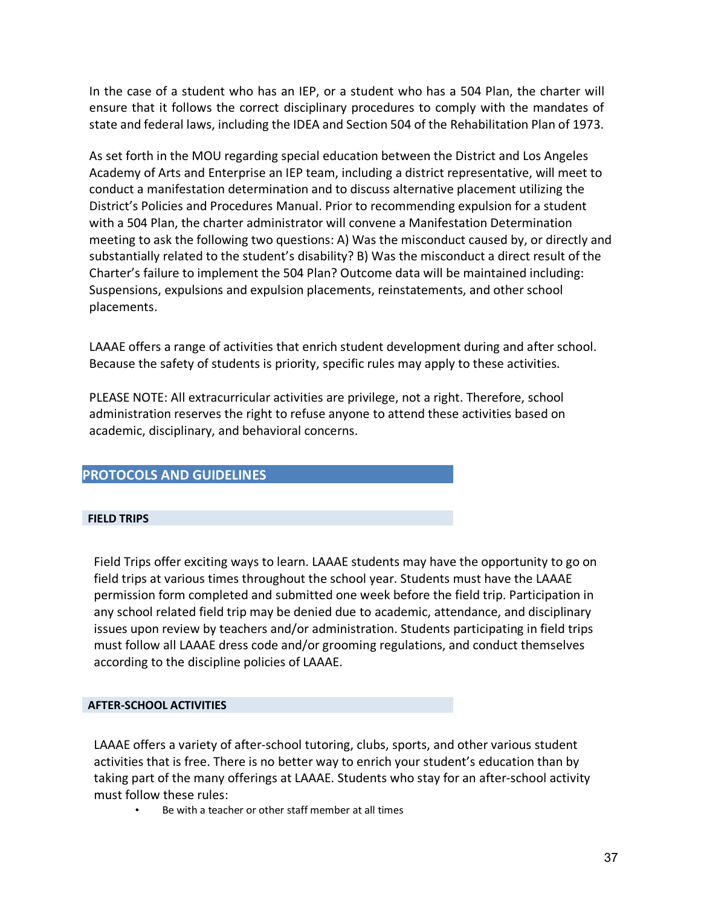In the case of a student who has an IEP, or a student who has a 504 Plan, the charter will ensure that it follows the correct disciplinary procedures to comply with the mandates of state and federal laws, including the IDEA and Section 504 of the Rehabilitation Plan of 1973.

As set forth in the MOU regarding special education between the District and Los Angeles Academy of Arts and Enterprise an IEP team, including a district representative, will meet to conduct a manifestation determination and to discuss alternative placement utilizing the District's Policies and Procedures Manual. Prior to recommending expulsion for a student with a 504 Plan, the charter administrator will convene a Manifestation Determination meeting to ask the following two questions: A) Was the misconduct caused by, or directly and substantially related to the student's disability? B) Was the misconduct a direct result of the Charter's failure to implement the 504 Plan? Outcome data will be maintained including: Suspensions, expulsions and expulsion placements, reinstatements, and other school placements.

LAAAE offers a range of activities that enrich student development during and after school. Because the safety of students is priority, specific rules may apply to these activities.

PLEASE NOTE: All extracurricular activities are privilege, not a right. Therefore, school administration reserves the right to refuse anyone to attend these activities based on academic, disciplinary, and behavioral concerns.

## PROTOCOLS AND GUIDELINES

### FIELD TRIPS

Field Trips offer exciting ways to learn. LAAAE students may have the opportunity to go on field trips at various times throughout the school year. Students must have the LAAAE permission form completed and submitted one week before the field trip. Participation in any school related field trip may be denied due to academic, attendance, and disciplinary issues upon review by teachers and/or administration. Students participating in field trips must follow all LAAAE dress code and/or grooming regulations, and conduct themselves according to the discipline policies of LAAAE.

### AFTER-SCHOOL ACTIVITIES

LAAAE offers a variety of after-school tutoring, clubs, sports, and other various student activities that is free. There is no better way to enrich your student's education than by taking part of the many offerings at LAAAE. Students who stay for an after-school activity must follow these rules:

- Be with a teacher or other staff member at all times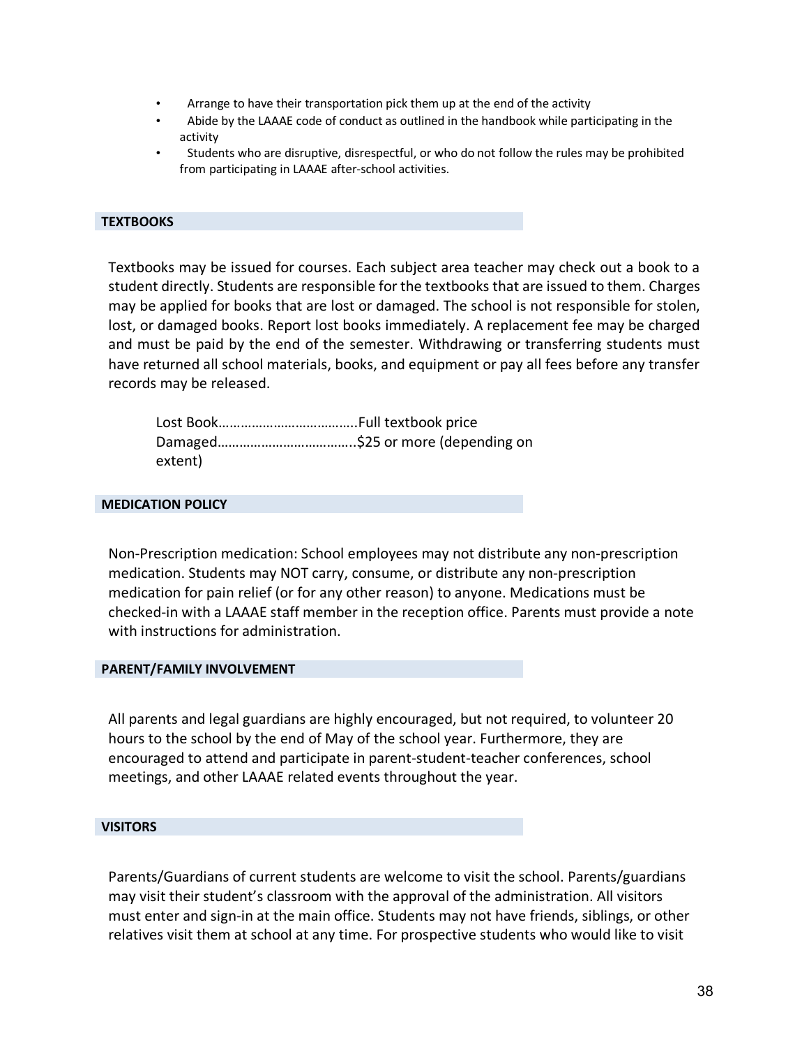- Arrange to have their transportation pick them up at the end of the activity
- Abide by the LAAAE code of conduct as outlined in the handbook while participating in the activity
- Students who are disruptive, disrespectful, or who do not follow the rules may be prohibited from participating in LAAAE after-school activities.

## TEXTBOOKS

Textbooks may be issued for courses. Each subject area teacher may check out a book to a student directly. Students are responsible for the textbooks that are issued to them. Charges may be applied for books that are lost or damaged. The school is not responsible for stolen, lost, or damaged books. Report lost books immediately. A replacement fee may be charged and must be paid by the end of the semester. Withdrawing or transferring students must have returned all school materials, books, and equipment or pay all fees before any transfer records may be released.

Lost Book……………………………….Full textbook price
Damaged………………………………..$25 or more (depending on extent)

## MEDICATION POLICY

Non-Prescription medication: School employees may not distribute any non-prescription medication. Students may NOT carry, consume, or distribute any non-prescription medication for pain relief (or for any other reason) to anyone. Medications must be checked-in with a LAAAE staff member in the reception office. Parents must provide a note with instructions for administration.

## PARENT/FAMILY INVOLVEMENT

All parents and legal guardians are highly encouraged, but not required, to volunteer 20 hours to the school by the end of May of the school year. Furthermore, they are encouraged to attend and participate in parent-student-teacher conferences, school meetings, and other LAAAE related events throughout the year.

## VISITORS

Parents/Guardians of current students are welcome to visit the school. Parents/guardians may visit their student's classroom with the approval of the administration. All visitors must enter and sign-in at the main office. Students may not have friends, siblings, or other relatives visit them at school at any time. For prospective students who would like to visit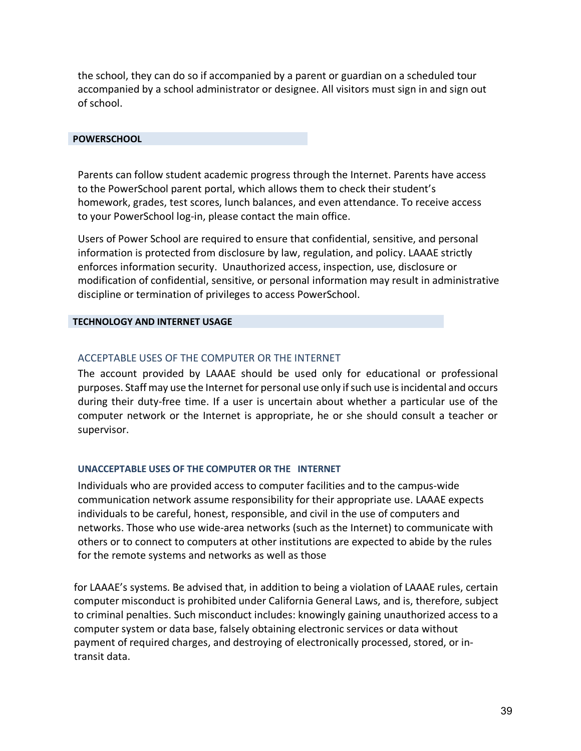the school, they can do so if accompanied by a parent or guardian on a scheduled tour accompanied by a school administrator or designee. All visitors must sign in and sign out of school.

## POWERSCHOOL

Parents can follow student academic progress through the Internet. Parents have access to the PowerSchool parent portal, which allows them to check their student's homework, grades, test scores, lunch balances, and even attendance. To receive access to your PowerSchool log-in, please contact the main office.

Users of Power School are required to ensure that confidential, sensitive, and personal information is protected from disclosure by law, regulation, and policy. LAAAE strictly enforces information security. Unauthorized access, inspection, use, disclosure or modification of confidential, sensitive, or personal information may result in administrative discipline or termination of privileges to access PowerSchool.

## TECHNOLOGY AND INTERNET USAGE

### ACCEPTABLE USES OF THE COMPUTER OR THE INTERNET

The account provided by LAAAE should be used only for educational or professional purposes. Staff may use the Internet for personal use only if such use is incidental and occurs during their duty-free time. If a user is uncertain about whether a particular use of the computer network or the Internet is appropriate, he or she should consult a teacher or supervisor.

### UNACCEPTABLE USES OF THE COMPUTER OR THE INTERNET

Individuals who are provided access to computer facilities and to the campus-wide communication network assume responsibility for their appropriate use. LAAAE expects individuals to be careful, honest, responsible, and civil in the use of computers and networks. Those who use wide-area networks (such as the Internet) to communicate with others or to connect to computers at other institutions are expected to abide by the rules for the remote systems and networks as well as those for LAAAE's systems. Be advised that, in addition to being a violation of LAAAE rules, certain computer misconduct is prohibited under California General Laws, and is, therefore, subject to criminal penalties. Such misconduct includes: knowingly gaining unauthorized access to a computer system or data base, falsely obtaining electronic services or data without payment of required charges, and destroying of electronically processed, stored, or in-transit data.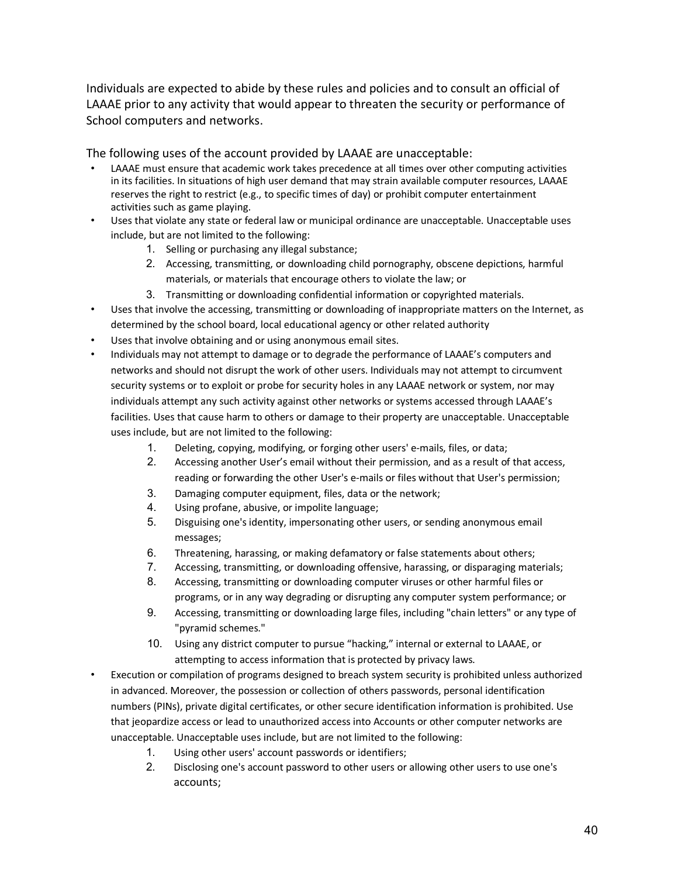Individuals are expected to abide by these rules and policies and to consult an official of LAAAE prior to any activity that would appear to threaten the security or performance of School computers and networks.

The following uses of the account provided by LAAAE are unacceptable:

- LAAAE must ensure that academic work takes precedence at all times over other computing activities in its facilities. In situations of high user demand that may strain available computer resources, LAAAE reserves the right to restrict (e.g., to specific times of day) or prohibit computer entertainment activities such as game playing.
- Uses that violate any state or federal law or municipal ordinance are unacceptable. Unacceptable uses include, but are not limited to the following:
    1. Selling or purchasing any illegal substance;
    2. Accessing, transmitting, or downloading child pornography, obscene depictions, harmful materials, or materials that encourage others to violate the law; or
    3. Transmitting or downloading confidential information or copyrighted materials.
- Uses that involve the accessing, transmitting or downloading of inappropriate matters on the Internet, as determined by the school board, local educational agency or other related authority
- Uses that involve obtaining and or using anonymous email sites.
- Individuals may not attempt to damage or to degrade the performance of LAAAE's computers and networks and should not disrupt the work of other users. Individuals may not attempt to circumvent security systems or to exploit or probe for security holes in any LAAAE network or system, nor may individuals attempt any such activity against other networks or systems accessed through LAAAE's facilities. Uses that cause harm to others or damage to their property are unacceptable. Unacceptable uses include, but are not limited to the following:
    1. Deleting, copying, modifying, or forging other users' e-mails, files, or data;
    2. Accessing another User's email without their permission, and as a result of that access, reading or forwarding the other User's e-mails or files without that User's permission;
    3. Damaging computer equipment, files, data or the network;
    4. Using profane, abusive, or impolite language;
    5. Disguising one's identity, impersonating other users, or sending anonymous email messages;
    6. Threatening, harassing, or making defamatory or false statements about others;
    7. Accessing, transmitting, or downloading offensive, harassing, or disparaging materials;
    8. Accessing, transmitting or downloading computer viruses or other harmful files or programs, or in any way degrading or disrupting any computer system performance; or
    9. Accessing, transmitting or downloading large files, including "chain letters" or any type of "pyramid schemes."
    10. Using any district computer to pursue "hacking," internal or external to LAAAE, or attempting to access information that is protected by privacy laws.
- Execution or compilation of programs designed to breach system security is prohibited unless authorized in advanced. Moreover, the possession or collection of others passwords, personal identification numbers (PINs), private digital certificates, or other secure identification information is prohibited. Use that jeopardize access or lead to unauthorized access into Accounts or other computer networks are unacceptable. Unacceptable uses include, but are not limited to the following:
    1. Using other users' account passwords or identifiers;
    2. Disclosing one's account password to other users or allowing other users to use one's accounts;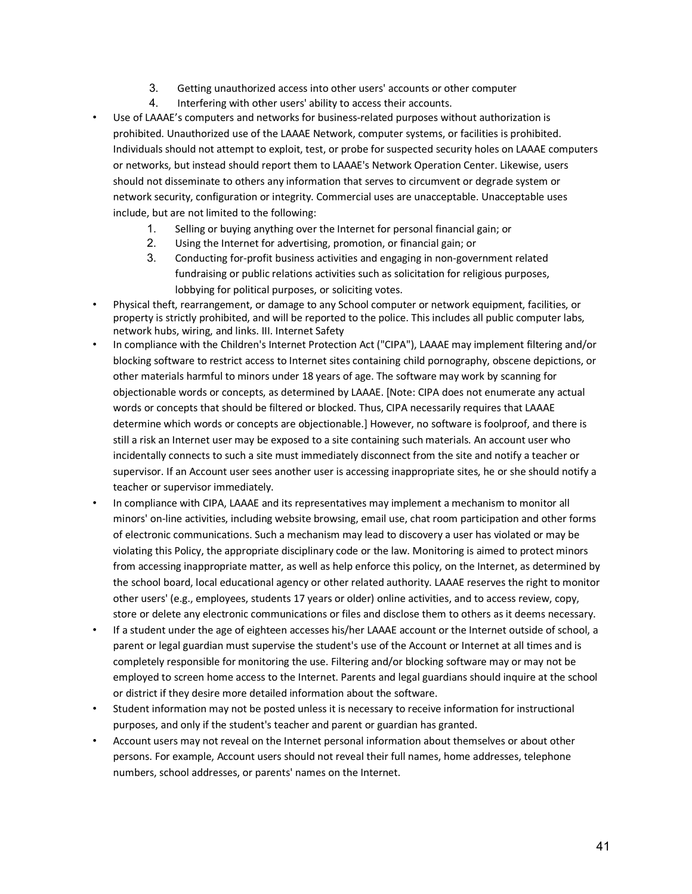3. Getting unauthorized access into other users' accounts or other computer
4. Interfering with other users' ability to access their accounts.

- Use of LAAAE's computers and networks for business-related purposes without authorization is prohibited. Unauthorized use of the LAAAE Network, computer systems, or facilities is prohibited. Individuals should not attempt to exploit, test, or probe for suspected security holes on LAAAE computers or networks, but instead should report them to LAAAE's Network Operation Center. Likewise, users should not disseminate to others any information that serves to circumvent or degrade system or network security, configuration or integrity. Commercial uses are unacceptable. Unacceptable uses include, but are not limited to the following:
    1. Selling or buying anything over the Internet for personal financial gain; or
    2. Using the Internet for advertising, promotion, or financial gain; or
    3. Conducting for-profit business activities and engaging in non-government related fundraising or public relations activities such as solicitation for religious purposes, lobbying for political purposes, or soliciting votes.
- Physical theft, rearrangement, or damage to any School computer or network equipment, facilities, or property is strictly prohibited, and will be reported to the police. This includes all public computer labs, network hubs, wiring, and links. III. Internet Safety
- In compliance with the Children's Internet Protection Act ("CIPA"), LAAAE may implement filtering and/or blocking software to restrict access to Internet sites containing child pornography, obscene depictions, or other materials harmful to minors under 18 years of age. The software may work by scanning for objectionable words or concepts, as determined by LAAAE. [Note: CIPA does not enumerate any actual words or concepts that should be filtered or blocked. Thus, CIPA necessarily requires that LAAAE determine which words or concepts are objectionable.] However, no software is foolproof, and there is still a risk an Internet user may be exposed to a site containing such materials. An account user who incidentally connects to such a site must immediately disconnect from the site and notify a teacher or supervisor. If an Account user sees another user is accessing inappropriate sites, he or she should notify a teacher or supervisor immediately.
- In compliance with CIPA, LAAAE and its representatives may implement a mechanism to monitor all minors' on-line activities, including website browsing, email use, chat room participation and other forms of electronic communications. Such a mechanism may lead to discovery a user has violated or may be violating this Policy, the appropriate disciplinary code or the law. Monitoring is aimed to protect minors from accessing inappropriate matter, as well as help enforce this policy, on the Internet, as determined by the school board, local educational agency or other related authority. LAAAE reserves the right to monitor other users' (e.g., employees, students 17 years or older) online activities, and to access review, copy, store or delete any electronic communications or files and disclose them to others as it deems necessary.
- If a student under the age of eighteen accesses his/her LAAAE account or the Internet outside of school, a parent or legal guardian must supervise the student's use of the Account or Internet at all times and is completely responsible for monitoring the use. Filtering and/or blocking software may or may not be employed to screen home access to the Internet. Parents and legal guardians should inquire at the school or district if they desire more detailed information about the software.
- Student information may not be posted unless it is necessary to receive information for instructional purposes, and only if the student's teacher and parent or guardian has granted.
- Account users may not reveal on the Internet personal information about themselves or about other persons. For example, Account users should not reveal their full names, home addresses, telephone numbers, school addresses, or parents' names on the Internet.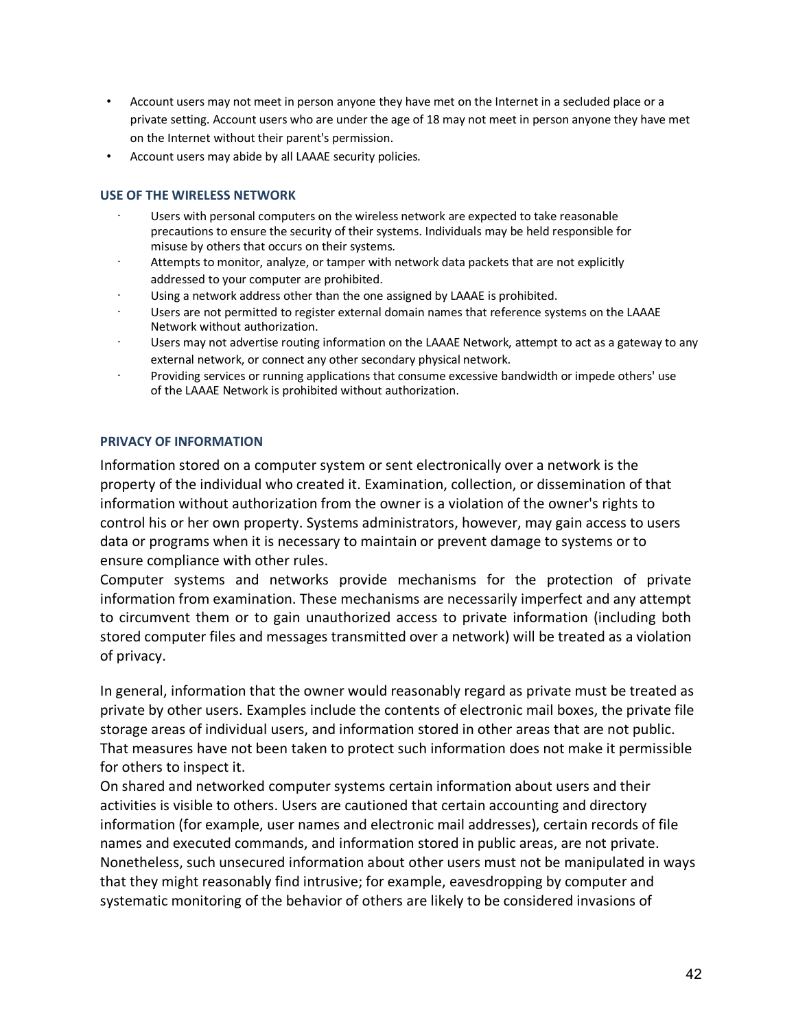- Account users may not meet in person anyone they have met on the Internet in a secluded place or a private setting. Account users who are under the age of 18 may not meet in person anyone they have met on the Internet without their parent's permission.
- Account users may abide by all LAAAE security policies.

### USE OF THE WIRELESS NETWORK

- Users with personal computers on the wireless network are expected to take reasonable precautions to ensure the security of their systems. Individuals may be held responsible for misuse by others that occurs on their systems.
- Attempts to monitor, analyze, or tamper with network data packets that are not explicitly addressed to your computer are prohibited.
- Using a network address other than the one assigned by LAAAE is prohibited.
- Users are not permitted to register external domain names that reference systems on the LAAAE Network without authorization.
- Users may not advertise routing information on the LAAAE Network, attempt to act as a gateway to any external network, or connect any other secondary physical network.
- Providing services or running applications that consume excessive bandwidth or impede others' use of the LAAAE Network is prohibited without authorization.

### PRIVACY OF INFORMATION

Information stored on a computer system or sent electronically over a network is the property of the individual who created it. Examination, collection, or dissemination of that information without authorization from the owner is a violation of the owner's rights to control his or her own property. Systems administrators, however, may gain access to users data or programs when it is necessary to maintain or prevent damage to systems or to ensure compliance with other rules.
Computer systems and networks provide mechanisms for the protection of private information from examination. These mechanisms are necessarily imperfect and any attempt to circumvent them or to gain unauthorized access to private information (including both stored computer files and messages transmitted over a network) will be treated as a violation of privacy.

In general, information that the owner would reasonably regard as private must be treated as private by other users. Examples include the contents of electronic mail boxes, the private file storage areas of individual users, and information stored in other areas that are not public. That measures have not been taken to protect such information does not make it permissible for others to inspect it.
On shared and networked computer systems certain information about users and their activities is visible to others. Users are cautioned that certain accounting and directory information (for example, user names and electronic mail addresses), certain records of file names and executed commands, and information stored in public areas, are not private. Nonetheless, such unsecured information about other users must not be manipulated in ways that they might reasonably find intrusive; for example, eavesdropping by computer and systematic monitoring of the behavior of others are likely to be considered invasions of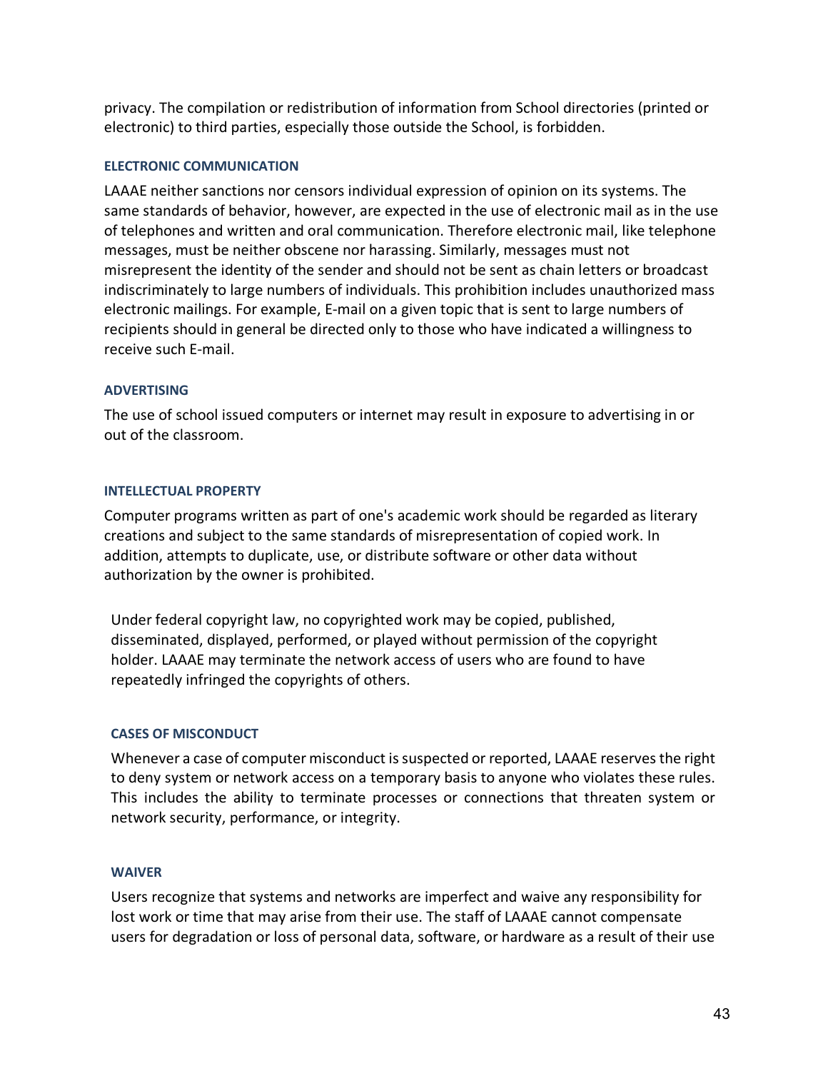privacy. The compilation or redistribution of information from School directories (printed or electronic) to third parties, especially those outside the School, is forbidden.

#### ELECTRONIC COMMUNICATION

LAAAE neither sanctions nor censors individual expression of opinion on its systems. The same standards of behavior, however, are expected in the use of electronic mail as in the use of telephones and written and oral communication. Therefore electronic mail, like telephone messages, must be neither obscene nor harassing. Similarly, messages must not misrepresent the identity of the sender and should not be sent as chain letters or broadcast indiscriminately to large numbers of individuals. This prohibition includes unauthorized mass electronic mailings. For example, E-mail on a given topic that is sent to large numbers of recipients should in general be directed only to those who have indicated a willingness to receive such E-mail.

#### ADVERTISING

The use of school issued computers or internet may result in exposure to advertising in or out of the classroom.

#### INTELLECTUAL PROPERTY

Computer programs written as part of one's academic work should be regarded as literary creations and subject to the same standards of misrepresentation of copied work. In addition, attempts to duplicate, use, or distribute software or other data without authorization by the owner is prohibited.

Under federal copyright law, no copyrighted work may be copied, published, disseminated, displayed, performed, or played without permission of the copyright holder. LAAAE may terminate the network access of users who are found to have repeatedly infringed the copyrights of others.

#### CASES OF MISCONDUCT

Whenever a case of computer misconduct is suspected or reported, LAAAE reserves the right to deny system or network access on a temporary basis to anyone who violates these rules. This includes the ability to terminate processes or connections that threaten system or network security, performance, or integrity.

#### WAIVER

Users recognize that systems and networks are imperfect and waive any responsibility for lost work or time that may arise from their use. The staff of LAAAE cannot compensate users for degradation or loss of personal data, software, or hardware as a result of their use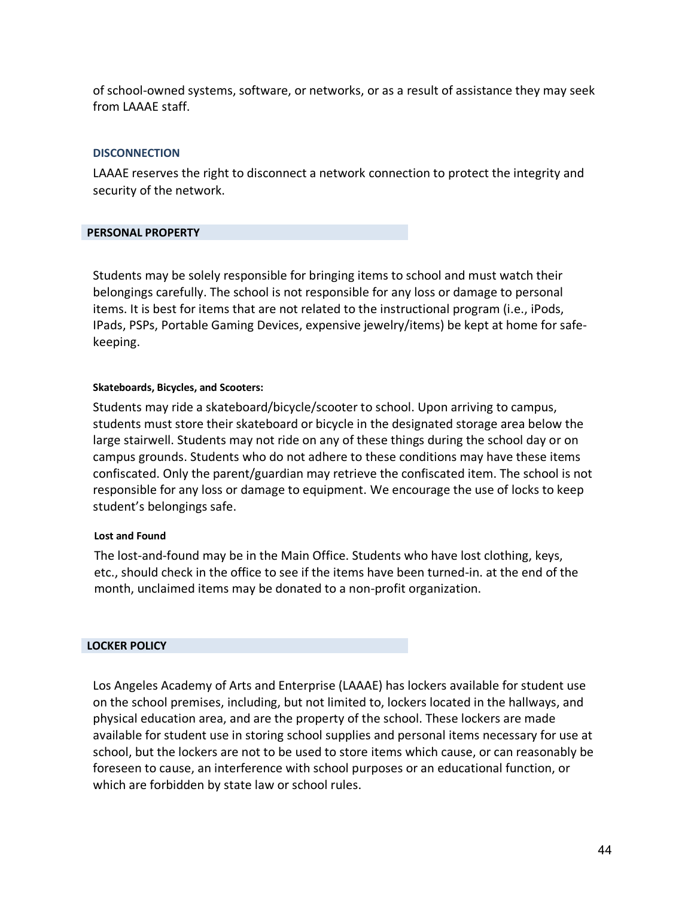of school-owned systems, software, or networks, or as a result of assistance they may seek from LAAAE staff.

### DISCONNECTION

LAAAE reserves the right to disconnect a network connection to protect the integrity and security of the network.

## PERSONAL PROPERTY

Students may be solely responsible for bringing items to school and must watch their belongings carefully. The school is not responsible for any loss or damage to personal items. It is best for items that are not related to the instructional program (i.e., iPods, IPads, PSPs, Portable Gaming Devices, expensive jewelry/items) be kept at home for safe-keeping.

#### Skateboards, Bicycles, and Scooters:

Students may ride a skateboard/bicycle/scooter to school. Upon arriving to campus, students must store their skateboard or bicycle in the designated storage area below the large stairwell. Students may not ride on any of these things during the school day or on campus grounds. Students who do not adhere to these conditions may have these items confiscated. Only the parent/guardian may retrieve the confiscated item. The school is not responsible for any loss or damage to equipment. We encourage the use of locks to keep student's belongings safe.

#### Lost and Found

The lost-and-found may be in the Main Office. Students who have lost clothing, keys, etc., should check in the office to see if the items have been turned-in. at the end of the month, unclaimed items may be donated to a non-profit organization.

## LOCKER POLICY

Los Angeles Academy of Arts and Enterprise (LAAAE) has lockers available for student use on the school premises, including, but not limited to, lockers located in the hallways, and physical education area, and are the property of the school. These lockers are made available for student use in storing school supplies and personal items necessary for use at school, but the lockers are not to be used to store items which cause, or can reasonably be foreseen to cause, an interference with school purposes or an educational function, or which are forbidden by state law or school rules.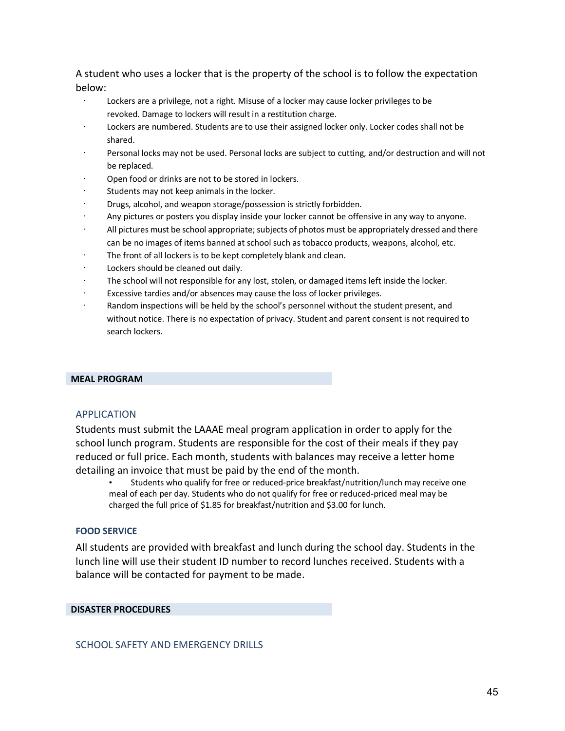A student who uses a locker that is the property of the school is to follow the expectation below:

- Lockers are a privilege, not a right. Misuse of a locker may cause locker privileges to be revoked. Damage to lockers will result in a restitution charge.
- Lockers are numbered. Students are to use their assigned locker only. Locker codes shall not be shared.
- Personal locks may not be used. Personal locks are subject to cutting, and/or destruction and will not be replaced.
- Open food or drinks are not to be stored in lockers.
- Students may not keep animals in the locker.
- Drugs, alcohol, and weapon storage/possession is strictly forbidden.
- Any pictures or posters you display inside your locker cannot be offensive in any way to anyone.
- All pictures must be school appropriate; subjects of photos must be appropriately dressed and there can be no images of items banned at school such as tobacco products, weapons, alcohol, etc.
- The front of all lockers is to be kept completely blank and clean.
- Lockers should be cleaned out daily.
- The school will not responsible for any lost, stolen, or damaged items left inside the locker.
- Excessive tardies and/or absences may cause the loss of locker privileges.
- Random inspections will be held by the school's personnel without the student present, and without notice. There is no expectation of privacy. Student and parent consent is not required to search lockers.

## MEAL PROGRAM

### APPLICATION

Students must submit the LAAAE meal program application in order to apply for the school lunch program. Students are responsible for the cost of their meals if they pay reduced or full price. Each month, students with balances may receive a letter home detailing an invoice that must be paid by the end of the month.

- Students who qualify for free or reduced-price breakfast/nutrition/lunch may receive one meal of each per day. Students who do not qualify for free or reduced-priced meal may be charged the full price of $1.85 for breakfast/nutrition and $3.00 for lunch.

### FOOD SERVICE

All students are provided with breakfast and lunch during the school day. Students in the lunch line will use their student ID number to record lunches received. Students with a balance will be contacted for payment to be made.

## DISASTER PROCEDURES

### SCHOOL SAFETY AND EMERGENCY DRILLS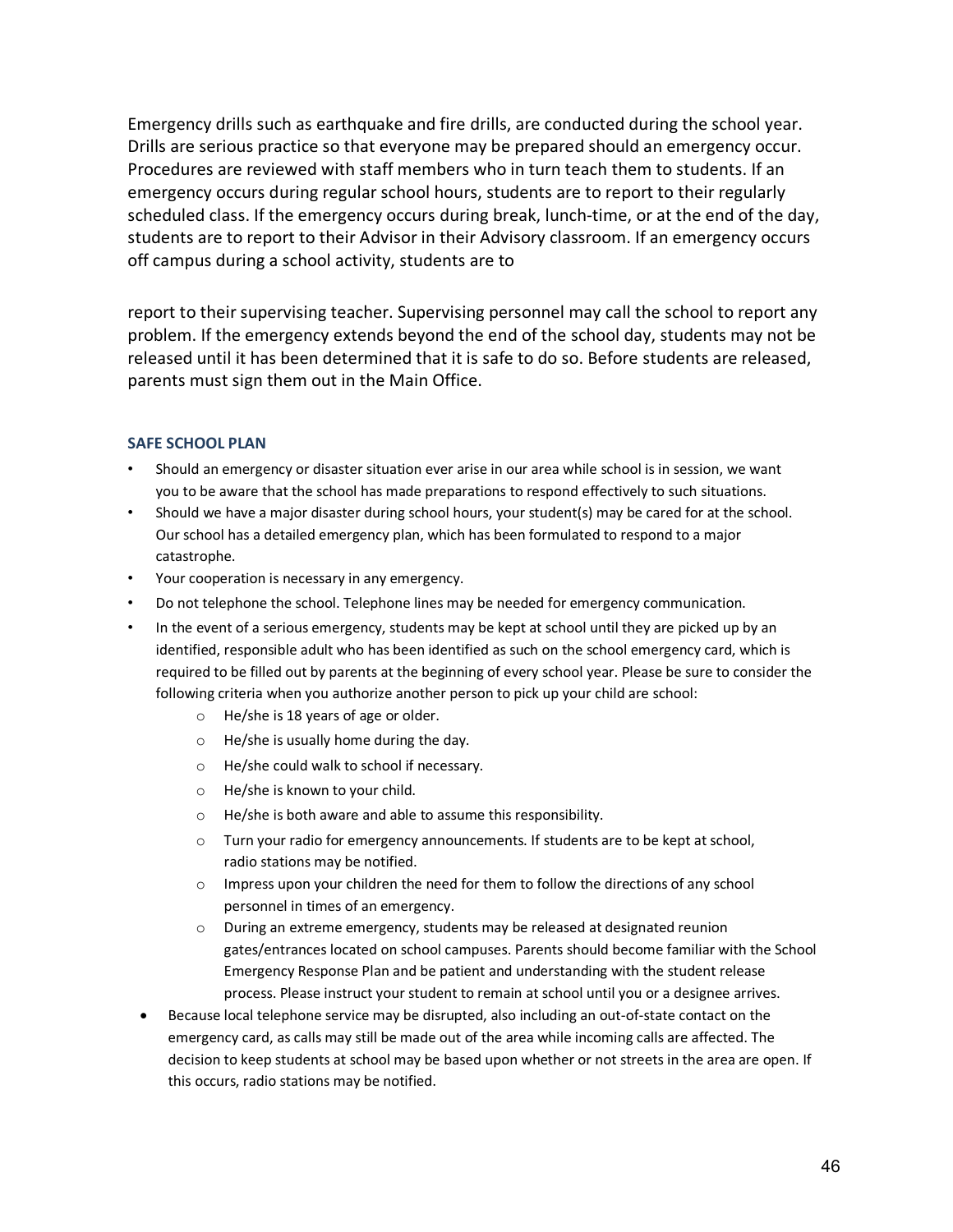Emergency drills such as earthquake and fire drills, are conducted during the school year. Drills are serious practice so that everyone may be prepared should an emergency occur. Procedures are reviewed with staff members who in turn teach them to students. If an emergency occurs during regular school hours, students are to report to their regularly scheduled class. If the emergency occurs during break, lunch-time, or at the end of the day, students are to report to their Advisor in their Advisory classroom. If an emergency occurs off campus during a school activity, students are to report to their supervising teacher. Supervising personnel may call the school to report any problem. If the emergency extends beyond the end of the school day, students may not be released until it has been determined that it is safe to do so. Before students are released, parents must sign them out in the Main Office.

### SAFE SCHOOL PLAN

- Should an emergency or disaster situation ever arise in our area while school is in session, we want you to be aware that the school has made preparations to respond effectively to such situations.
- Should we have a major disaster during school hours, your student(s) may be cared for at the school. Our school has a detailed emergency plan, which has been formulated to respond to a major catastrophe.
- Your cooperation is necessary in any emergency.
- Do not telephone the school. Telephone lines may be needed for emergency communication.
- In the event of a serious emergency, students may be kept at school until they are picked up by an identified, responsible adult who has been identified as such on the school emergency card, which is required to be filled out by parents at the beginning of every school year. Please be sure to consider the following criteria when you authorize another person to pick up your child are school:
    - He/she is 18 years of age or older.
    - He/she is usually home during the day.
    - He/she could walk to school if necessary.
    - He/she is known to your child.
    - He/she is both aware and able to assume this responsibility.
    - Turn your radio for emergency announcements. If students are to be kept at school, radio stations may be notified.
    - Impress upon your children the need for them to follow the directions of any school personnel in times of an emergency.
    - During an extreme emergency, students may be released at designated reunion gates/entrances located on school campuses. Parents should become familiar with the School Emergency Response Plan and be patient and understanding with the student release process. Please instruct your student to remain at school until you or a designee arrives.
- Because local telephone service may be disrupted, also including an out-of-state contact on the emergency card, as calls may still be made out of the area while incoming calls are affected. The decision to keep students at school may be based upon whether or not streets in the area are open. If this occurs, radio stations may be notified.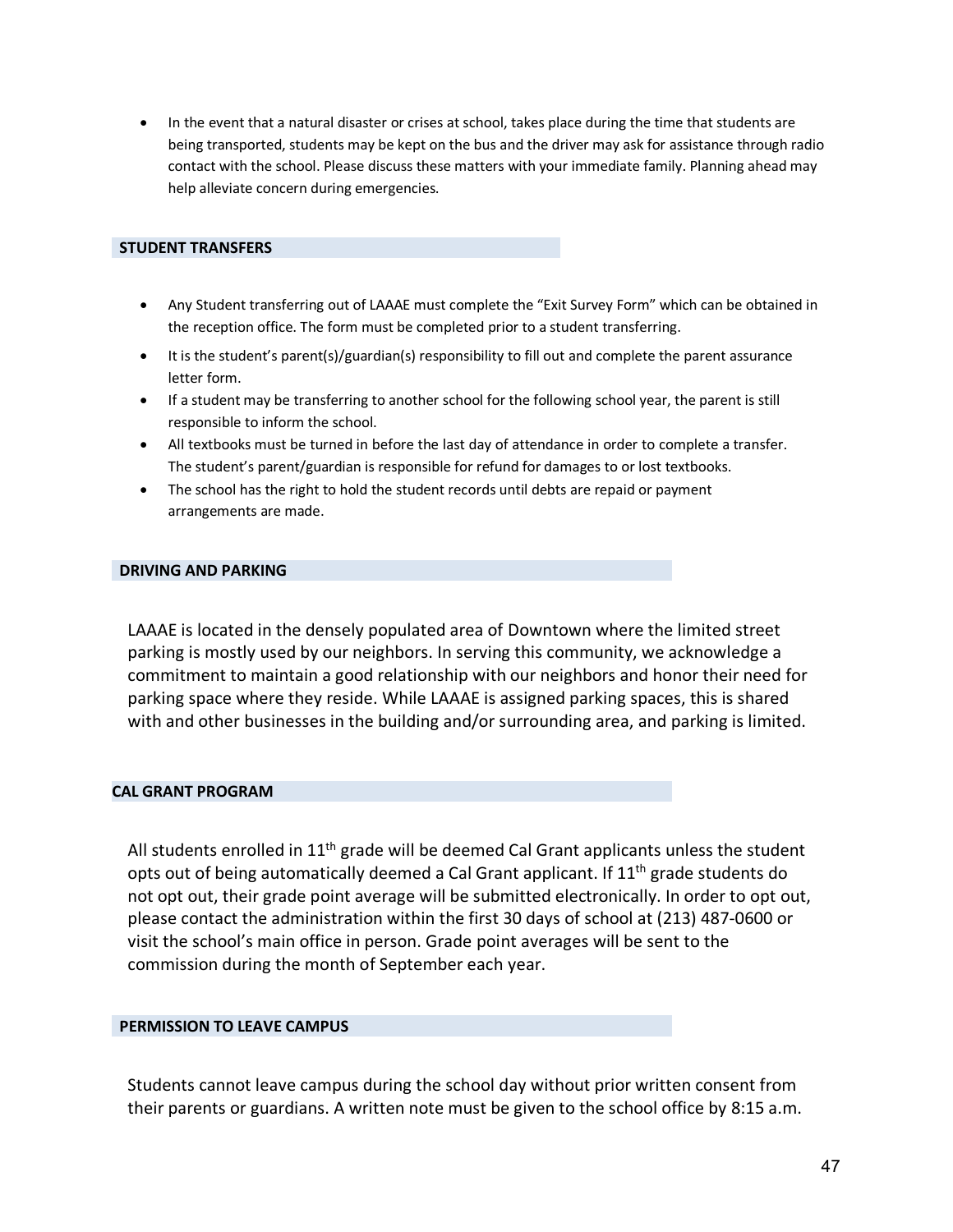- In the event that a natural disaster or crises at school, takes place during the time that students are being transported, students may be kept on the bus and the driver may ask for assistance through radio contact with the school. Please discuss these matters with your immediate family. Planning ahead may help alleviate concern during emergencies.

## STUDENT TRANSFERS

- Any Student transferring out of LAAAE must complete the "Exit Survey Form" which can be obtained in the reception office. The form must be completed prior to a student transferring.
- It is the student's parent(s)/guardian(s) responsibility to fill out and complete the parent assurance letter form.
- If a student may be transferring to another school for the following school year, the parent is still responsible to inform the school.
- All textbooks must be turned in before the last day of attendance in order to complete a transfer. The student's parent/guardian is responsible for refund for damages to or lost textbooks.
- The school has the right to hold the student records until debts are repaid or payment arrangements are made.

## DRIVING AND PARKING

LAAAE is located in the densely populated area of Downtown where the limited street parking is mostly used by our neighbors. In serving this community, we acknowledge a commitment to maintain a good relationship with our neighbors and honor their need for parking space where they reside. While LAAAE is assigned parking spaces, this is shared with and other businesses in the building and/or surrounding area, and parking is limited.

## CAL GRANT PROGRAM

All students enrolled in 11th grade will be deemed Cal Grant applicants unless the student opts out of being automatically deemed a Cal Grant applicant. If 11th grade students do not opt out, their grade point average will be submitted electronically. In order to opt out, please contact the administration within the first 30 days of school at (213) 487-0600 or visit the school's main office in person. Grade point averages will be sent to the commission during the month of September each year.

## PERMISSION TO LEAVE CAMPUS

Students cannot leave campus during the school day without prior written consent from their parents or guardians. A written note must be given to the school office by 8:15 a.m.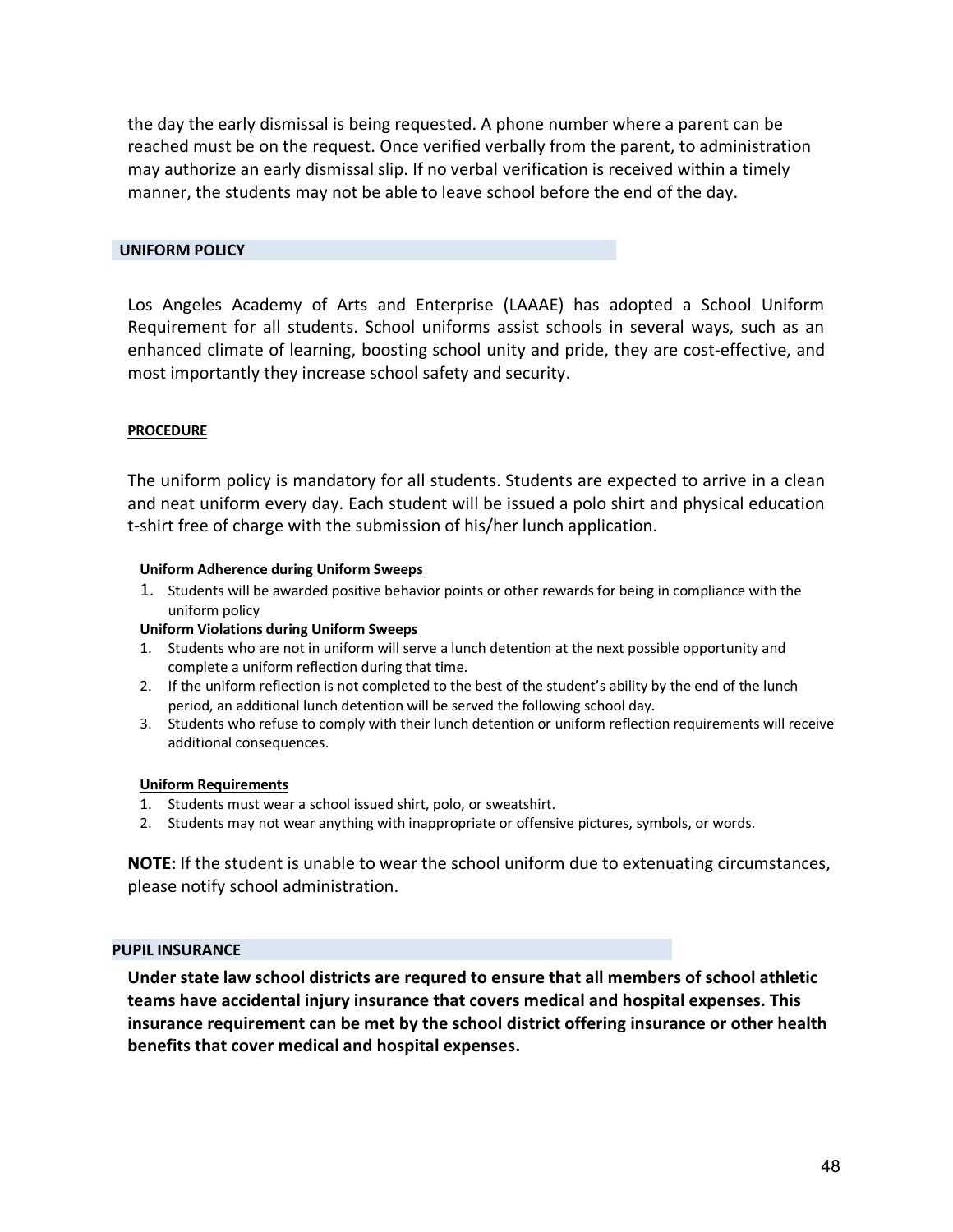the day the early dismissal is being requested. A phone number where a parent can be reached must be on the request. Once verified verbally from the parent, to administration may authorize an early dismissal slip. If no verbal verification is received within a timely manner, the students may not be able to leave school before the end of the day.

## UNIFORM POLICY

Los Angeles Academy of Arts and Enterprise (LAAAE) has adopted a School Uniform Requirement for all students. School uniforms assist schools in several ways, such as an enhanced climate of learning, boosting school unity and pride, they are cost-effective, and most importantly they increase school safety and security.

### PROCEDURE

The uniform policy is mandatory for all students. Students are expected to arrive in a clean and neat uniform every day. Each student will be issued a polo shirt and physical education t-shirt free of charge with the submission of his/her lunch application.

#### Uniform Adherence during Uniform Sweeps

1. Students will be awarded positive behavior points or other rewards for being in compliance with the uniform policy

#### Uniform Violations during Uniform Sweeps

1. Students who are not in uniform will serve a lunch detention at the next possible opportunity and complete a uniform reflection during that time.
2. If the uniform reflection is not completed to the best of the student's ability by the end of the lunch period, an additional lunch detention will be served the following school day.
3. Students who refuse to comply with their lunch detention or uniform reflection requirements will receive additional consequences.

#### Uniform Requirements

1. Students must wear a school issued shirt, polo, or sweatshirt.
2. Students may not wear anything with inappropriate or offensive pictures, symbols, or words.

**NOTE:** If the student is unable to wear the school uniform due to extenuating circumstances, please notify school administration.

## PUPIL INSURANCE

**Under state law school districts are requred to ensure that all members of school athletic teams have accidental injury insurance that covers medical and hospital expenses. This insurance requirement can be met by the school district offering insurance or other health benefits that cover medical and hospital expenses.**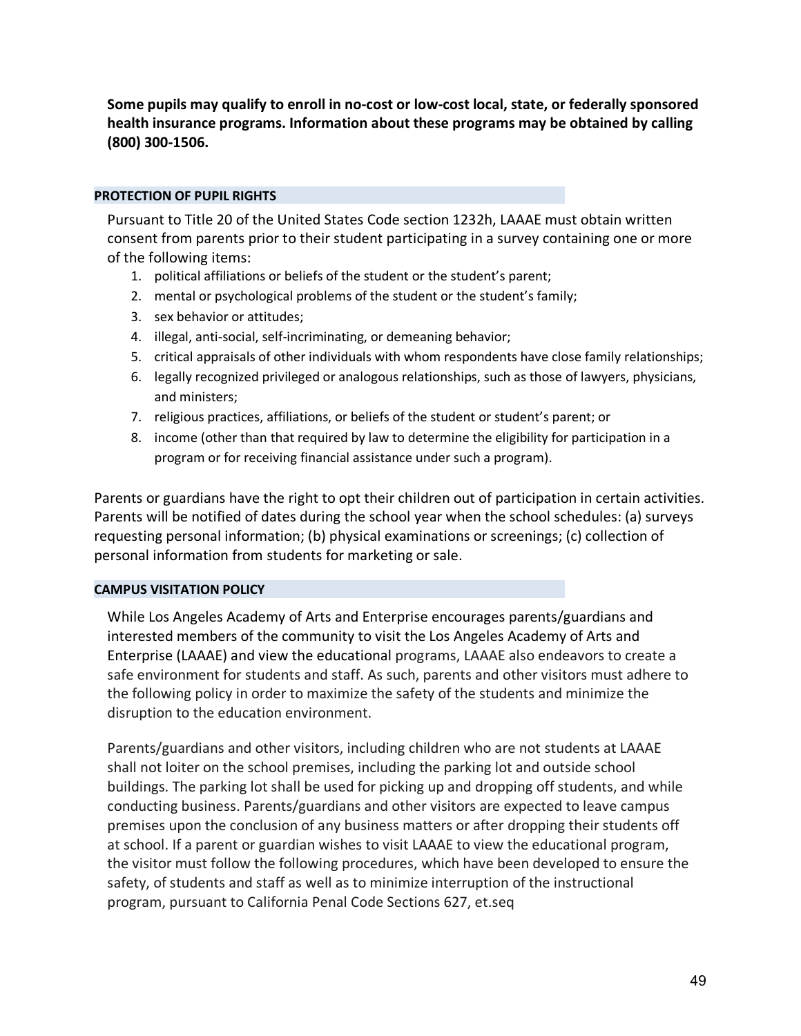**Some pupils may qualify to enroll in no-cost or low-cost local, state, or federally sponsored health insurance programs. Information about these programs may be obtained by calling (800) 300-1506.**

## PROTECTION OF PUPIL RIGHTS

Pursuant to Title 20 of the United States Code section 1232h, LAAAE must obtain written consent from parents prior to their student participating in a survey containing one or more of the following items:

1. political affiliations or beliefs of the student or the student's parent;
2. mental or psychological problems of the student or the student's family;
3. sex behavior or attitudes;
4. illegal, anti-social, self-incriminating, or demeaning behavior;
5. critical appraisals of other individuals with whom respondents have close family relationships;
6. legally recognized privileged or analogous relationships, such as those of lawyers, physicians, and ministers;
7. religious practices, affiliations, or beliefs of the student or student's parent; or
8. income (other than that required by law to determine the eligibility for participation in a program or for receiving financial assistance under such a program).

Parents or guardians have the right to opt their children out of participation in certain activities. Parents will be notified of dates during the school year when the school schedules: (a) surveys requesting personal information; (b) physical examinations or screenings; (c) collection of personal information from students for marketing or sale.

## CAMPUS VISITATION POLICY

While Los Angeles Academy of Arts and Enterprise encourages parents/guardians and interested members of the community to visit the Los Angeles Academy of Arts and Enterprise (LAAAE) and view the educational programs, LAAAE also endeavors to create a safe environment for students and staff. As such, parents and other visitors must adhere to the following policy in order to maximize the safety of the students and minimize the disruption to the education environment.

Parents/guardians and other visitors, including children who are not students at LAAAE shall not loiter on the school premises, including the parking lot and outside school buildings. The parking lot shall be used for picking up and dropping off students, and while conducting business. Parents/guardians and other visitors are expected to leave campus premises upon the conclusion of any business matters or after dropping their students off at school. If a parent or guardian wishes to visit LAAAE to view the educational program, the visitor must follow the following procedures, which have been developed to ensure the safety, of students and staff as well as to minimize interruption of the instructional program, pursuant to California Penal Code Sections 627, et.seq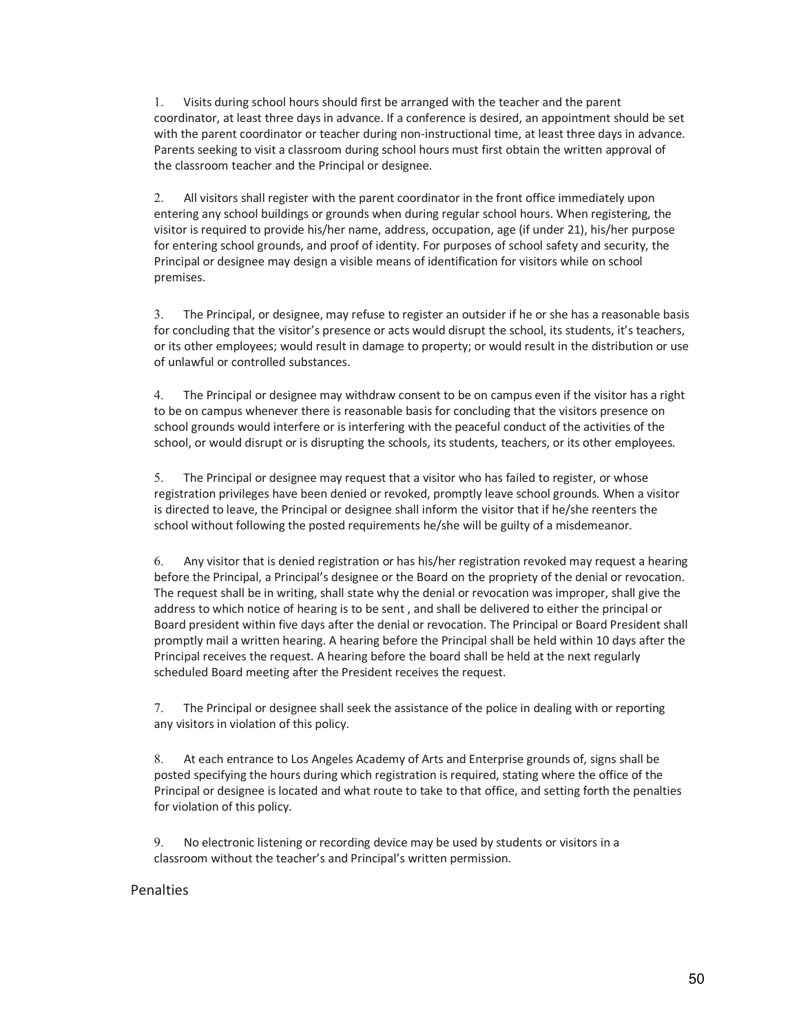1. Visits during school hours should first be arranged with the teacher and the parent coordinator, at least three days in advance. If a conference is desired, an appointment should be set with the parent coordinator or teacher during non-instructional time, at least three days in advance. Parents seeking to visit a classroom during school hours must first obtain the written approval of the classroom teacher and the Principal or designee.

2. All visitors shall register with the parent coordinator in the front office immediately upon entering any school buildings or grounds when during regular school hours. When registering, the visitor is required to provide his/her name, address, occupation, age (if under 21), his/her purpose for entering school grounds, and proof of identity. For purposes of school safety and security, the Principal or designee may design a visible means of identification for visitors while on school premises.

3. The Principal, or designee, may refuse to register an outsider if he or she has a reasonable basis for concluding that the visitor's presence or acts would disrupt the school, its students, it's teachers, or its other employees; would result in damage to property; or would result in the distribution or use of unlawful or controlled substances.

4. The Principal or designee may withdraw consent to be on campus even if the visitor has a right to be on campus whenever there is reasonable basis for concluding that the visitors presence on school grounds would interfere or is interfering with the peaceful conduct of the activities of the school, or would disrupt or is disrupting the schools, its students, teachers, or its other employees.

5. The Principal or designee may request that a visitor who has failed to register, or whose registration privileges have been denied or revoked, promptly leave school grounds. When a visitor is directed to leave, the Principal or designee shall inform the visitor that if he/she reenters the school without following the posted requirements he/she will be guilty of a misdemeanor.

6. Any visitor that is denied registration or has his/her registration revoked may request a hearing before the Principal, a Principal's designee or the Board on the propriety of the denial or revocation. The request shall be in writing, shall state why the denial or revocation was improper, shall give the address to which notice of hearing is to be sent , and shall be delivered to either the principal or Board president within five days after the denial or revocation. The Principal or Board President shall promptly mail a written hearing. A hearing before the Principal shall be held within 10 days after the Principal receives the request. A hearing before the board shall be held at the next regularly scheduled Board meeting after the President receives the request.

7. The Principal or designee shall seek the assistance of the police in dealing with or reporting any visitors in violation of this policy.

8. At each entrance to Los Angeles Academy of Arts and Enterprise grounds of, signs shall be posted specifying the hours during which registration is required, stating where the office of the Principal or designee is located and what route to take to that office, and setting forth the penalties for violation of this policy.

9. No electronic listening or recording device may be used by students or visitors in a classroom without the teacher's and Principal's written permission.

## Penalties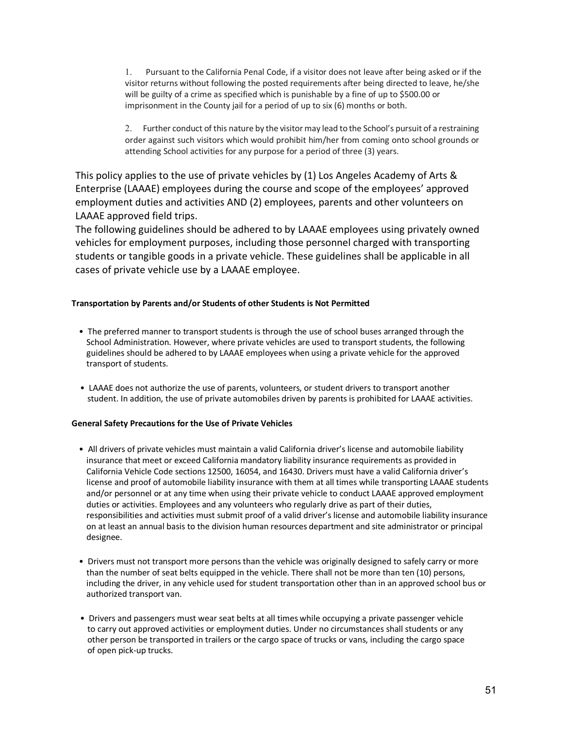1. Pursuant to the California Penal Code, if a visitor does not leave after being asked or if the visitor returns without following the posted requirements after being directed to leave, he/she will be guilty of a crime as specified which is punishable by a fine of up to $500.00 or imprisonment in the County jail for a period of up to six (6) months or both.

2. Further conduct of this nature by the visitor may lead to the School's pursuit of a restraining order against such visitors which would prohibit him/her from coming onto school grounds or attending School activities for any purpose for a period of three (3) years.

This policy applies to the use of private vehicles by (1) Los Angeles Academy of Arts & Enterprise (LAAAE) employees during the course and scope of the employees' approved employment duties and activities AND (2) employees, parents and other volunteers on LAAAE approved field trips.
The following guidelines should be adhered to by LAAAE employees using privately owned vehicles for employment purposes, including those personnel charged with transporting students or tangible goods in a private vehicle. These guidelines shall be applicable in all cases of private vehicle use by a LAAAE employee.

**Transportation by Parents and/or Students of other Students is Not Permitted**

- The preferred manner to transport students is through the use of school buses arranged through the School Administration. However, where private vehicles are used to transport students, the following guidelines should be adhered to by LAAAE employees when using a private vehicle for the approved transport of students.

- LAAAE does not authorize the use of parents, volunteers, or student drivers to transport another student. In addition, the use of private automobiles driven by parents is prohibited for LAAAE activities.

**General Safety Precautions for the Use of Private Vehicles**

- All drivers of private vehicles must maintain a valid California driver's license and automobile liability insurance that meet or exceed California mandatory liability insurance requirements as provided in California Vehicle Code sections 12500, 16054, and 16430. Drivers must have a valid California driver's license and proof of automobile liability insurance with them at all times while transporting LAAAE students and/or personnel or at any time when using their private vehicle to conduct LAAAE approved employment duties or activities. Employees and any volunteers who regularly drive as part of their duties, responsibilities and activities must submit proof of a valid driver's license and automobile liability insurance on at least an annual basis to the division human resources department and site administrator or principal designee.

- Drivers must not transport more persons than the vehicle was originally designed to safely carry or more than the number of seat belts equipped in the vehicle. There shall not be more than ten (10) persons, including the driver, in any vehicle used for student transportation other than in an approved school bus or authorized transport van.

- Drivers and passengers must wear seat belts at all times while occupying a private passenger vehicle to carry out approved activities or employment duties. Under no circumstances shall students or any other person be transported in trailers or the cargo space of trucks or vans, including the cargo space of open pick-up trucks.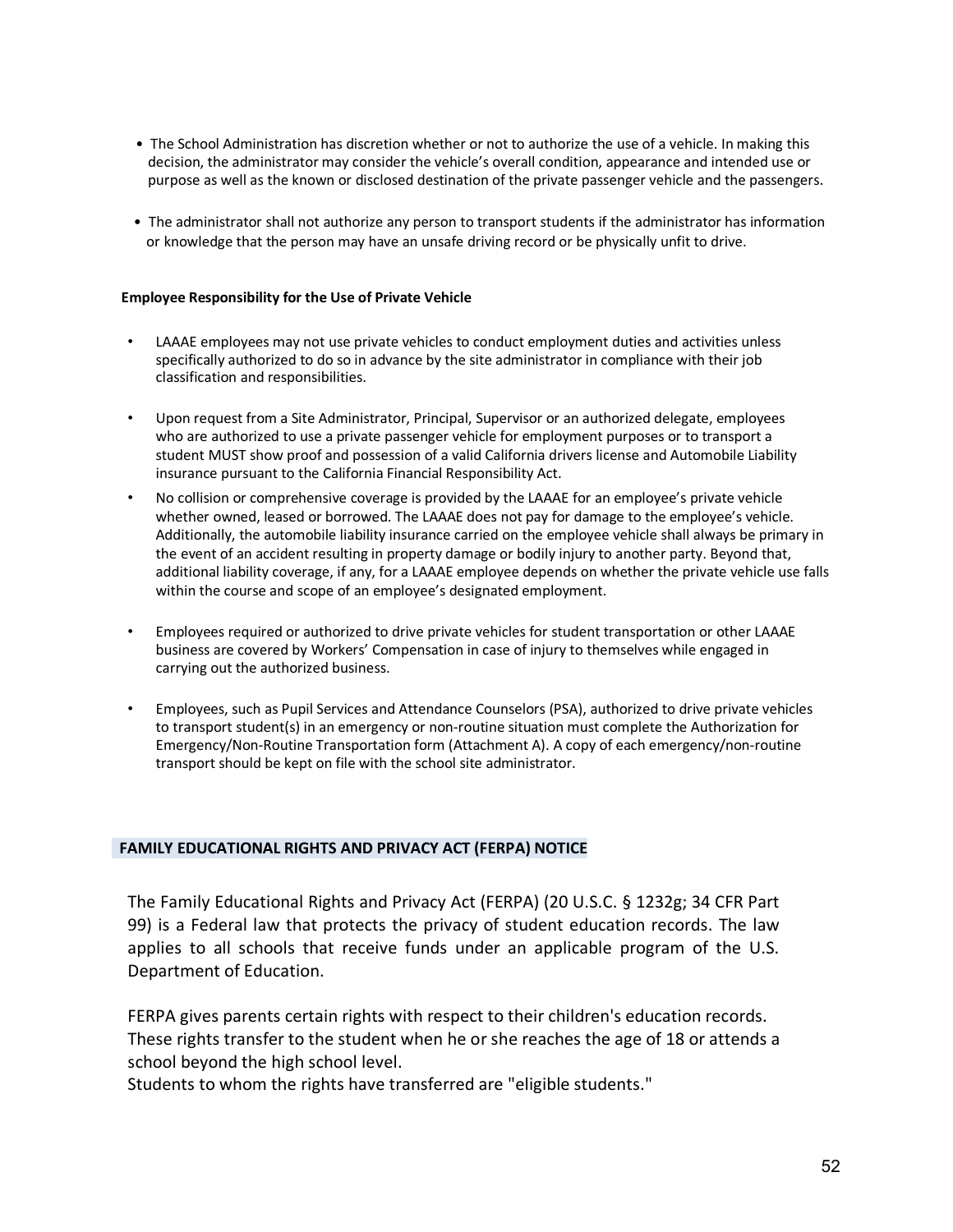- The School Administration has discretion whether or not to authorize the use of a vehicle. In making this decision, the administrator may consider the vehicle's overall condition, appearance and intended use or purpose as well as the known or disclosed destination of the private passenger vehicle and the passengers.

- The administrator shall not authorize any person to transport students if the administrator has information or knowledge that the person may have an unsafe driving record or be physically unfit to drive.

**Employee Responsibility for the Use of Private Vehicle**

- LAAAE employees may not use private vehicles to conduct employment duties and activities unless specifically authorized to do so in advance by the site administrator in compliance with their job classification and responsibilities.

- Upon request from a Site Administrator, Principal, Supervisor or an authorized delegate, employees who are authorized to use a private passenger vehicle for employment purposes or to transport a student MUST show proof and possession of a valid California drivers license and Automobile Liability insurance pursuant to the California Financial Responsibility Act.
- No collision or comprehensive coverage is provided by the LAAAE for an employee's private vehicle whether owned, leased or borrowed. The LAAAE does not pay for damage to the employee's vehicle. Additionally, the automobile liability insurance carried on the employee vehicle shall always be primary in the event of an accident resulting in property damage or bodily injury to another party. Beyond that, additional liability coverage, if any, for a LAAAE employee depends on whether the private vehicle use falls within the course and scope of an employee's designated employment.

- Employees required or authorized to drive private vehicles for student transportation or other LAAAE business are covered by Workers' Compensation in case of injury to themselves while engaged in carrying out the authorized business.

- Employees, such as Pupil Services and Attendance Counselors (PSA), authorized to drive private vehicles to transport student(s) in an emergency or non-routine situation must complete the Authorization for Emergency/Non-Routine Transportation form (Attachment A). A copy of each emergency/non-routine transport should be kept on file with the school site administrator.

## FAMILY EDUCATIONAL RIGHTS AND PRIVACY ACT (FERPA) NOTICE

The Family Educational Rights and Privacy Act (FERPA) (20 U.S.C. § 1232g; 34 CFR Part 99) is a Federal law that protects the privacy of student education records. The law applies to all schools that receive funds under an applicable program of the U.S. Department of Education.

FERPA gives parents certain rights with respect to their children's education records. These rights transfer to the student when he or she reaches the age of 18 or attends a school beyond the high school level.
Students to whom the rights have transferred are "eligible students."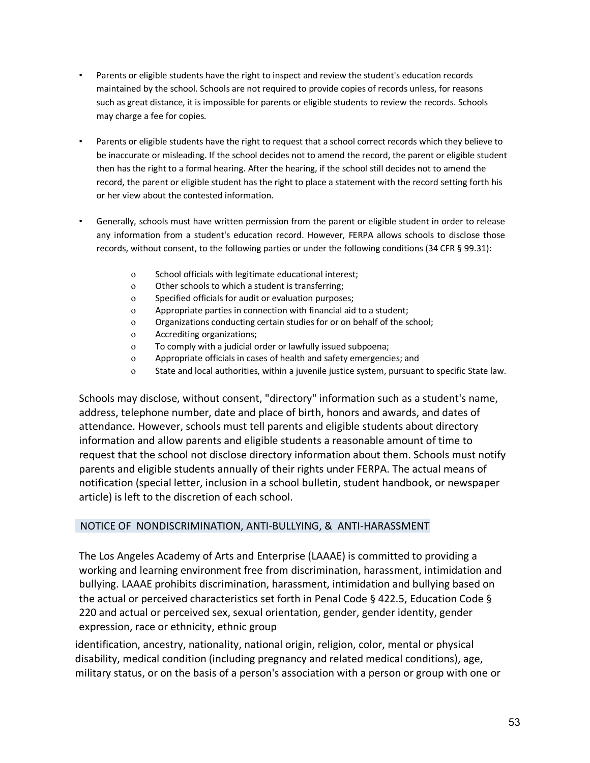- Parents or eligible students have the right to inspect and review the student's education records maintained by the school. Schools are not required to provide copies of records unless, for reasons such as great distance, it is impossible for parents or eligible students to review the records. Schools may charge a fee for copies.

- Parents or eligible students have the right to request that a school correct records which they believe to be inaccurate or misleading. If the school decides not to amend the record, the parent or eligible student then has the right to a formal hearing. After the hearing, if the school still decides not to amend the record, the parent or eligible student has the right to place a statement with the record setting forth his or her view about the contested information.

- Generally, schools must have written permission from the parent or eligible student in order to release any information from a student's education record. However, FERPA allows schools to disclose those records, without consent, to the following parties or under the following conditions (34 CFR § 99.31):

  - School officials with legitimate educational interest;
  - Other schools to which a student is transferring;
  - Specified officials for audit or evaluation purposes;
  - Appropriate parties in connection with financial aid to a student;
  - Organizations conducting certain studies for or on behalf of the school;
  - Accrediting organizations;
  - To comply with a judicial order or lawfully issued subpoena;
  - Appropriate officials in cases of health and safety emergencies; and
  - State and local authorities, within a juvenile justice system, pursuant to specific State law.

Schools may disclose, without consent, "directory" information such as a student's name, address, telephone number, date and place of birth, honors and awards, and dates of attendance. However, schools must tell parents and eligible students about directory information and allow parents and eligible students a reasonable amount of time to request that the school not disclose directory information about them. Schools must notify parents and eligible students annually of their rights under FERPA. The actual means of notification (special letter, inclusion in a school bulletin, student handbook, or newspaper article) is left to the discretion of each school.

## NOTICE OF NONDISCRIMINATION, ANTI-BULLYING, & ANTI-HARASSMENT

The Los Angeles Academy of Arts and Enterprise (LAAAE) is committed to providing a working and learning environment free from discrimination, harassment, intimidation and bullying. LAAAE prohibits discrimination, harassment, intimidation and bullying based on the actual or perceived characteristics set forth in Penal Code § 422.5, Education Code § 220 and actual or perceived sex, sexual orientation, gender, gender identity, gender expression, race or ethnicity, ethnic group identification, ancestry, nationality, national origin, religion, color, mental or physical disability, medical condition (including pregnancy and related medical conditions), age, military status, or on the basis of a person's association with a person or group with one or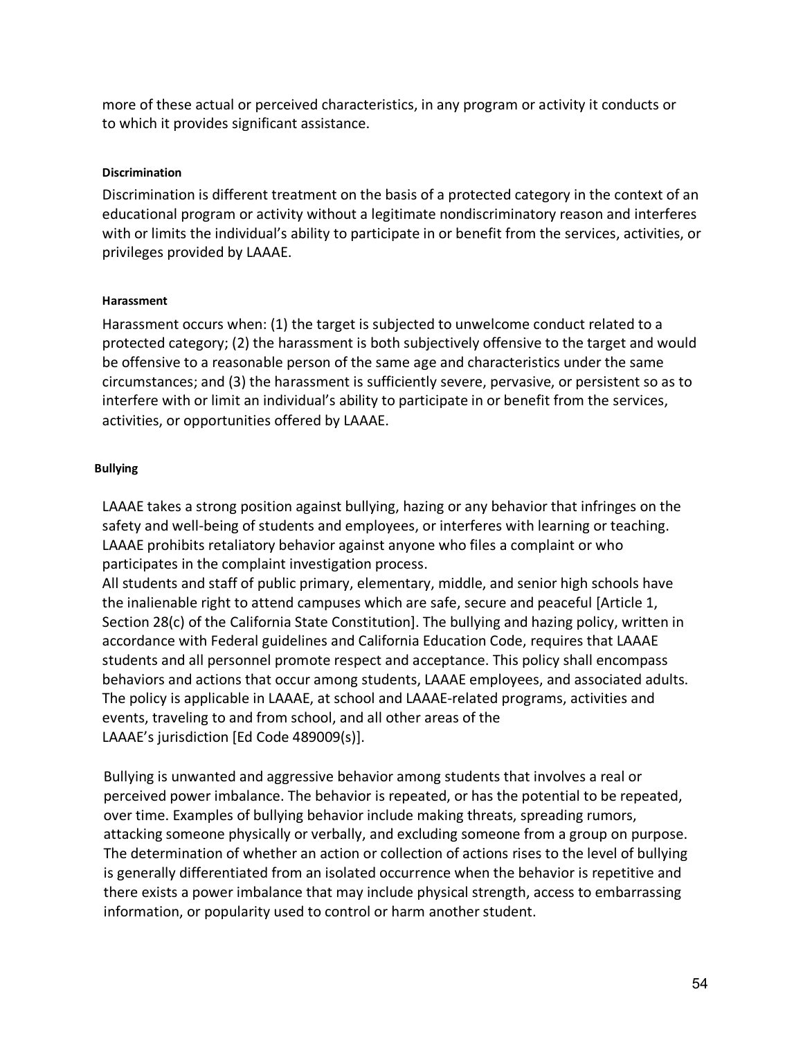more of these actual or perceived characteristics, in any program or activity it conducts or to which it provides significant assistance.

#### Discrimination

Discrimination is different treatment on the basis of a protected category in the context of an educational program or activity without a legitimate nondiscriminatory reason and interferes with or limits the individual's ability to participate in or benefit from the services, activities, or privileges provided by LAAAE.

#### Harassment

Harassment occurs when: (1) the target is subjected to unwelcome conduct related to a protected category; (2) the harassment is both subjectively offensive to the target and would be offensive to a reasonable person of the same age and characteristics under the same circumstances; and (3) the harassment is sufficiently severe, pervasive, or persistent so as to interfere with or limit an individual's ability to participate in or benefit from the services, activities, or opportunities offered by LAAAE.

#### Bullying

LAAAE takes a strong position against bullying, hazing or any behavior that infringes on the safety and well-being of students and employees, or interferes with learning or teaching. LAAAE prohibits retaliatory behavior against anyone who files a complaint or who participates in the complaint investigation process.
All students and staff of public primary, elementary, middle, and senior high schools have the inalienable right to attend campuses which are safe, secure and peaceful [Article 1, Section 28(c) of the California State Constitution]. The bullying and hazing policy, written in accordance with Federal guidelines and California Education Code, requires that LAAAE students and all personnel promote respect and acceptance. This policy shall encompass behaviors and actions that occur among students, LAAAE employees, and associated adults. The policy is applicable in LAAAE, at school and LAAAE-related programs, activities and events, traveling to and from school, and all other areas of the LAAAE's jurisdiction [Ed Code 489009(s)].

Bullying is unwanted and aggressive behavior among students that involves a real or perceived power imbalance. The behavior is repeated, or has the potential to be repeated, over time. Examples of bullying behavior include making threats, spreading rumors, attacking someone physically or verbally, and excluding someone from a group on purpose. The determination of whether an action or collection of actions rises to the level of bullying is generally differentiated from an isolated occurrence when the behavior is repetitive and there exists a power imbalance that may include physical strength, access to embarrassing information, or popularity used to control or harm another student.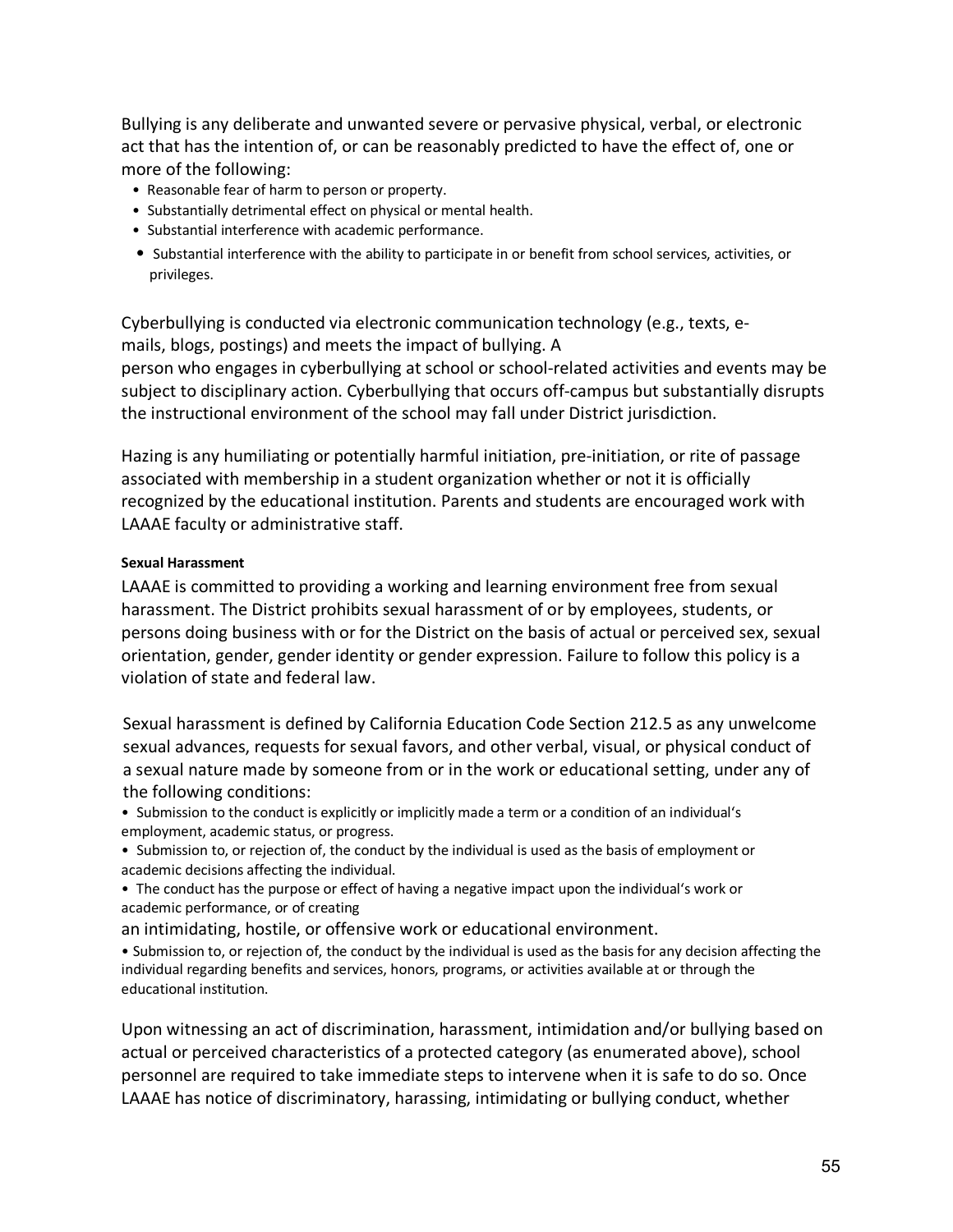Bullying is any deliberate and unwanted severe or pervasive physical, verbal, or electronic act that has the intention of, or can be reasonably predicted to have the effect of, one or more of the following:

- Reasonable fear of harm to person or property.
- Substantially detrimental effect on physical or mental health.
- Substantial interference with academic performance.
- Substantial interference with the ability to participate in or benefit from school services, activities, or privileges.

Cyberbullying is conducted via electronic communication technology (e.g., texts, e-mails, blogs, postings) and meets the impact of bullying. A person who engages in cyberbullying at school or school-related activities and events may be subject to disciplinary action. Cyberbullying that occurs off-campus but substantially disrupts the instructional environment of the school may fall under District jurisdiction.

Hazing is any humiliating or potentially harmful initiation, pre-initiation, or rite of passage associated with membership in a student organization whether or not it is officially recognized by the educational institution. Parents and students are encouraged work with LAAAE faculty or administrative staff.

#### Sexual Harassment

LAAAE is committed to providing a working and learning environment free from sexual harassment. The District prohibits sexual harassment of or by employees, students, or persons doing business with or for the District on the basis of actual or perceived sex, sexual orientation, gender, gender identity or gender expression. Failure to follow this policy is a violation of state and federal law.

Sexual harassment is defined by California Education Code Section 212.5 as any unwelcome sexual advances, requests for sexual favors, and other verbal, visual, or physical conduct of a sexual nature made by someone from or in the work or educational setting, under any of the following conditions:

- Submission to the conduct is explicitly or implicitly made a term or a condition of an individual's employment, academic status, or progress.
- Submission to, or rejection of, the conduct by the individual is used as the basis of employment or academic decisions affecting the individual.
- The conduct has the purpose or effect of having a negative impact upon the individual's work or academic performance, or of creating an intimidating, hostile, or offensive work or educational environment.
- Submission to, or rejection of, the conduct by the individual is used as the basis for any decision affecting the individual regarding benefits and services, honors, programs, or activities available at or through the educational institution.

Upon witnessing an act of discrimination, harassment, intimidation and/or bullying based on actual or perceived characteristics of a protected category (as enumerated above), school personnel are required to take immediate steps to intervene when it is safe to do so. Once LAAAE has notice of discriminatory, harassing, intimidating or bullying conduct, whether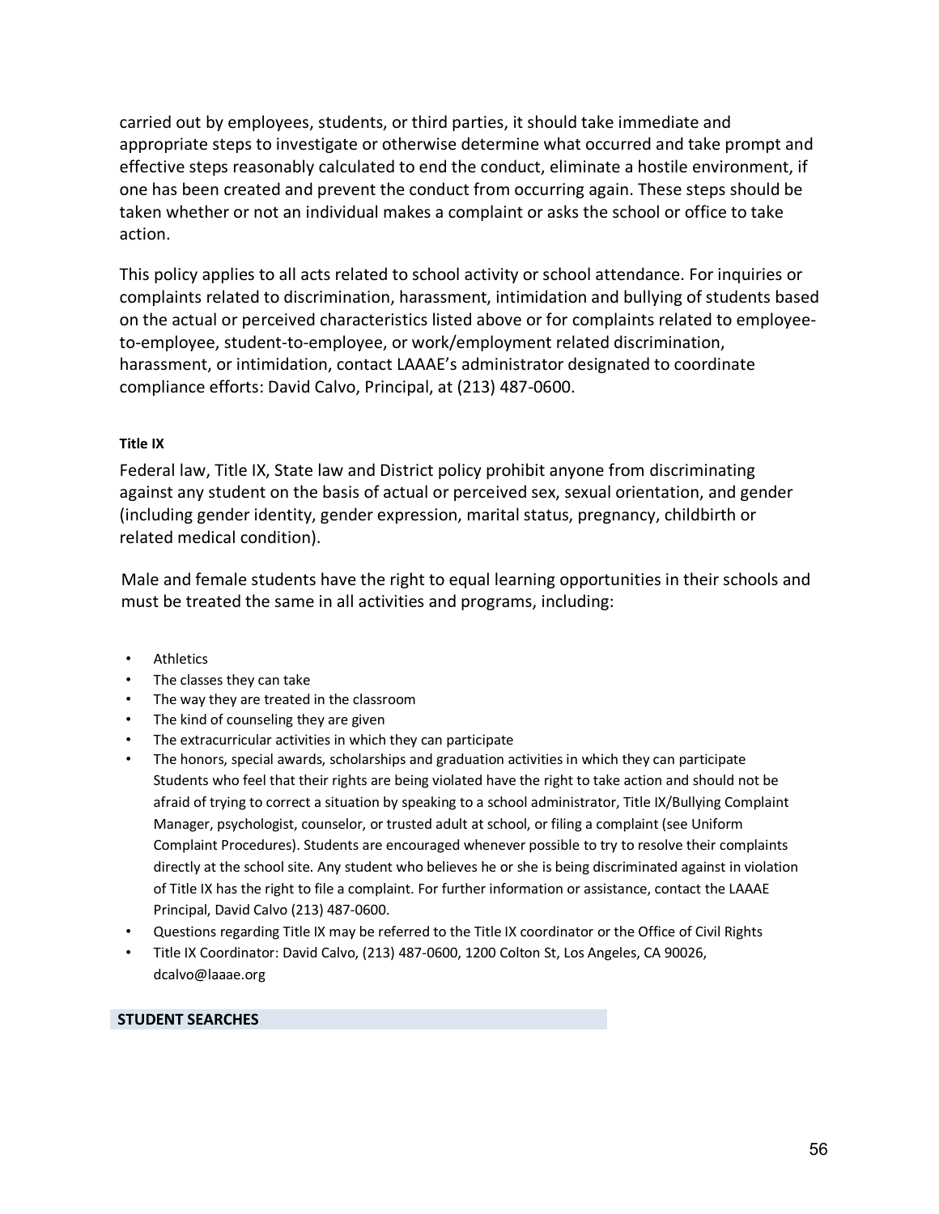carried out by employees, students, or third parties, it should take immediate and appropriate steps to investigate or otherwise determine what occurred and take prompt and effective steps reasonably calculated to end the conduct, eliminate a hostile environment, if one has been created and prevent the conduct from occurring again. These steps should be taken whether or not an individual makes a complaint or asks the school or office to take action.

This policy applies to all acts related to school activity or school attendance. For inquiries or complaints related to discrimination, harassment, intimidation and bullying of students based on the actual or perceived characteristics listed above or for complaints related to employee-to-employee, student-to-employee, or work/employment related discrimination, harassment, or intimidation, contact LAAAE's administrator designated to coordinate compliance efforts: David Calvo, Principal, at (213) 487-0600.

#### Title IX

Federal law, Title IX, State law and District policy prohibit anyone from discriminating against any student on the basis of actual or perceived sex, sexual orientation, and gender (including gender identity, gender expression, marital status, pregnancy, childbirth or related medical condition).

Male and female students have the right to equal learning opportunities in their schools and must be treated the same in all activities and programs, including:

- Athletics
- The classes they can take
- The way they are treated in the classroom
- The kind of counseling they are given
- The extracurricular activities in which they can participate
- The honors, special awards, scholarships and graduation activities in which they can participate Students who feel that their rights are being violated have the right to take action and should not be afraid of trying to correct a situation by speaking to a school administrator, Title IX/Bullying Complaint Manager, psychologist, counselor, or trusted adult at school, or filing a complaint (see Uniform Complaint Procedures). Students are encouraged whenever possible to try to resolve their complaints directly at the school site. Any student who believes he or she is being discriminated against in violation of Title IX has the right to file a complaint. For further information or assistance, contact the LAAAE Principal, David Calvo (213) 487-0600.
- Questions regarding Title IX may be referred to the Title IX coordinator or the Office of Civil Rights
- Title IX Coordinator: David Calvo, (213) 487-0600, 1200 Colton St, Los Angeles, CA 90026, dcalvo@laaae.org

## STUDENT SEARCHES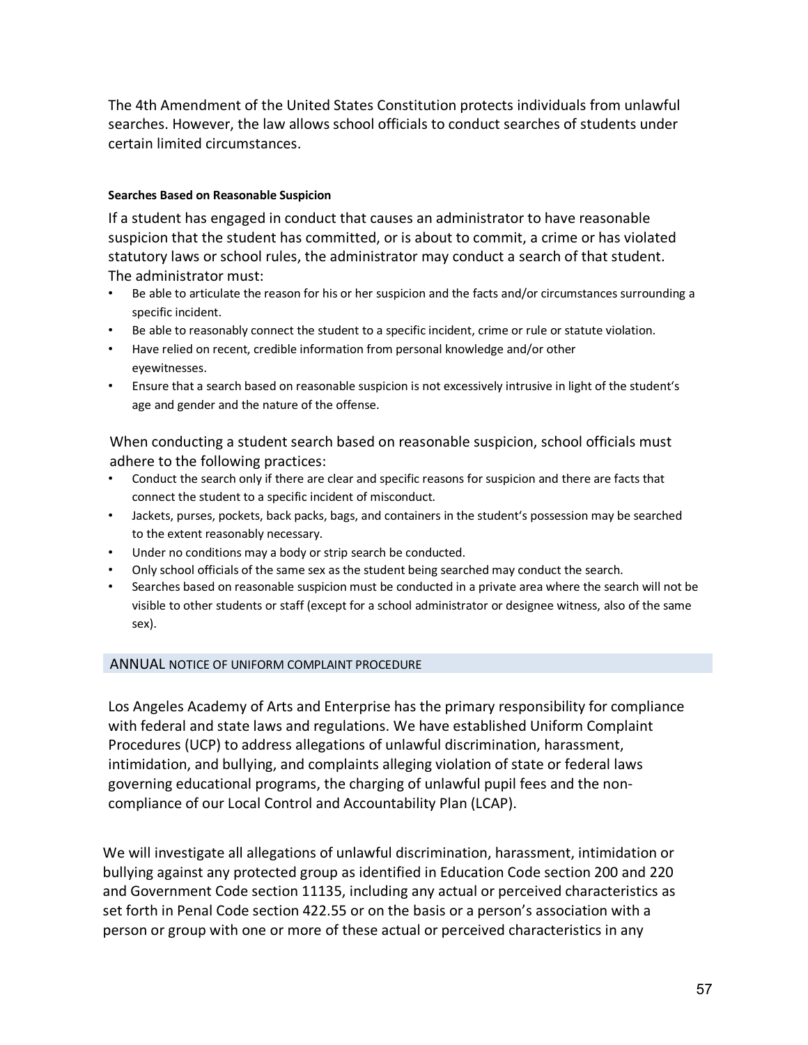The 4th Amendment of the United States Constitution protects individuals from unlawful searches. However, the law allows school officials to conduct searches of students under certain limited circumstances.

#### Searches Based on Reasonable Suspicion

If a student has engaged in conduct that causes an administrator to have reasonable suspicion that the student has committed, or is about to commit, a crime or has violated statutory laws or school rules, the administrator may conduct a search of that student. The administrator must:

- Be able to articulate the reason for his or her suspicion and the facts and/or circumstances surrounding a specific incident.
- Be able to reasonably connect the student to a specific incident, crime or rule or statute violation.
- Have relied on recent, credible information from personal knowledge and/or other eyewitnesses.
- Ensure that a search based on reasonable suspicion is not excessively intrusive in light of the student's age and gender and the nature of the offense.

When conducting a student search based on reasonable suspicion, school officials must adhere to the following practices:

- Conduct the search only if there are clear and specific reasons for suspicion and there are facts that connect the student to a specific incident of misconduct.
- Jackets, purses, pockets, back packs, bags, and containers in the student's possession may be searched to the extent reasonably necessary.
- Under no conditions may a body or strip search be conducted.
- Only school officials of the same sex as the student being searched may conduct the search.
- Searches based on reasonable suspicion must be conducted in a private area where the search will not be visible to other students or staff (except for a school administrator or designee witness, also of the same sex).

## ANNUAL NOTICE OF UNIFORM COMPLAINT PROCEDURE

Los Angeles Academy of Arts and Enterprise has the primary responsibility for compliance with federal and state laws and regulations. We have established Uniform Complaint Procedures (UCP) to address allegations of unlawful discrimination, harassment, intimidation, and bullying, and complaints alleging violation of state or federal laws governing educational programs, the charging of unlawful pupil fees and the non-compliance of our Local Control and Accountability Plan (LCAP).

We will investigate all allegations of unlawful discrimination, harassment, intimidation or bullying against any protected group as identified in Education Code section 200 and 220 and Government Code section 11135, including any actual or perceived characteristics as set forth in Penal Code section 422.55 or on the basis or a person's association with a person or group with one or more of these actual or perceived characteristics in any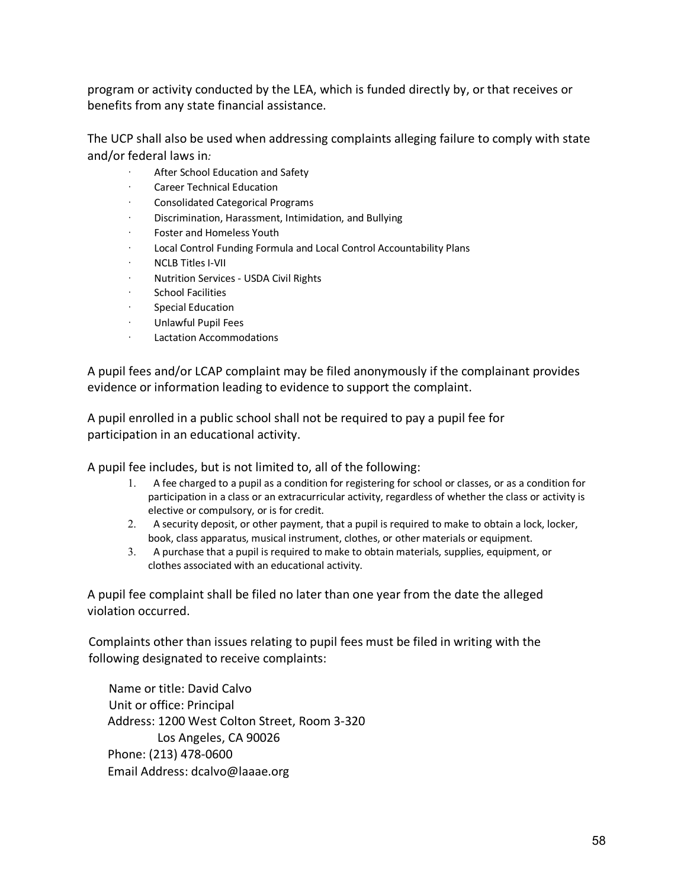program or activity conducted by the LEA, which is funded directly by, or that receives or benefits from any state financial assistance.

The UCP shall also be used when addressing complaints alleging failure to comply with state and/or federal laws in*:*

- After School Education and Safety
- Career Technical Education
- Consolidated Categorical Programs
- Discrimination, Harassment, Intimidation, and Bullying
- Foster and Homeless Youth
- Local Control Funding Formula and Local Control Accountability Plans
- NCLB Titles I-VII
- Nutrition Services - USDA Civil Rights
- School Facilities
- Special Education
- Unlawful Pupil Fees
- Lactation Accommodations

A pupil fees and/or LCAP complaint may be filed anonymously if the complainant provides evidence or information leading to evidence to support the complaint.

A pupil enrolled in a public school shall not be required to pay a pupil fee for participation in an educational activity.

A pupil fee includes, but is not limited to, all of the following:

1. A fee charged to a pupil as a condition for registering for school or classes, or as a condition for participation in a class or an extracurricular activity, regardless of whether the class or activity is elective or compulsory, or is for credit.
2. A security deposit, or other payment, that a pupil is required to make to obtain a lock, locker, book, class apparatus, musical instrument, clothes, or other materials or equipment.
3. A purchase that a pupil is required to make to obtain materials, supplies, equipment, or clothes associated with an educational activity.

A pupil fee complaint shall be filed no later than one year from the date the alleged violation occurred.

Complaints other than issues relating to pupil fees must be filed in writing with the following designated to receive complaints:

Name or title: David Calvo
Unit or office: Principal
Address: 1200 West Colton Street, Room 3-320
Los Angeles, CA 90026
Phone: (213) 478-0600
Email Address: dcalvo@laaae.org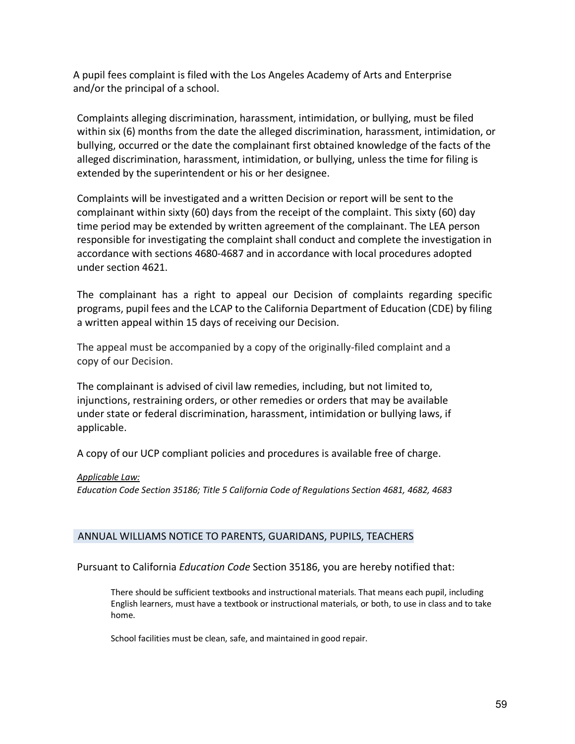A pupil fees complaint is filed with the Los Angeles Academy of Arts and Enterprise and/or the principal of a school.

Complaints alleging discrimination, harassment, intimidation, or bullying, must be filed within six (6) months from the date the alleged discrimination, harassment, intimidation, or bullying, occurred or the date the complainant first obtained knowledge of the facts of the alleged discrimination, harassment, intimidation, or bullying, unless the time for filing is extended by the superintendent or his or her designee.

Complaints will be investigated and a written Decision or report will be sent to the complainant within sixty (60) days from the receipt of the complaint. This sixty (60) day time period may be extended by written agreement of the complainant. The LEA person responsible for investigating the complaint shall conduct and complete the investigation in accordance with sections 4680-4687 and in accordance with local procedures adopted under section 4621.

The complainant has a right to appeal our Decision of complaints regarding specific programs, pupil fees and the LCAP to the California Department of Education (CDE) by filing a written appeal within 15 days of receiving our Decision.

The appeal must be accompanied by a copy of the originally-filed complaint and a copy of our Decision.

The complainant is advised of civil law remedies, including, but not limited to, injunctions, restraining orders, or other remedies or orders that may be available under state or federal discrimination, harassment, intimidation or bullying laws, if applicable.

A copy of our UCP compliant policies and procedures is available free of charge.

*Applicable Law:*
*Education Code Section 35186; Title 5 California Code of Regulations Section 4681, 4682, 4683*

## ANNUAL WILLIAMS NOTICE TO PARENTS, GUARIDANS, PUPILS, TEACHERS

Pursuant to California *Education Code* Section 35186, you are hereby notified that:

> There should be sufficient textbooks and instructional materials. That means each pupil, including English learners, must have a textbook or instructional materials, or both, to use in class and to take home.
>
> School facilities must be clean, safe, and maintained in good repair.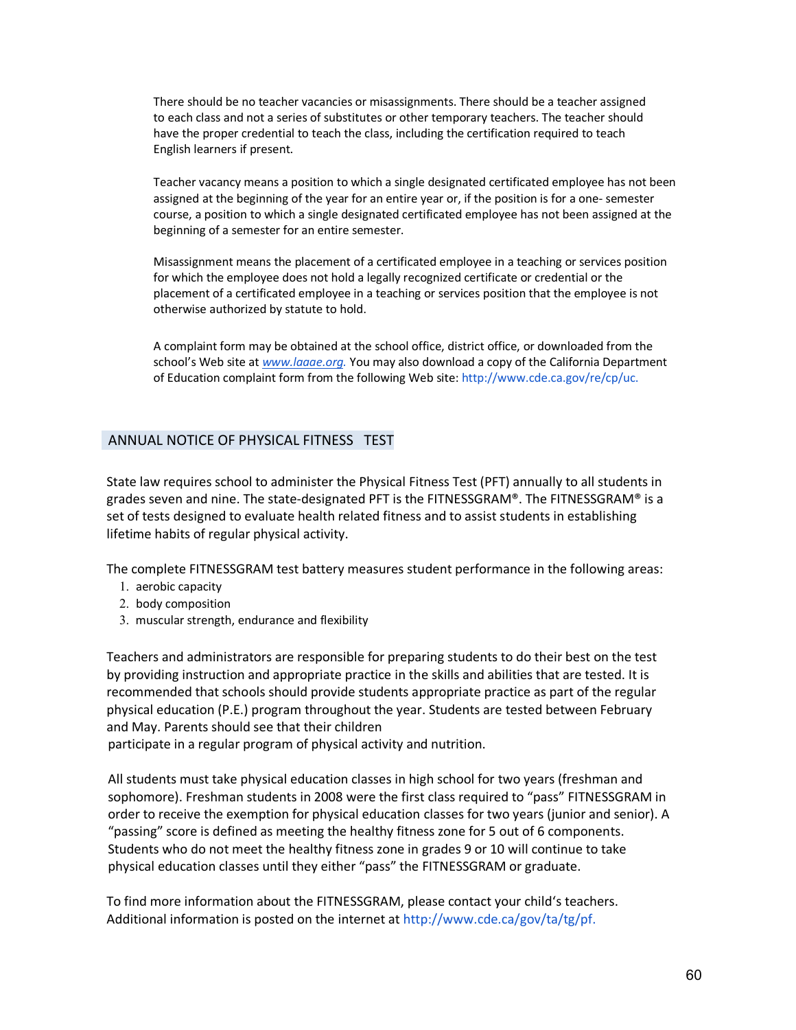There should be no teacher vacancies or misassignments. There should be a teacher assigned to each class and not a series of substitutes or other temporary teachers. The teacher should have the proper credential to teach the class, including the certification required to teach English learners if present.

Teacher vacancy means a position to which a single designated certificated employee has not been assigned at the beginning of the year for an entire year or, if the position is for a one- semester course, a position to which a single designated certificated employee has not been assigned at the beginning of a semester for an entire semester.

Misassignment means the placement of a certificated employee in a teaching or services position for which the employee does not hold a legally recognized certificate or credential or the placement of a certificated employee in a teaching or services position that the employee is not otherwise authorized by statute to hold.

A complaint form may be obtained at the school office, district office, or downloaded from the school's Web site at *www.laaae.org*. You may also download a copy of the California Department of Education complaint form from the following Web site: http://www.cde.ca.gov/re/cp/uc.

## ANNUAL NOTICE OF PHYSICAL FITNESS TEST

State law requires school to administer the Physical Fitness Test (PFT) annually to all students in grades seven and nine. The state-designated PFT is the FITNESSGRAM®. The FITNESSGRAM® is a set of tests designed to evaluate health related fitness and to assist students in establishing lifetime habits of regular physical activity.

The complete FITNESSGRAM test battery measures student performance in the following areas:

1. aerobic capacity
2. body composition
3. muscular strength, endurance and flexibility

Teachers and administrators are responsible for preparing students to do their best on the test by providing instruction and appropriate practice in the skills and abilities that are tested. It is recommended that schools should provide students appropriate practice as part of the regular physical education (P.E.) program throughout the year. Students are tested between February and May. Parents should see that their children participate in a regular program of physical activity and nutrition.

All students must take physical education classes in high school for two years (freshman and sophomore). Freshman students in 2008 were the first class required to "pass" FITNESSGRAM in order to receive the exemption for physical education classes for two years (junior and senior). A "passing" score is defined as meeting the healthy fitness zone for 5 out of 6 components. Students who do not meet the healthy fitness zone in grades 9 or 10 will continue to take physical education classes until they either "pass" the FITNESSGRAM or graduate.

To find more information about the FITNESSGRAM, please contact your child's teachers. Additional information is posted on the internet at http://www.cde.ca/gov/ta/tg/pf.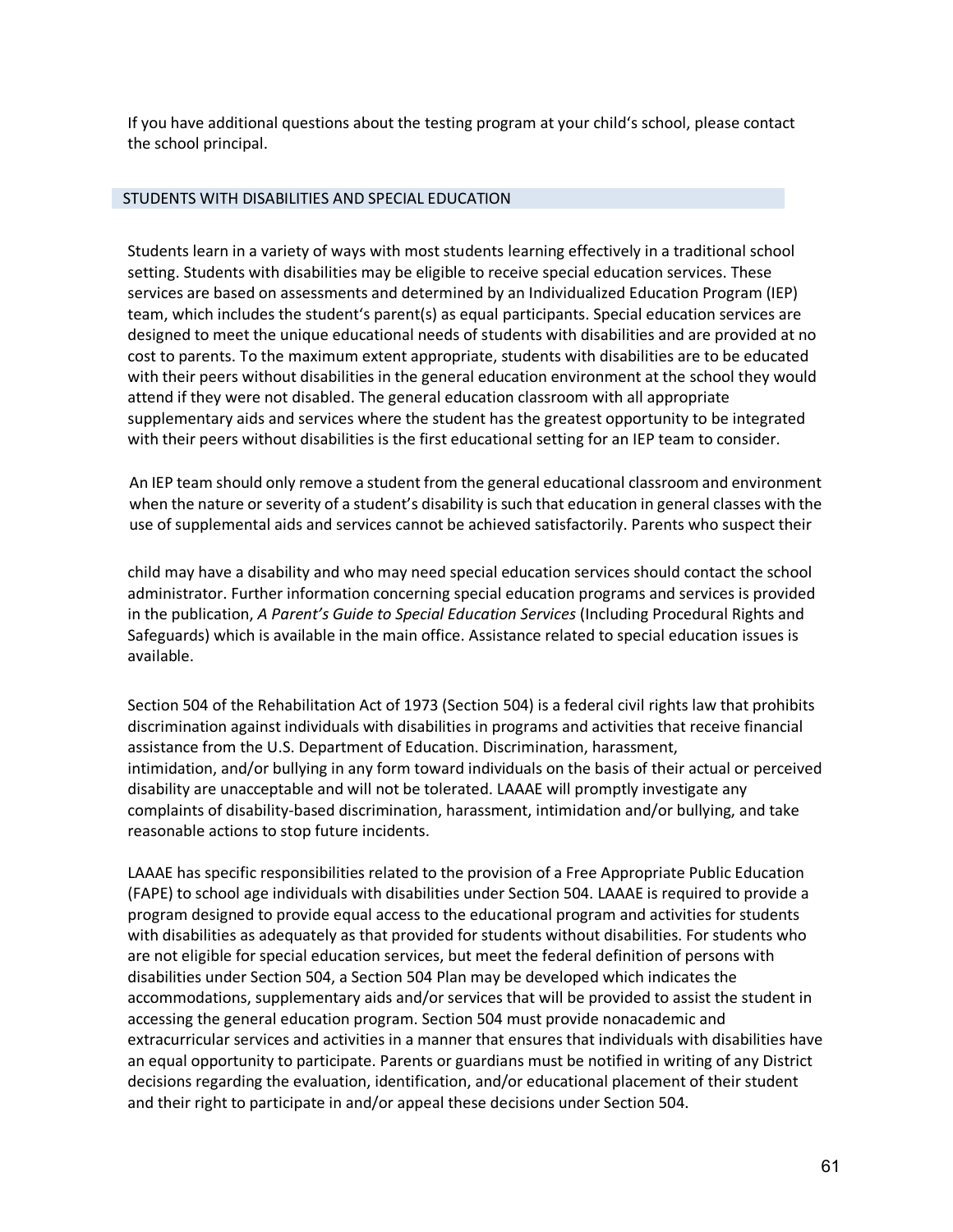If you have additional questions about the testing program at your child's school, please contact the school principal.

## STUDENTS WITH DISABILITIES AND SPECIAL EDUCATION

Students learn in a variety of ways with most students learning effectively in a traditional school setting. Students with disabilities may be eligible to receive special education services. These services are based on assessments and determined by an Individualized Education Program (IEP) team, which includes the student's parent(s) as equal participants. Special education services are designed to meet the unique educational needs of students with disabilities and are provided at no cost to parents. To the maximum extent appropriate, students with disabilities are to be educated with their peers without disabilities in the general education environment at the school they would attend if they were not disabled. The general education classroom with all appropriate supplementary aids and services where the student has the greatest opportunity to be integrated with their peers without disabilities is the first educational setting for an IEP team to consider.

An IEP team should only remove a student from the general educational classroom and environment when the nature or severity of a student's disability is such that education in general classes with the use of supplemental aids and services cannot be achieved satisfactorily. Parents who suspect their child may have a disability and who may need special education services should contact the school administrator. Further information concerning special education programs and services is provided in the publication, *A Parent's Guide to Special Education Services* (Including Procedural Rights and Safeguards) which is available in the main office. Assistance related to special education issues is available.

Section 504 of the Rehabilitation Act of 1973 (Section 504) is a federal civil rights law that prohibits discrimination against individuals with disabilities in programs and activities that receive financial assistance from the U.S. Department of Education. Discrimination, harassment, intimidation, and/or bullying in any form toward individuals on the basis of their actual or perceived disability are unacceptable and will not be tolerated. LAAAE will promptly investigate any complaints of disability-based discrimination, harassment, intimidation and/or bullying, and take reasonable actions to stop future incidents.

LAAAE has specific responsibilities related to the provision of a Free Appropriate Public Education (FAPE) to school age individuals with disabilities under Section 504. LAAAE is required to provide a program designed to provide equal access to the educational program and activities for students with disabilities as adequately as that provided for students without disabilities. For students who are not eligible for special education services, but meet the federal definition of persons with disabilities under Section 504, a Section 504 Plan may be developed which indicates the accommodations, supplementary aids and/or services that will be provided to assist the student in accessing the general education program. Section 504 must provide nonacademic and extracurricular services and activities in a manner that ensures that individuals with disabilities have an equal opportunity to participate. Parents or guardians must be notified in writing of any District decisions regarding the evaluation, identification, and/or educational placement of their student and their right to participate in and/or appeal these decisions under Section 504.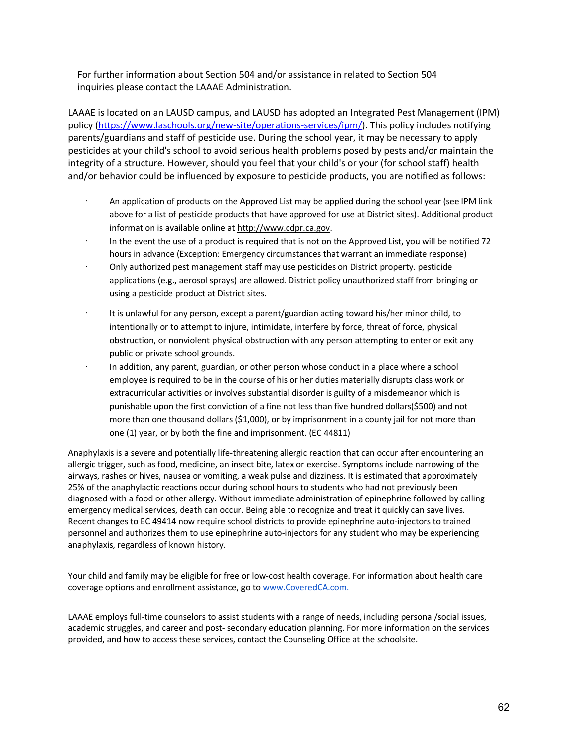For further information about Section 504 and/or assistance in related to Section 504 inquiries please contact the LAAAE Administration.

LAAAE is located on an LAUSD campus, and LAUSD has adopted an Integrated Pest Management (IPM) policy (https://www.laschools.org/new-site/operations-services/ipm/). This policy includes notifying parents/guardians and staff of pesticide use. During the school year, it may be necessary to apply pesticides at your child's school to avoid serious health problems posed by pests and/or maintain the integrity of a structure. However, should you feel that your child's or your (for school staff) health and/or behavior could be influenced by exposure to pesticide products, you are notified as follows:

- An application of products on the Approved List may be applied during the school year (see IPM link above for a list of pesticide products that have approved for use at District sites). Additional product information is available online at http://www.cdpr.ca.gov.
- In the event the use of a product is required that is not on the Approved List, you will be notified 72 hours in advance (Exception: Emergency circumstances that warrant an immediate response)
- Only authorized pest management staff may use pesticides on District property. pesticide applications (e.g., aerosol sprays) are allowed. District policy unauthorized staff from bringing or using a pesticide product at District sites.
- It is unlawful for any person, except a parent/guardian acting toward his/her minor child, to intentionally or to attempt to injure, intimidate, interfere by force, threat of force, physical obstruction, or nonviolent physical obstruction with any person attempting to enter or exit any public or private school grounds.
- In addition, any parent, guardian, or other person whose conduct in a place where a school employee is required to be in the course of his or her duties materially disrupts class work or extracurricular activities or involves substantial disorder is guilty of a misdemeanor which is punishable upon the first conviction of a fine not less than five hundred dollars($500) and not more than one thousand dollars ($1,000), or by imprisonment in a county jail for not more than one (1) year, or by both the fine and imprisonment. (EC 44811)

Anaphylaxis is a severe and potentially life-threatening allergic reaction that can occur after encountering an allergic trigger, such as food, medicine, an insect bite, latex or exercise. Symptoms include narrowing of the airways, rashes or hives, nausea or vomiting, a weak pulse and dizziness. It is estimated that approximately 25% of the anaphylactic reactions occur during school hours to students who had not previously been diagnosed with a food or other allergy. Without immediate administration of epinephrine followed by calling emergency medical services, death can occur. Being able to recognize and treat it quickly can save lives. Recent changes to EC 49414 now require school districts to provide epinephrine auto-injectors to trained personnel and authorizes them to use epinephrine auto-injectors for any student who may be experiencing anaphylaxis, regardless of known history.

Your child and family may be eligible for free or low-cost health coverage. For information about health care coverage options and enrollment assistance, go to www.CoveredCA.com.

LAAAE employs full-time counselors to assist students with a range of needs, including personal/social issues, academic struggles, and career and post- secondary education planning. For more information on the services provided, and how to access these services, contact the Counseling Office at the schoolsite.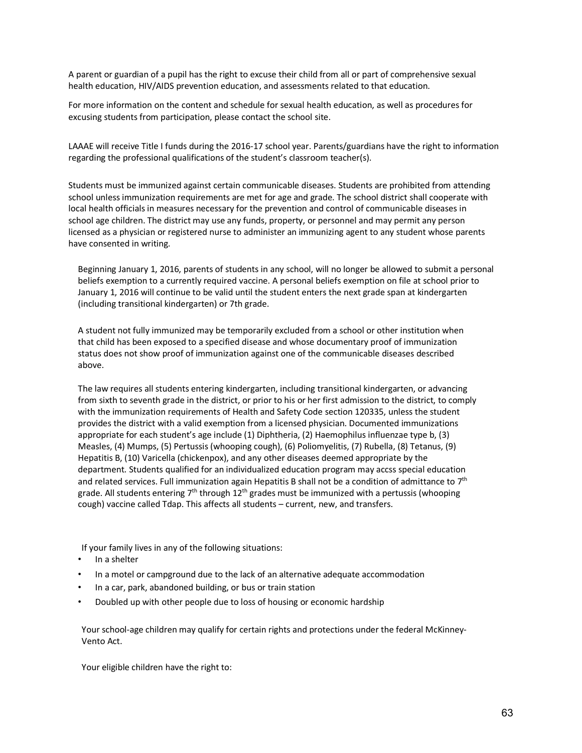A parent or guardian of a pupil has the right to excuse their child from all or part of comprehensive sexual health education, HIV/AIDS prevention education, and assessments related to that education.

For more information on the content and schedule for sexual health education, as well as procedures for excusing students from participation, please contact the school site.

LAAAE will receive Title I funds during the 2016-17 school year. Parents/guardians have the right to information regarding the professional qualifications of the student's classroom teacher(s).

Students must be immunized against certain communicable diseases. Students are prohibited from attending school unless immunization requirements are met for age and grade. The school district shall cooperate with local health officials in measures necessary for the prevention and control of communicable diseases in school age children. The district may use any funds, property, or personnel and may permit any person licensed as a physician or registered nurse to administer an immunizing agent to any student whose parents have consented in writing.

Beginning January 1, 2016, parents of students in any school, will no longer be allowed to submit a personal beliefs exemption to a currently required vaccine. A personal beliefs exemption on file at school prior to January 1, 2016 will continue to be valid until the student enters the next grade span at kindergarten (including transitional kindergarten) or 7th grade.

A student not fully immunized may be temporarily excluded from a school or other institution when that child has been exposed to a specified disease and whose documentary proof of immunization status does not show proof of immunization against one of the communicable diseases described above.

The law requires all students entering kindergarten, including transitional kindergarten, or advancing from sixth to seventh grade in the district, or prior to his or her first admission to the district, to comply with the immunization requirements of Health and Safety Code section 120335, unless the student provides the district with a valid exemption from a licensed physician. Documented immunizations appropriate for each student's age include (1) Diphtheria, (2) Haemophilus influenzae type b, (3) Measles, (4) Mumps, (5) Pertussis (whooping cough), (6) Poliomyelitis, (7) Rubella, (8) Tetanus, (9) Hepatitis B, (10) Varicella (chickenpox), and any other diseases deemed appropriate by the department. Students qualified for an individualized education program may accss special education and related services. Full immunization again Hepatitis B shall not be a condition of admittance to 7th grade. All students entering 7th through 12th grades must be immunized with a pertussis (whooping cough) vaccine called Tdap. This affects all students – current, new, and transfers.

If your family lives in any of the following situations:

- In a shelter
- In a motel or campground due to the lack of an alternative adequate accommodation
- In a car, park, abandoned building, or bus or train station
- Doubled up with other people due to loss of housing or economic hardship

Your school-age children may qualify for certain rights and protections under the federal McKinney-Vento Act.

Your eligible children have the right to: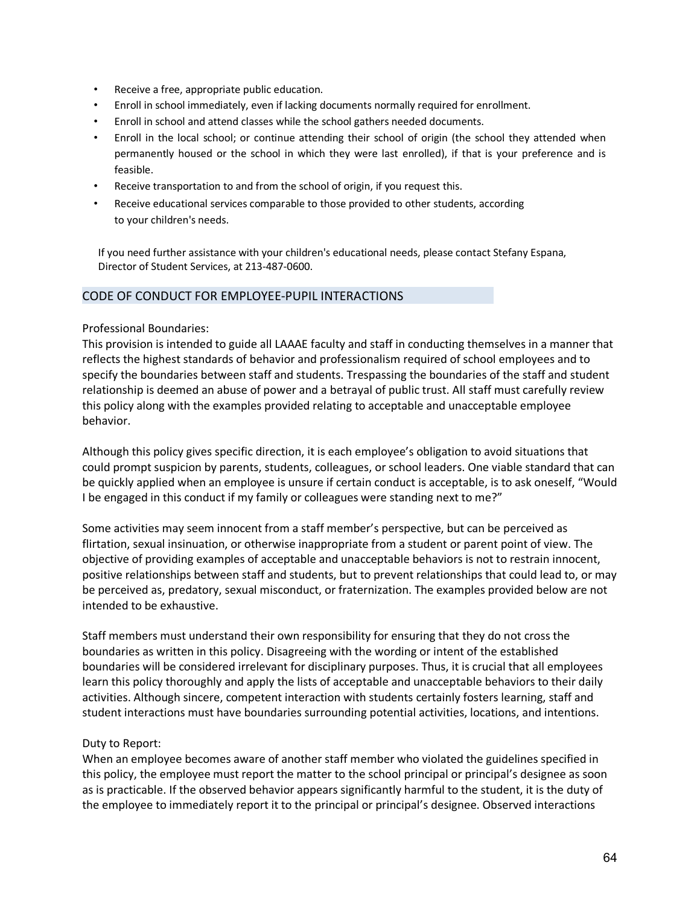- Receive a free, appropriate public education.
- Enroll in school immediately, even if lacking documents normally required for enrollment.
- Enroll in school and attend classes while the school gathers needed documents.
- Enroll in the local school; or continue attending their school of origin (the school they attended when permanently housed or the school in which they were last enrolled), if that is your preference and is feasible.
- Receive transportation to and from the school of origin, if you request this.
- Receive educational services comparable to those provided to other students, according to your children's needs.

If you need further assistance with your children's educational needs, please contact Stefany Espana, Director of Student Services, at 213-487-0600.

## CODE OF CONDUCT FOR EMPLOYEE-PUPIL INTERACTIONS

Professional Boundaries:
This provision is intended to guide all LAAAE faculty and staff in conducting themselves in a manner that reflects the highest standards of behavior and professionalism required of school employees and to specify the boundaries between staff and students. Trespassing the boundaries of the staff and student relationship is deemed an abuse of power and a betrayal of public trust. All staff must carefully review this policy along with the examples provided relating to acceptable and unacceptable employee behavior.

Although this policy gives specific direction, it is each employee's obligation to avoid situations that could prompt suspicion by parents, students, colleagues, or school leaders. One viable standard that can be quickly applied when an employee is unsure if certain conduct is acceptable, is to ask oneself, "Would I be engaged in this conduct if my family or colleagues were standing next to me?"

Some activities may seem innocent from a staff member's perspective, but can be perceived as flirtation, sexual insinuation, or otherwise inappropriate from a student or parent point of view. The objective of providing examples of acceptable and unacceptable behaviors is not to restrain innocent, positive relationships between staff and students, but to prevent relationships that could lead to, or may be perceived as, predatory, sexual misconduct, or fraternization. The examples provided below are not intended to be exhaustive.

Staff members must understand their own responsibility for ensuring that they do not cross the boundaries as written in this policy. Disagreeing with the wording or intent of the established boundaries will be considered irrelevant for disciplinary purposes. Thus, it is crucial that all employees learn this policy thoroughly and apply the lists of acceptable and unacceptable behaviors to their daily activities. Although sincere, competent interaction with students certainly fosters learning, staff and student interactions must have boundaries surrounding potential activities, locations, and intentions.

Duty to Report:
When an employee becomes aware of another staff member who violated the guidelines specified in this policy, the employee must report the matter to the school principal or principal's designee as soon as is practicable. If the observed behavior appears significantly harmful to the student, it is the duty of the employee to immediately report it to the principal or principal's designee. Observed interactions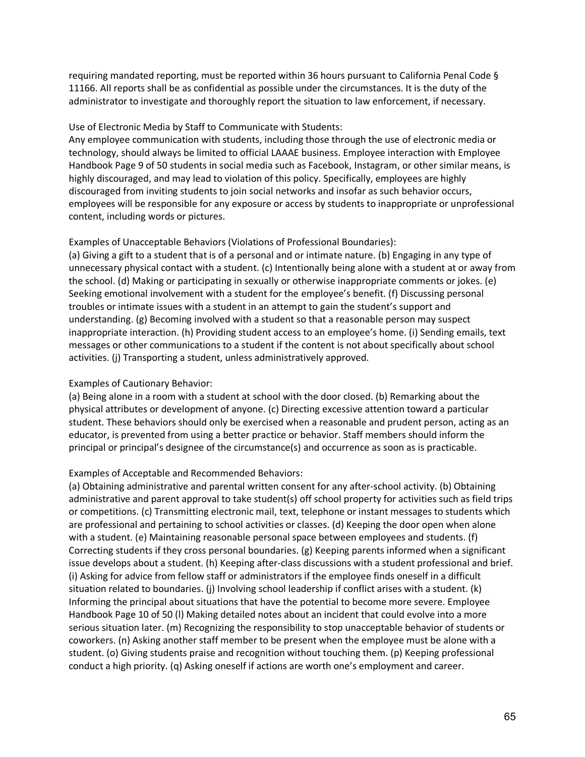requiring mandated reporting, must be reported within 36 hours pursuant to California Penal Code § 11166. All reports shall be as confidential as possible under the circumstances. It is the duty of the administrator to investigate and thoroughly report the situation to law enforcement, if necessary.

Use of Electronic Media by Staff to Communicate with Students:
Any employee communication with students, including those through the use of electronic media or technology, should always be limited to official LAAAE business. Employee interaction with Employee Handbook Page 9 of 50 students in social media such as Facebook, Instagram, or other similar means, is highly discouraged, and may lead to violation of this policy. Specifically, employees are highly discouraged from inviting students to join social networks and insofar as such behavior occurs, employees will be responsible for any exposure or access by students to inappropriate or unprofessional content, including words or pictures.

Examples of Unacceptable Behaviors (Violations of Professional Boundaries):
(a) Giving a gift to a student that is of a personal and or intimate nature. (b) Engaging in any type of unnecessary physical contact with a student. (c) Intentionally being alone with a student at or away from the school. (d) Making or participating in sexually or otherwise inappropriate comments or jokes. (e) Seeking emotional involvement with a student for the employee's benefit. (f) Discussing personal troubles or intimate issues with a student in an attempt to gain the student's support and understanding. (g) Becoming involved with a student so that a reasonable person may suspect inappropriate interaction. (h) Providing student access to an employee's home. (i) Sending emails, text messages or other communications to a student if the content is not about specifically about school activities. (j) Transporting a student, unless administratively approved.

Examples of Cautionary Behavior:
(a) Being alone in a room with a student at school with the door closed. (b) Remarking about the physical attributes or development of anyone. (c) Directing excessive attention toward a particular student. These behaviors should only be exercised when a reasonable and prudent person, acting as an educator, is prevented from using a better practice or behavior. Staff members should inform the principal or principal's designee of the circumstance(s) and occurrence as soon as is practicable.

Examples of Acceptable and Recommended Behaviors:
(a) Obtaining administrative and parental written consent for any after-school activity. (b) Obtaining administrative and parent approval to take student(s) off school property for activities such as field trips or competitions. (c) Transmitting electronic mail, text, telephone or instant messages to students which are professional and pertaining to school activities or classes. (d) Keeping the door open when alone with a student. (e) Maintaining reasonable personal space between employees and students. (f) Correcting students if they cross personal boundaries. (g) Keeping parents informed when a significant issue develops about a student. (h) Keeping after-class discussions with a student professional and brief. (i) Asking for advice from fellow staff or administrators if the employee finds oneself in a difficult situation related to boundaries. (j) Involving school leadership if conflict arises with a student. (k) Informing the principal about situations that have the potential to become more severe. Employee Handbook Page 10 of 50 (l) Making detailed notes about an incident that could evolve into a more serious situation later. (m) Recognizing the responsibility to stop unacceptable behavior of students or coworkers. (n) Asking another staff member to be present when the employee must be alone with a student. (o) Giving students praise and recognition without touching them. (p) Keeping professional conduct a high priority. (q) Asking oneself if actions are worth one's employment and career.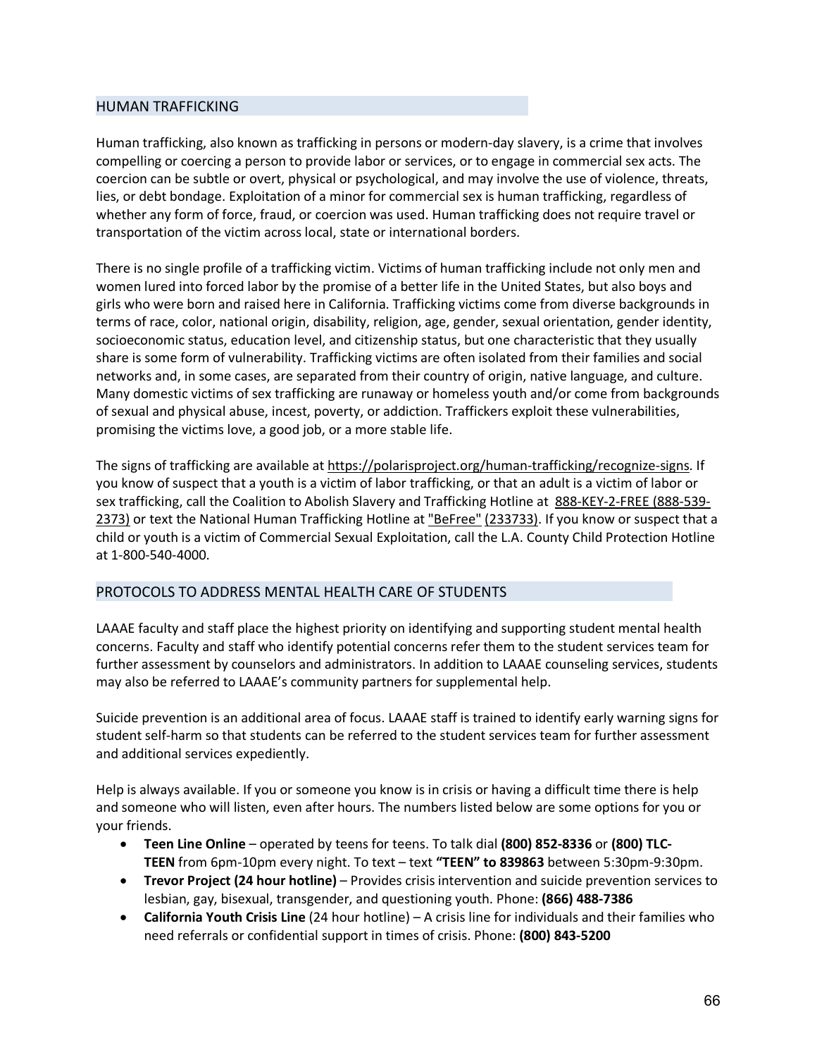## HUMAN TRAFFICKING

Human trafficking, also known as trafficking in persons or modern-day slavery, is a crime that involves compelling or coercing a person to provide labor or services, or to engage in commercial sex acts. The coercion can be subtle or overt, physical or psychological, and may involve the use of violence, threats, lies, or debt bondage. Exploitation of a minor for commercial sex is human trafficking, regardless of whether any form of force, fraud, or coercion was used. Human trafficking does not require travel or transportation of the victim across local, state or international borders.

There is no single profile of a trafficking victim. Victims of human trafficking include not only men and women lured into forced labor by the promise of a better life in the United States, but also boys and girls who were born and raised here in California. Trafficking victims come from diverse backgrounds in terms of race, color, national origin, disability, religion, age, gender, sexual orientation, gender identity, socioeconomic status, education level, and citizenship status, but one characteristic that they usually share is some form of vulnerability. Trafficking victims are often isolated from their families and social networks and, in some cases, are separated from their country of origin, native language, and culture. Many domestic victims of sex trafficking are runaway or homeless youth and/or come from backgrounds of sexual and physical abuse, incest, poverty, or addiction. Traffickers exploit these vulnerabilities, promising the victims love, a good job, or a more stable life.

The signs of trafficking are available at https://polarisproject.org/human-trafficking/recognize-signs. If you know of suspect that a youth is a victim of labor trafficking, or that an adult is a victim of labor or sex trafficking, call the Coalition to Abolish Slavery and Trafficking Hotline at 888-KEY-2-FREE (888-539-2373) or text the National Human Trafficking Hotline at "BeFree" (233733). If you know or suspect that a child or youth is a victim of Commercial Sexual Exploitation, call the L.A. County Child Protection Hotline at 1-800-540-4000.

## PROTOCOLS TO ADDRESS MENTAL HEALTH CARE OF STUDENTS

LAAAE faculty and staff place the highest priority on identifying and supporting student mental health concerns. Faculty and staff who identify potential concerns refer them to the student services team for further assessment by counselors and administrators. In addition to LAAAE counseling services, students may also be referred to LAAAE's community partners for supplemental help.

Suicide prevention is an additional area of focus. LAAAE staff is trained to identify early warning signs for student self-harm so that students can be referred to the student services team for further assessment and additional services expediently.

Help is always available. If you or someone you know is in crisis or having a difficult time there is help and someone who will listen, even after hours. The numbers listed below are some options for you or your friends.

- **Teen Line Online** – operated by teens for teens. To talk dial **(800) 852-8336** or **(800) TLC-TEEN** from 6pm-10pm every night. To text – text **"TEEN" to 839863** between 5:30pm-9:30pm.
- **Trevor Project (24 hour hotline)** – Provides crisis intervention and suicide prevention services to lesbian, gay, bisexual, transgender, and questioning youth. Phone: **(866) 488-7386**
- **California Youth Crisis Line** (24 hour hotline) – A crisis line for individuals and their families who need referrals or confidential support in times of crisis. Phone: **(800) 843-5200**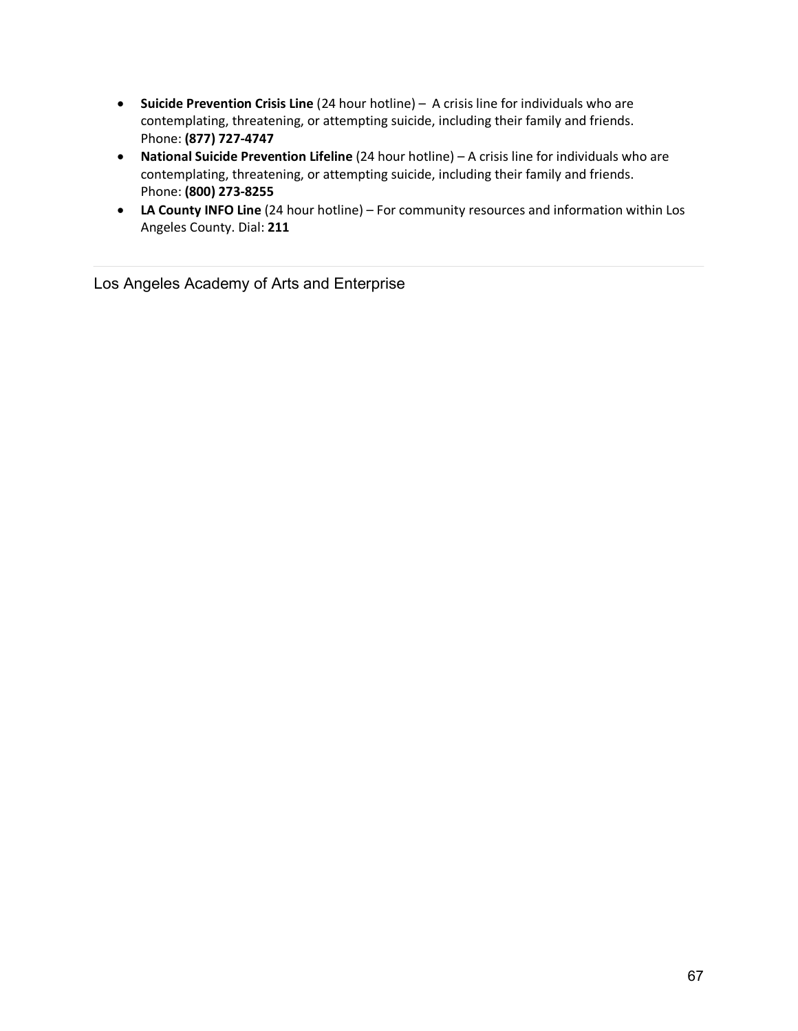- **Suicide Prevention Crisis Line** (24 hour hotline) – A crisis line for individuals who are contemplating, threatening, or attempting suicide, including their family and friends. Phone: **(877) 727-4747**
- **National Suicide Prevention Lifeline** (24 hour hotline) – A crisis line for individuals who are contemplating, threatening, or attempting suicide, including their family and friends. Phone: **(800) 273-8255**
- **LA County INFO Line** (24 hour hotline) – For community resources and information within Los Angeles County. Dial: **211**